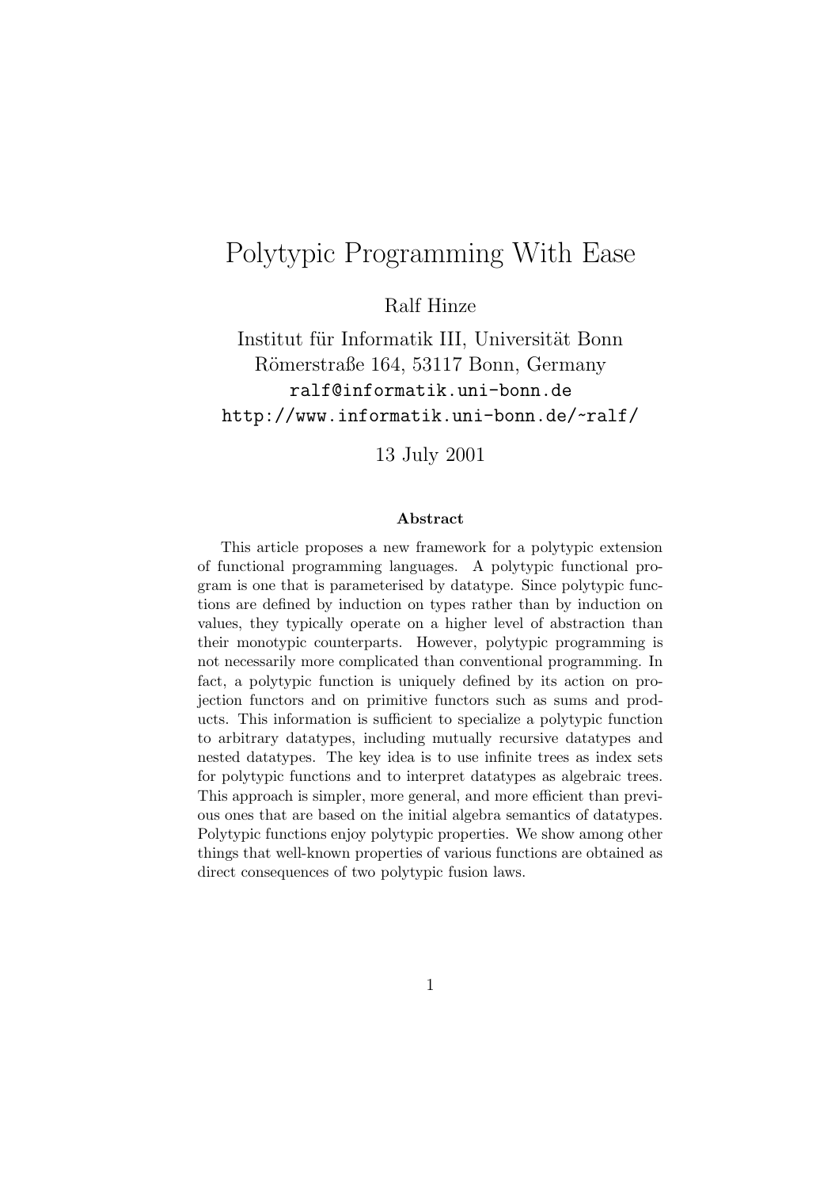# Polytypic Programming With Ease

Ralf Hinze

Institut für Informatik III, Universität Bonn
Römerstraße 164, 53117 Bonn, Germany
ralf@informatik.uni-bonn.de
http://www.informatik.uni-bonn.de/~ralf/

13 July 2001

### Abstract

This article proposes a new framework for a polytypic extension of functional programming languages. A polytypic functional program is one that is parameterised by datatype. Since polytypic functions are defined by induction on types rather than by induction on values, they typically operate on a higher level of abstraction than their monotypic counterparts. However, polytypic programming is not necessarily more complicated than conventional programming. In fact, a polytypic function is uniquely defined by its action on projection functors and on primitive functors such as sums and products. This information is sufficient to specialize a polytypic function to arbitrary datatypes, including mutually recursive datatypes and nested datatypes. The key idea is to use infinite trees as index sets for polytypic functions and to interpret datatypes as algebraic trees. This approach is simpler, more general, and more efficient than previous ones that are based on the initial algebra semantics of datatypes. Polytypic functions enjoy polytypic properties. We show among other things that well-known properties of various functions are obtained as direct consequences of two polytypic fusion laws.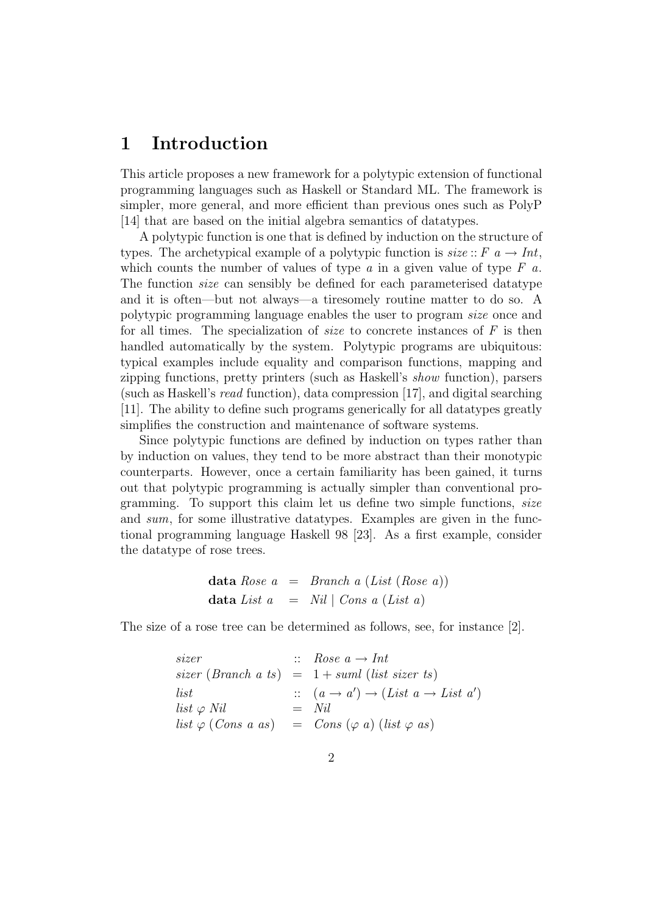## 1 Introduction

This article proposes a new framework for a polytypic extension of functional programming languages such as Haskell or Standard ML. The framework is simpler, more general, and more efficient than previous ones such as PolyP [14] that are based on the initial algebra semantics of datatypes.

A polytypic function is one that is defined by induction on the structure of types. The archetypical example of a polytypic function is $\mathit{size} :: F\ a \rightarrow \mathit{Int}$, which counts the number of values of type $a$ in a given value of type $F\ a$. The function *size* can sensibly be defined for each parameterised datatype and it is often—but not always—a tiresomely routine matter to do so. A polytypic programming language enables the user to program *size* once and for all times. The specialization of *size* to concrete instances of $F$ is then handled automatically by the system. Polytypic programs are ubiquitous: typical examples include equality and comparison functions, mapping and zipping functions, pretty printers (such as Haskell's *show* function), parsers (such as Haskell's *read* function), data compression [17], and digital searching [11]. The ability to define such programs generically for all datatypes greatly simplifies the construction and maintenance of software systems.

Since polytypic functions are defined by induction on types rather than by induction on values, they tend to be more abstract than their monotypic counterparts. However, once a certain familiarity has been gained, it turns out that polytypic programming is actually simpler than conventional programming. To support this claim let us define two simple functions, *size* and *sum*, for some illustrative datatypes. Examples are given in the functional programming language Haskell 98 [23]. As a first example, consider the datatype of rose trees.

$$
\begin{array}{lcl}
\textbf{data}\ \mathit{Rose}\ a & = & \mathit{Branch}\ a\ (\mathit{List}\ (\mathit{Rose}\ a)) \\
\textbf{data}\ \mathit{List}\ a & = & \mathit{Nil} \mid \mathit{Cons}\ a\ (\mathit{List}\ a)
\end{array}
$$

The size of a rose tree can be determined as follows, see, for instance [2].

$$
\begin{array}{lcl}
\mathit{sizer} & :: & \mathit{Rose}\ a \rightarrow \mathit{Int} \\
\mathit{sizer}\ (\mathit{Branch}\ a\ ts) & = & 1 + \mathit{suml}\ (\mathit{list}\ \mathit{sizer}\ ts) \\
\mathit{list} & :: & (a \rightarrow a') \rightarrow (\mathit{List}\ a \rightarrow \mathit{List}\ a') \\
\mathit{list}\ \varphi\ \mathit{Nil} & = & \mathit{Nil} \\
\mathit{list}\ \varphi\ (\mathit{Cons}\ a\ as) & = & \mathit{Cons}\ (\varphi\ a)\ (\mathit{list}\ \varphi\ as)
\end{array}
$$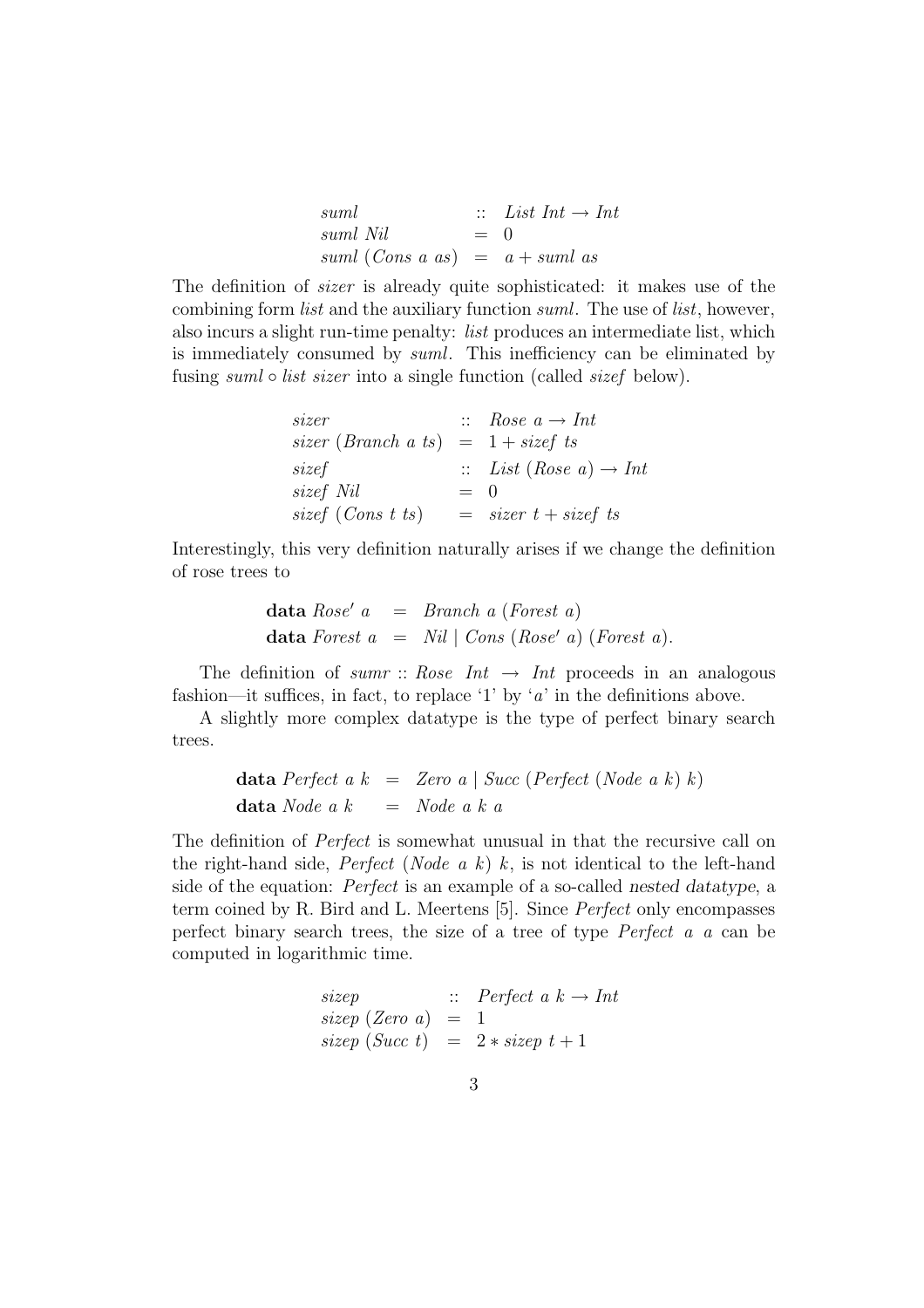$$
\begin{array}{lcl}
\mathit{suml} & :: & \mathit{List}\ \mathit{Int} \to \mathit{Int} \\
\mathit{suml}\ \mathit{Nil} & = & 0 \\
\mathit{suml}\ (\mathit{Cons}\ a\ as) & = & a + \mathit{suml}\ as
\end{array}
$$

The definition of *sizer* is already quite sophisticated: it makes use of the combining form *list* and the auxiliary function *suml*. The use of *list*, however, also incurs a slight run-time penalty: *list* produces an intermediate list, which is immediately consumed by *suml*. This inefficiency can be eliminated by fusing $\mathit{suml} \circ \mathit{list}\ \mathit{sizer}$ into a single function (called *sizef* below).

$$
\begin{array}{lcl}
\mathit{sizer} & :: & \mathit{Rose}\ a \to \mathit{Int} \\
\mathit{sizer}\ (\mathit{Branch}\ a\ ts) & = & 1 + \mathit{sizef}\ ts \\
\mathit{sizef} & :: & \mathit{List}\ (\mathit{Rose}\ a) \to \mathit{Int} \\
\mathit{sizef}\ \mathit{Nil} & = & 0 \\
\mathit{sizef}\ (\mathit{Cons}\ t\ ts) & = & \mathit{sizer}\ t + \mathit{sizef}\ ts
\end{array}
$$

Interestingly, this very definition naturally arises if we change the definition of rose trees to

$$
\begin{array}{lcl}
\textbf{data}\ \mathit{Rose}'\ a & = & \mathit{Branch}\ a\ (\mathit{Forest}\ a) \\
\textbf{data}\ \mathit{Forest}\ a & = & \mathit{Nil} \mid \mathit{Cons}\ (\mathit{Rose}'\ a)\ (\mathit{Forest}\ a).
\end{array}
$$

The definition of $\mathit{sumr} :: \mathit{Rose}\ \mathit{Int} \to \mathit{Int}$ proceeds in an analogous fashion—it suffices, in fact, to replace '1' by '$a$' in the definitions above.

A slightly more complex datatype is the type of perfect binary search trees.

$$
\begin{array}{lcl}
\textbf{data}\ \mathit{Perfect}\ a\ k & = & \mathit{Zero}\ a \mid \mathit{Succ}\ (\mathit{Perfect}\ (\mathit{Node}\ a\ k)\ k) \\
\textbf{data}\ \mathit{Node}\ a\ k & = & \mathit{Node}\ a\ k\ a
\end{array}
$$

The definition of *Perfect* is somewhat unusual in that the recursive call on the right-hand side, $\mathit{Perfect}\ (\mathit{Node}\ a\ k)\ k$, is not identical to the left-hand side of the equation: *Perfect* is an example of a so-called *nested datatype*, a term coined by R. Bird and L. Meertens [5]. Since *Perfect* only encompasses perfect binary search trees, the size of a tree of type $\mathit{Perfect}\ a\ a$ can be computed in logarithmic time.

$$
\begin{array}{lcl}
\mathit{sizep} & :: & \mathit{Perfect}\ a\ k \to \mathit{Int} \\
\mathit{sizep}\ (\mathit{Zero}\ a) & = & 1 \\
\mathit{sizep}\ (\mathit{Succ}\ t) & = & 2 * \mathit{sizep}\ t + 1
\end{array}
$$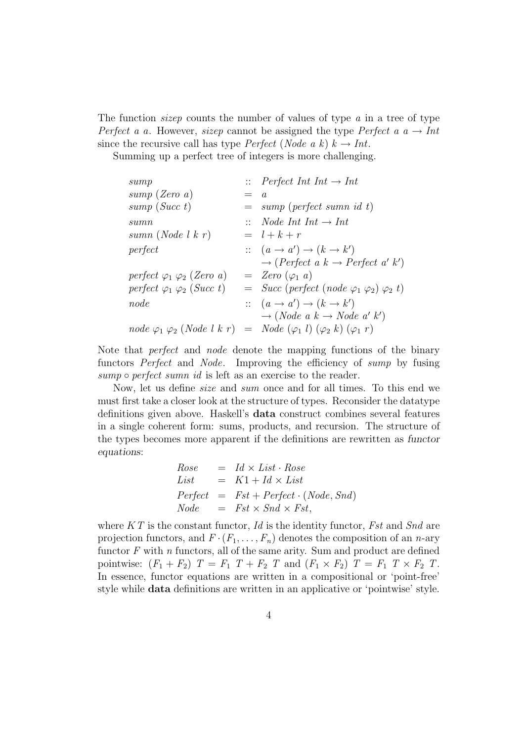The function *sizep* counts the number of values of type $a$ in a tree of type *Perfect* $a$ $a$. However, *sizep* cannot be assigned the type *Perfect* $a\ a \to Int$ since the recursive call has type *Perfect* $(Node\ a\ k)\ k \to Int$.

Summing up a perfect tree of integers is more challenging.

$$
\begin{array}{lcl}
sump & :: & Perfect\ Int\ Int \to Int \\
sump\ (Zero\ a) & = & a \\
sump\ (Succ\ t) & = & sump\ (perfect\ sumn\ id\ t) \\
sumn & :: & Node\ Int\ Int \to Int \\
sumn\ (Node\ l\ k\ r) & = & l + k + r \\
perfect & :: & (a \to a') \to (k \to k') \\
 & & \to (Perfect\ a\ k \to Perfect\ a'\ k') \\
perfect\ \varphi_1\ \varphi_2\ (Zero\ a) & = & Zero\ (\varphi_1\ a) \\
perfect\ \varphi_1\ \varphi_2\ (Succ\ t) & = & Succ\ (perfect\ (node\ \varphi_1\ \varphi_2)\ \varphi_2\ t) \\
node & :: & (a \to a') \to (k \to k') \\
 & & \to (Node\ a\ k \to Node\ a'\ k') \\
node\ \varphi_1\ \varphi_2\ (Node\ l\ k\ r) & = & Node\ (\varphi_1\ l)\ (\varphi_2\ k)\ (\varphi_1\ r)
\end{array}
$$

Note that *perfect* and *node* denote the mapping functions of the binary functors *Perfect* and *Node*. Improving the efficiency of *sump* by fusing $sump \circ perfect\ sumn\ id$ is left as an exercise to the reader.

Now, let us define *size* and *sum* once and for all times. To this end we must first take a closer look at the structure of types. Reconsider the datatype definitions given above. Haskell's **data** construct combines several features in a single coherent form: sums, products, and recursion. The structure of the types becomes more apparent if the definitions are rewritten as *functor equations*:

$$
\begin{array}{lcl}
Rose & = & Id \times List \cdot Rose \\
List & = & K1 + Id \times List \\
Perfect & = & Fst + Perfect \cdot (Node, Snd) \\
Node & = & Fst \times Snd \times Fst,
\end{array}
$$

where $K\,T$ is the constant functor, $Id$ is the identity functor, $Fst$ and $Snd$ are projection functors, and $F \cdot (F_1, \ldots, F_n)$ denotes the composition of an $n$-ary functor $F$ with $n$ functors, all of the same arity. Sum and product are defined pointwise: $(F_1 + F_2)\ T = F_1\ T + F_2\ T$ and $(F_1 \times F_2)\ T = F_1\ T \times F_2\ T$. In essence, functor equations are written in a compositional or 'point-free' style while **data** definitions are written in an applicative or 'pointwise' style.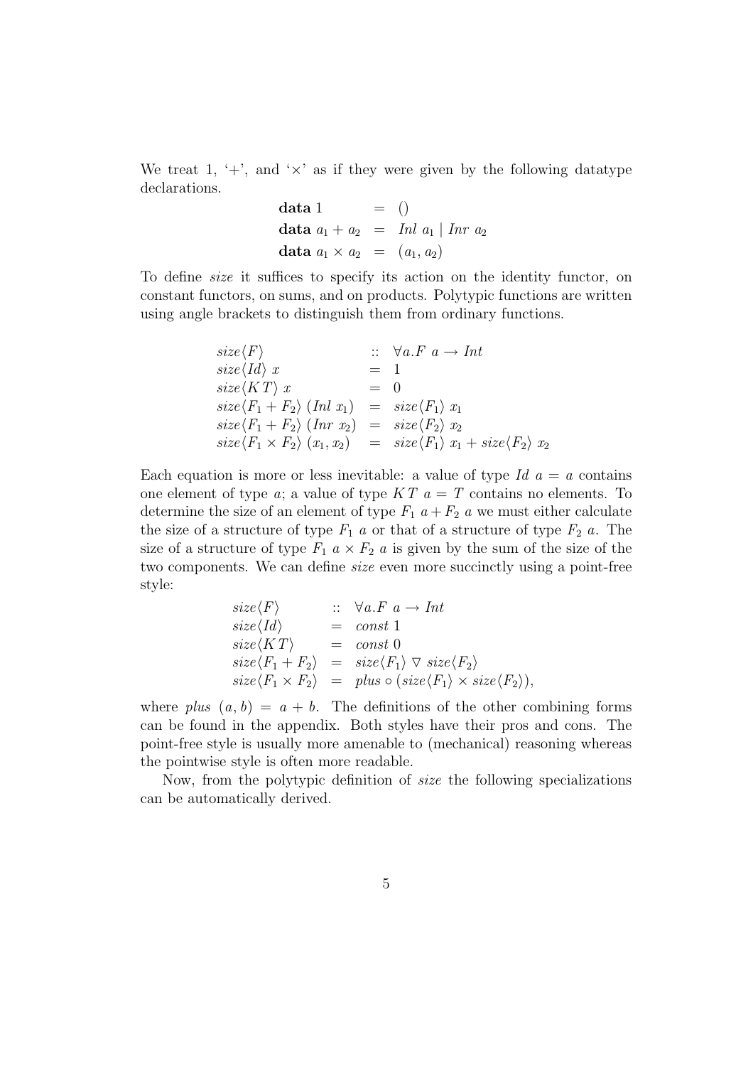We treat 1, '+', and '×' as if they were given by the following datatype declarations.

$$
\begin{array}{lcl}
\textbf{data}\ 1 & = & () \\
\textbf{data}\ a_1 + a_2 & = & \mathit{Inl}\ a_1 \mid \mathit{Inr}\ a_2 \\
\textbf{data}\ a_1 \times a_2 & = & (a_1, a_2)
\end{array}
$$

To define *size* it suffices to specify its action on the identity functor, on constant functors, on sums, and on products. Polytypic functions are written using angle brackets to distinguish them from ordinary functions.

$$
\begin{array}{lcl}
\mathit{size}\langle F \rangle & :: & \forall a . F\ a \rightarrow \mathit{Int} \\
\mathit{size}\langle \mathit{Id} \rangle\ x & = & 1 \\
\mathit{size}\langle K\, T \rangle\ x & = & 0 \\
\mathit{size}\langle F_1 + F_2 \rangle\ (\mathit{Inl}\ x_1) & = & \mathit{size}\langle F_1 \rangle\ x_1 \\
\mathit{size}\langle F_1 + F_2 \rangle\ (\mathit{Inr}\ x_2) & = & \mathit{size}\langle F_2 \rangle\ x_2 \\
\mathit{size}\langle F_1 \times F_2 \rangle\ (x_1, x_2) & = & \mathit{size}\langle F_1 \rangle\ x_1 + \mathit{size}\langle F_2 \rangle\ x_2
\end{array}
$$

Each equation is more or less inevitable: a value of type $\mathit{Id}\ a = a$ contains one element of type $a$; a value of type $K\, T\ a = T$ contains no elements. To determine the size of an element of type $F_1\ a + F_2\ a$ we must either calculate the size of a structure of type $F_1\ a$ or that of a structure of type $F_2\ a$. The size of a structure of type $F_1\ a \times F_2\ a$ is given by the sum of the size of the two components. We can define *size* even more succinctly using a point-free style:

$$
\begin{array}{lcl}
\mathit{size}\langle F \rangle & :: & \forall a . F\ a \rightarrow \mathit{Int} \\
\mathit{size}\langle \mathit{Id} \rangle & = & \mathit{const}\ 1 \\
\mathit{size}\langle K\, T \rangle & = & \mathit{const}\ 0 \\
\mathit{size}\langle F_1 + F_2 \rangle & = & \mathit{size}\langle F_1 \rangle \ \triangledown\ \mathit{size}\langle F_2 \rangle \\
\mathit{size}\langle F_1 \times F_2 \rangle & = & \mathit{plus} \circ (\mathit{size}\langle F_1 \rangle \times \mathit{size}\langle F_2 \rangle),
\end{array}
$$

where $\mathit{plus}\ (a, b) = a + b$. The definitions of the other combining forms can be found in the appendix. Both styles have their pros and cons. The point-free style is usually more amenable to (mechanical) reasoning whereas the pointwise style is often more readable.

Now, from the polytypic definition of *size* the following specializations can be automatically derived.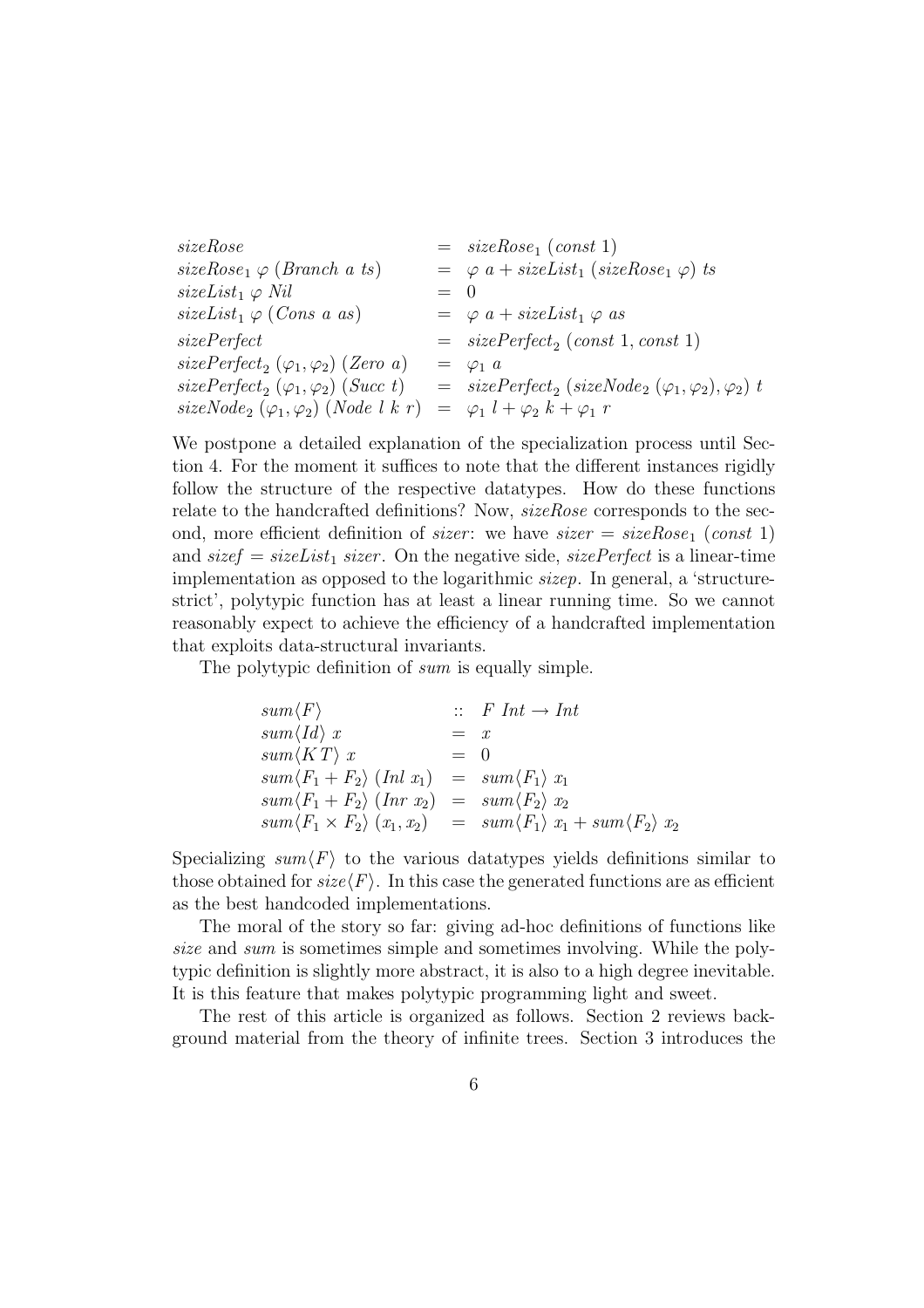$$
\begin{array}{lcl}
\mathit{sizeRose} & = & \mathit{sizeRose}_1\ (\mathit{const}\ 1) \\
\mathit{sizeRose}_1\ \varphi\ (\mathit{Branch}\ a\ ts) & = & \varphi\ a + \mathit{sizeList}_1\ (\mathit{sizeRose}_1\ \varphi)\ ts \\
\mathit{sizeList}_1\ \varphi\ \mathit{Nil} & = & 0 \\
\mathit{sizeList}_1\ \varphi\ (\mathit{Cons}\ a\ as) & = & \varphi\ a + \mathit{sizeList}_1\ \varphi\ as \\
\mathit{sizePerfect} & = & \mathit{sizePerfect}_2\ (\mathit{const}\ 1, \mathit{const}\ 1) \\
\mathit{sizePerfect}_2\ (\varphi_1, \varphi_2)\ (\mathit{Zero}\ a) & = & \varphi_1\ a \\
\mathit{sizePerfect}_2\ (\varphi_1, \varphi_2)\ (\mathit{Succ}\ t) & = & \mathit{sizePerfect}_2\ (\mathit{sizeNode}_2\ (\varphi_1, \varphi_2), \varphi_2)\ t \\
\mathit{sizeNode}_2\ (\varphi_1, \varphi_2)\ (\mathit{Node}\ l\ k\ r) & = & \varphi_1\ l + \varphi_2\ k + \varphi_1\ r
\end{array}
$$

We postpone a detailed explanation of the specialization process until Section 4. For the moment it suffices to note that the different instances rigidly follow the structure of the respective datatypes. How do these functions relate to the handcrafted definitions? Now, *sizeRose* corresponds to the second, more efficient definition of *sizer*: we have $\mathit{sizer} = \mathit{sizeRose}_1\ (\mathit{const}\ 1)$ and $\mathit{sizef} = \mathit{sizeList}_1\ \mathit{sizer}$. On the negative side, *sizePerfect* is a linear-time implementation as opposed to the logarithmic *sizep*. In general, a 'structure-strict', polytypic function has at least a linear running time. So we cannot reasonably expect to achieve the efficiency of a handcrafted implementation that exploits data-structural invariants.

The polytypic definition of *sum* is equally simple.

$$
\begin{array}{lcl}
\mathit{sum}\langle F \rangle & :: & F\ \mathit{Int} \rightarrow \mathit{Int} \\
\mathit{sum}\langle \mathit{Id} \rangle\ x & = & x \\
\mathit{sum}\langle K\,T \rangle\ x & = & 0 \\
\mathit{sum}\langle F_1 + F_2 \rangle\ (\mathit{Inl}\ x_1) & = & \mathit{sum}\langle F_1 \rangle\ x_1 \\
\mathit{sum}\langle F_1 + F_2 \rangle\ (\mathit{Inr}\ x_2) & = & \mathit{sum}\langle F_2 \rangle\ x_2 \\
\mathit{sum}\langle F_1 \times F_2 \rangle\ (x_1, x_2) & = & \mathit{sum}\langle F_1 \rangle\ x_1 + \mathit{sum}\langle F_2 \rangle\ x_2
\end{array}
$$

Specializing $\mathit{sum}\langle F \rangle$ to the various datatypes yields definitions similar to those obtained for $\mathit{size}\langle F \rangle$. In this case the generated functions are as efficient as the best handcoded implementations.

The moral of the story so far: giving ad-hoc definitions of functions like *size* and *sum* is sometimes simple and sometimes involving. While the polytypic definition is slightly more abstract, it is also to a high degree inevitable. It is this feature that makes polytypic programming light and sweet.

The rest of this article is organized as follows. Section 2 reviews background material from the theory of infinite trees. Section 3 introduces the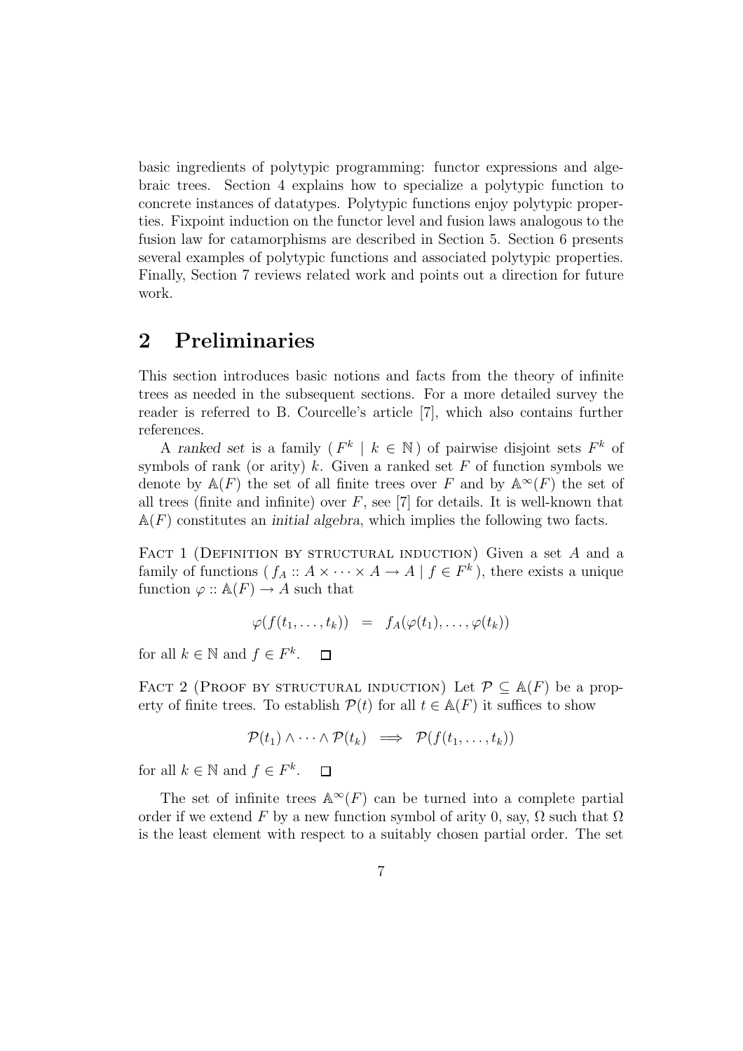basic ingredients of polytypic programming: functor expressions and algebraic trees. Section 4 explains how to specialize a polytypic function to concrete instances of datatypes. Polytypic functions enjoy polytypic properties. Fixpoint induction on the functor level and fusion laws analogous to the fusion law for catamorphisms are described in Section 5. Section 6 presents several examples of polytypic functions and associated polytypic properties. Finally, Section 7 reviews related work and points out a direction for future work.

## 2 Preliminaries

This section introduces basic notions and facts from the theory of infinite trees as needed in the subsequent sections. For a more detailed survey the reader is referred to B. Courcelle's article [7], which also contains further references.

A *ranked set* is a family $( F^k \mid k \in \mathbb{N} )$ of pairwise disjoint sets $F^k$ of symbols of rank (or arity) $k$. Given a ranked set $F$ of function symbols we denote by $\mathbb{A}(F)$ the set of all finite trees over $F$ and by $\mathbb{A}^\infty(F)$ the set of all trees (finite and infinite) over $F$, see [7] for details. It is well-known that $\mathbb{A}(F)$ constitutes an *initial algebra*, which implies the following two facts.

FACT 1 (DEFINITION BY STRUCTURAL INDUCTION) Given a set $A$ and a family of functions $( f_A :: A \times \cdots \times A \to A \mid f \in F^k )$, there exists a unique function $\varphi :: \mathbb{A}(F) \to A$ such that

$$\varphi(f(t_1, \ldots, t_k)) \;=\; f_A(\varphi(t_1), \ldots, \varphi(t_k))$$

for all $k \in \mathbb{N}$ and $f \in F^k$. □

FACT 2 (PROOF BY STRUCTURAL INDUCTION) Let $\mathcal{P} \subseteq \mathbb{A}(F)$ be a property of finite trees. To establish $\mathcal{P}(t)$ for all $t \in \mathbb{A}(F)$ it suffices to show

$$\mathcal{P}(t_1) \wedge \cdots \wedge \mathcal{P}(t_k) \implies \mathcal{P}(f(t_1, \ldots, t_k))$$

for all $k \in \mathbb{N}$ and $f \in F^k$. □

The set of infinite trees $\mathbb{A}^\infty(F)$ can be turned into a complete partial order if we extend $F$ by a new function symbol of arity 0, say, $\Omega$ such that $\Omega$ is the least element with respect to a suitably chosen partial order. The set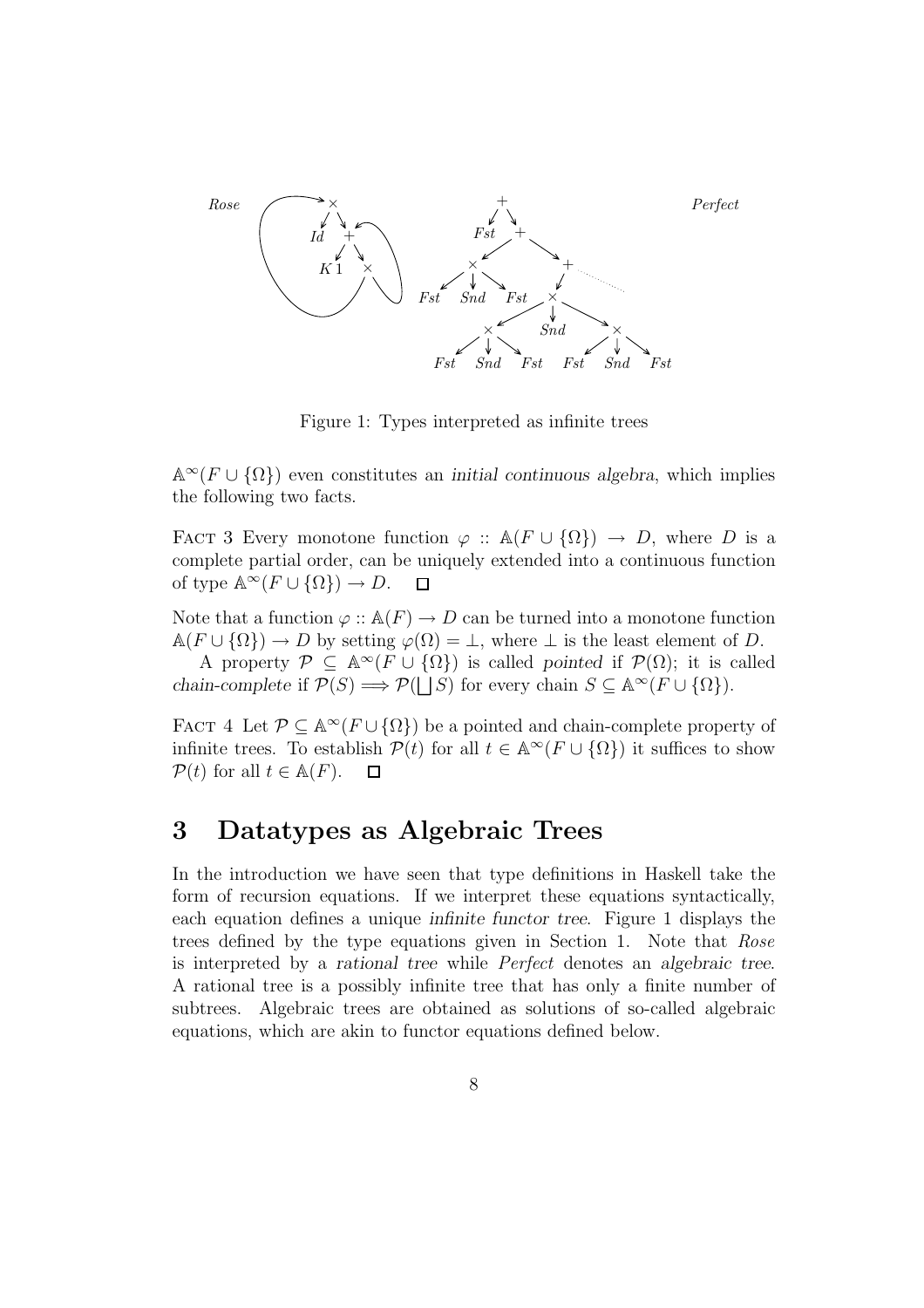Figure 1: Types interpreted as infinite trees

$\mathbb{A}^\infty(F \cup \{\Omega\})$ even constitutes an *initial continuous algebra*, which implies the following two facts.

FACT 3 Every monotone function $\varphi :: \mathbb{A}(F \cup \{\Omega\}) \to D$, where $D$ is a complete partial order, can be uniquely extended into a continuous function of type $\mathbb{A}^\infty(F \cup \{\Omega\}) \to D$. $\square$

Note that a function $\varphi :: \mathbb{A}(F) \to D$ can be turned into a monotone function $\mathbb{A}(F \cup \{\Omega\}) \to D$ by setting $\varphi(\Omega) = \bot$, where $\bot$ is the least element of $D$.

A property $\mathcal{P} \subseteq \mathbb{A}^\infty(F \cup \{\Omega\})$ is called *pointed* if $\mathcal{P}(\Omega)$; it is called *chain-complete* if $\mathcal{P}(S) \Longrightarrow \mathcal{P}(\bigsqcup S)$ for every chain $S \subseteq \mathbb{A}^\infty(F \cup \{\Omega\})$.

FACT 4 Let $\mathcal{P} \subseteq \mathbb{A}^\infty(F \cup \{\Omega\})$ be a pointed and chain-complete property of infinite trees. To establish $\mathcal{P}(t)$ for all $t \in \mathbb{A}^\infty(F \cup \{\Omega\})$ it suffices to show $\mathcal{P}(t)$ for all $t \in \mathbb{A}(F)$. $\square$

# 3 Datatypes as Algebraic Trees

In the introduction we have seen that type definitions in Haskell take the form of recursion equations. If we interpret these equations syntactically, each equation defines a unique *infinite functor tree*. Figure 1 displays the trees defined by the type equations given in Section 1. Note that *Rose* is interpreted by a *rational tree* while *Perfect* denotes an *algebraic tree*. A rational tree is a possibly infinite tree that has only a finite number of subtrees. Algebraic trees are obtained as solutions of so-called algebraic equations, which are akin to functor equations defined below.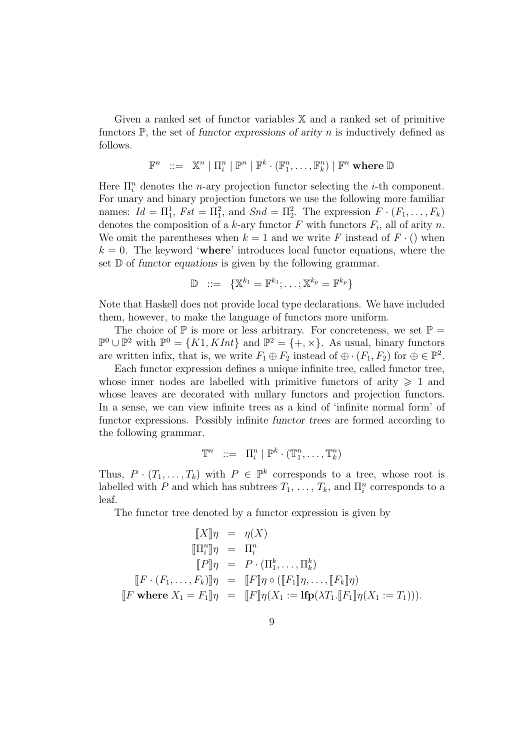Given a ranked set of functor variables $\mathbb{X}$ and a ranked set of primitive functors $\mathbb{P}$, the set of *functor expressions of arity* $n$ is inductively defined as follows.

$$\mathbb{F}^n \;\; ::= \;\; \mathbb{X}^n \mid \Pi_i^n \mid \mathbb{P}^n \mid \mathbb{F}^k \cdot (\mathbb{F}_1^n, \ldots, \mathbb{F}_k^n) \mid \mathbb{F}^n \;\textbf{where}\; \mathbb{D}$$

Here $\Pi_i^n$ denotes the $n$-ary projection functor selecting the $i$-th component. For unary and binary projection functors we use the following more familiar names: $Id = \Pi_1^1$, $Fst = \Pi_1^2$, and $Snd = \Pi_2^2$. The expression $F \cdot (F_1, \ldots, F_k)$ denotes the composition of a $k$-ary functor $F$ with functors $F_i$, all of arity $n$. We omit the parentheses when $k = 1$ and we write $F$ instead of $F \cdot ()$ when $k = 0$. The keyword '**where**' introduces local functor equations, where the set $\mathbb{D}$ of *functor equations* is given by the following grammar.

$$\mathbb{D} \;\; ::= \;\; \{\mathbb{X}^{k_1} = \mathbb{F}^{k_1}; \ldots ; \mathbb{X}^{k_p} = \mathbb{F}^{k_p}\}$$

Note that Haskell does not provide local type declarations. We have included them, however, to make the language of functors more uniform.

The choice of $\mathbb{P}$ is more or less arbitrary. For concreteness, we set $\mathbb{P} = \mathbb{P}^0 \cup \mathbb{P}^2$ with $\mathbb{P}^0 = \{K1, KInt\}$ and $\mathbb{P}^2 = \{+, \times\}$. As usual, binary functors are written infix, that is, we write $F_1 \oplus F_2$ instead of $\oplus \cdot (F_1, F_2)$ for $\oplus \in \mathbb{P}^2$.

Each functor expression defines a unique infinite tree, called functor tree, whose inner nodes are labelled with primitive functors of arity $\geqslant 1$ and whose leaves are decorated with nullary functors and projection functors. In a sense, we can view infinite trees as a kind of 'infinite normal form' of functor expressions. Possibly infinite *functor trees* are formed according to the following grammar.

$$\mathbb{T}^n \;\; ::= \;\; \Pi_i^n \mid \mathbb{P}^k \cdot (\mathbb{T}_1^n, \ldots, \mathbb{T}_k^n)$$

Thus, $P \cdot (T_1, \ldots, T_k)$ with $P \in \mathbb{P}^k$ corresponds to a tree, whose root is labelled with $P$ and which has subtrees $T_1, \ldots, T_k$, and $\Pi_i^n$ corresponds to a leaf.

The functor tree denoted by a functor expression is given by

$$\begin{aligned}
[\![X]\!]\eta &= \eta(X) \\
[\![\Pi_i^n]\!]\eta &= \Pi_i^n \\
[\![P]\!]\eta &= P \cdot (\Pi_1^k, \ldots, \Pi_k^k) \\
[\![F \cdot (F_1, \ldots, F_k)]\!]\eta &= [\![F]\!]\eta \circ ([\![F_1]\!]\eta, \ldots, [\![F_k]\!]\eta) \\
[\![F \;\textbf{where}\; X_1 = F_1]\!]\eta &= [\![F]\!]\eta(X_1 := \textbf{lfp}(\lambda T_1.[\![F_1]\!]\eta(X_1 := T_1))).
\end{aligned}$$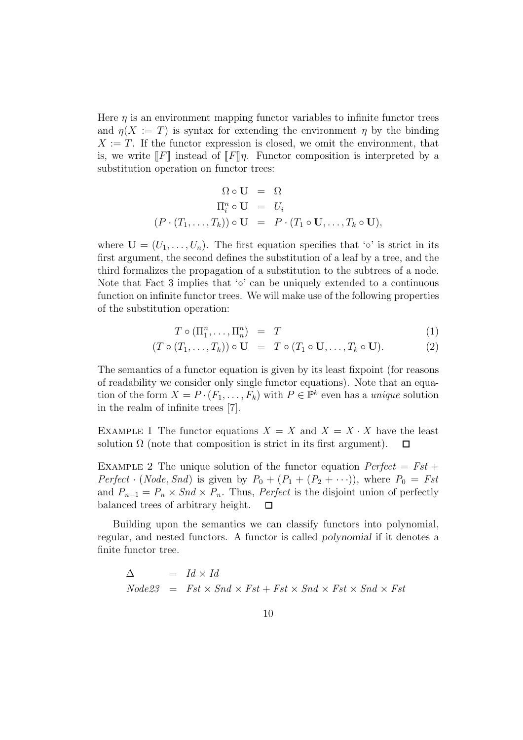Here $\eta$ is an environment mapping functor variables to infinite functor trees and $\eta(X := T)$ is syntax for extending the environment $\eta$ by the binding $X := T$. If the functor expression is closed, we omit the environment, that is, we write $[\![F]\!]$ instead of $[\![F]\!]\eta$. Functor composition is interpreted by a substitution operation on functor trees:

$$
\begin{aligned}
\Omega \circ \mathbf{U} &= \Omega \\
\Pi_i^n \circ \mathbf{U} &= U_i \\
(P \cdot (T_1, \ldots, T_k)) \circ \mathbf{U} &= P \cdot (T_1 \circ \mathbf{U}, \ldots, T_k \circ \mathbf{U}),
\end{aligned}
$$

where $\mathbf{U} = (U_1, \ldots, U_n)$. The first equation specifies that '$\circ$' is strict in its first argument, the second defines the substitution of a leaf by a tree, and the third formalizes the propagation of a substitution to the subtrees of a node. Note that Fact 3 implies that '$\circ$' can be uniquely extended to a continuous function on infinite functor trees. We will make use of the following properties of the substitution operation:

$$
T \circ (\Pi_1^n, \ldots, \Pi_n^n) = T \tag{1}
$$

$$
(T \circ (T_1, \ldots, T_k)) \circ \mathbf{U} = T \circ (T_1 \circ \mathbf{U}, \ldots, T_k \circ \mathbf{U}). \tag{2}
$$

The semantics of a functor equation is given by its least fixpoint (for reasons of readability we consider only single functor equations). Note that an equation of the form $X = P \cdot (F_1, \ldots, F_k)$ with $P \in \mathbb{P}^k$ even has a *unique* solution in the realm of infinite trees [7].

Example 1 The functor equations $X = X$ and $X = X \cdot X$ have the least solution $\Omega$ (note that composition is strict in its first argument). □

Example 2 The unique solution of the functor equation $\mathit{Perfect} = \mathit{Fst} + \mathit{Perfect} \cdot (\mathit{Node}, \mathit{Snd})$ is given by $P_0 + (P_1 + (P_2 + \cdots))$, where $P_0 = \mathit{Fst}$ and $P_{n+1} = P_n \times \mathit{Snd} \times P_n$. Thus, *Perfect* is the disjoint union of perfectly balanced trees of arbitrary height. □

Building upon the semantics we can classify functors into polynomial, regular, and nested functors. A functor is called *polynomial* if it denotes a finite functor tree.

$$
\begin{aligned}
\Delta &= \mathit{Id} \times \mathit{Id} \\
\mathit{Node23} &= \mathit{Fst} \times \mathit{Snd} \times \mathit{Fst} + \mathit{Fst} \times \mathit{Snd} \times \mathit{Fst} \times \mathit{Snd} \times \mathit{Fst}
\end{aligned}
$$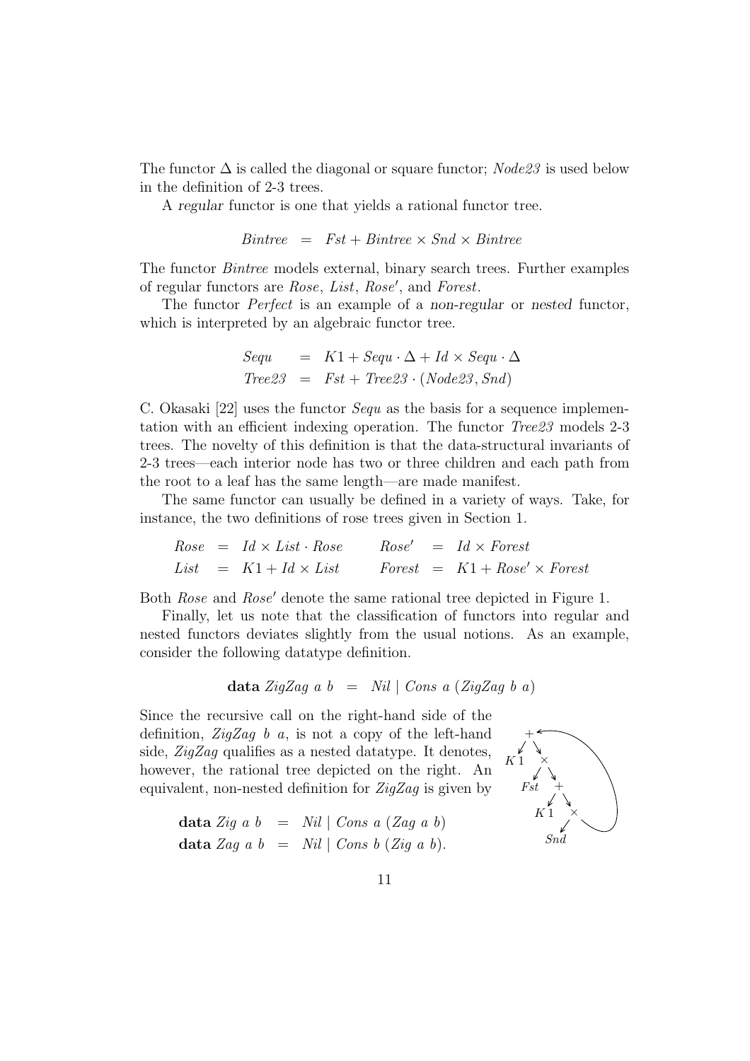The functor $\Delta$ is called the diagonal or square functor; *Node23* is used below in the definition of 2-3 trees.

A *regular* functor is one that yields a rational functor tree.

$$\mathit{Bintree} \;=\; \mathit{Fst} + \mathit{Bintree} \times \mathit{Snd} \times \mathit{Bintree}$$

The functor *Bintree* models external, binary search trees. Further examples of regular functors are *Rose*, *List*, *Rose′*, and *Forest*.

The functor *Perfect* is an example of a *non-regular* or *nested* functor, which is interpreted by an algebraic functor tree.

$$\begin{aligned}
\mathit{Sequ} &= K1 + \mathit{Sequ} \cdot \Delta + \mathit{Id} \times \mathit{Sequ} \cdot \Delta \\
\mathit{Tree23} &= \mathit{Fst} + \mathit{Tree23} \cdot (\mathit{Node23}, \mathit{Snd})
\end{aligned}$$

C. Okasaki [22] uses the functor *Sequ* as the basis for a sequence implementation with an efficient indexing operation. The functor *Tree23* models 2-3 trees. The novelty of this definition is that the data-structural invariants of 2-3 trees—each interior node has two or three children and each path from the root to a leaf has the same length—are made manifest.

The same functor can usually be defined in a variety of ways. Take, for instance, the two definitions of rose trees given in Section 1.

$$\begin{aligned}
\mathit{Rose} &= \mathit{Id} \times \mathit{List} \cdot \mathit{Rose} & \qquad \mathit{Rose}' &= \mathit{Id} \times \mathit{Forest} \\
\mathit{List} &= K1 + \mathit{Id} \times \mathit{List} & \qquad \mathit{Forest} &= K1 + \mathit{Rose}' \times \mathit{Forest}
\end{aligned}$$

Both *Rose* and *Rose′* denote the same rational tree depicted in Figure 1.

Finally, let us note that the classification of functors into regular and nested functors deviates slightly from the usual notions. As an example, consider the following datatype definition.

$$\textbf{data}\ \mathit{ZigZag}\ a\ b \;=\; \mathit{Nil} \mid \mathit{Cons}\ a\ (\mathit{ZigZag}\ b\ a)$$

Since the recursive call on the right-hand side of the definition, *ZigZag b a*, is not a copy of the left-hand side, *ZigZag* qualifies as a nested datatype. It denotes, however, the rational tree depicted on the right. An equivalent, non-nested definition for *ZigZag* is given by

$$\begin{aligned}
\textbf{data}\ \mathit{Zig}\ a\ b &= \mathit{Nil} \mid \mathit{Cons}\ a\ (\mathit{Zag}\ a\ b) \\
\textbf{data}\ \mathit{Zag}\ a\ b &= \mathit{Nil} \mid \mathit{Cons}\ b\ (\mathit{Zig}\ a\ b).
\end{aligned}$$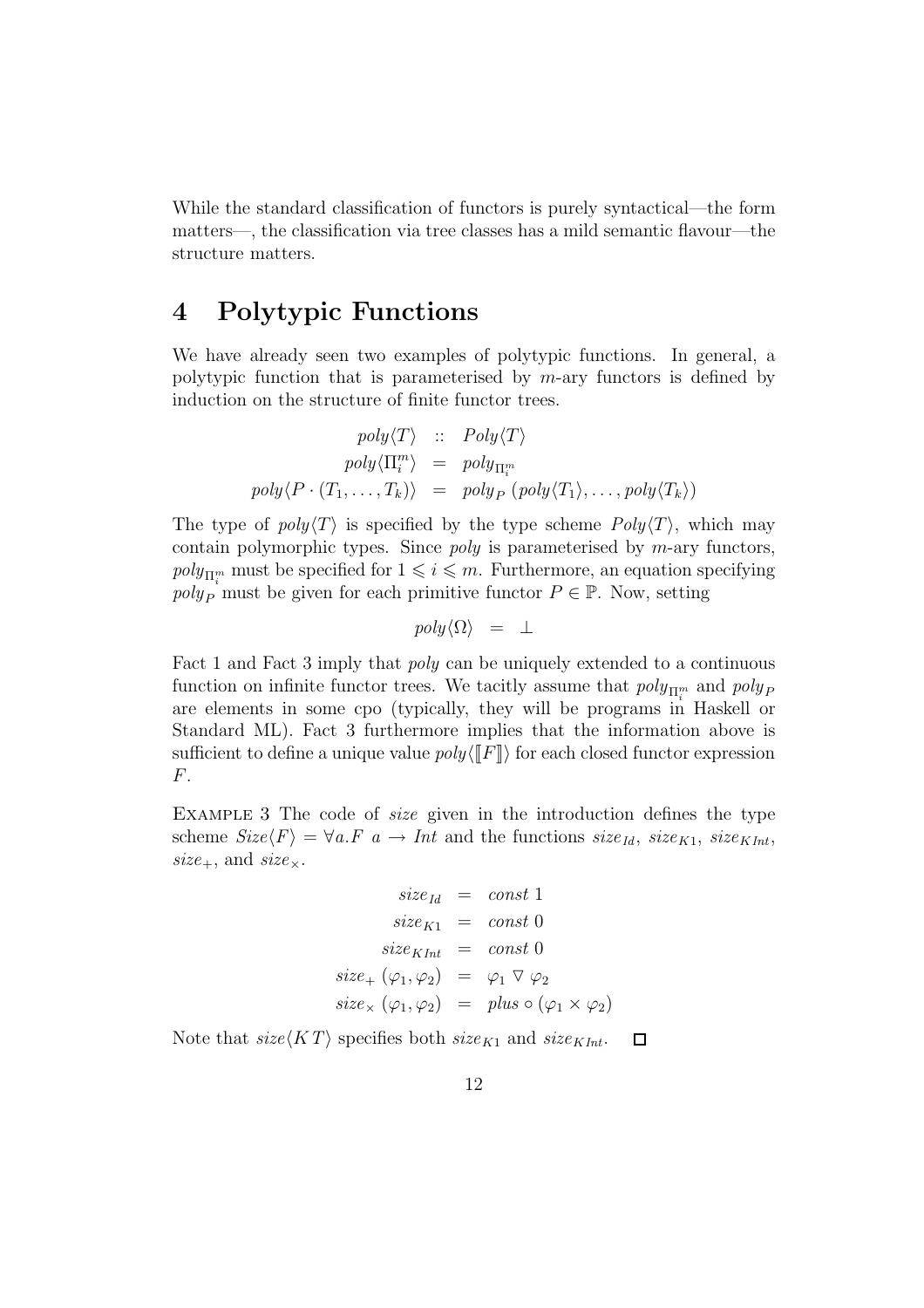While the standard classification of functors is purely syntactical—the form matters—, the classification via tree classes has a mild semantic flavour—the structure matters.

# 4 Polytypic Functions

We have already seen two examples of polytypic functions. In general, a polytypic function that is parameterised by $m$-ary functors is defined by induction on the structure of finite functor trees.

$$
\begin{aligned}
\mathit{poly}\langle T\rangle &:: \mathit{Poly}\langle T\rangle \\
\mathit{poly}\langle \Pi_i^m\rangle &= \mathit{poly}_{\Pi_i^m} \\
\mathit{poly}\langle P\cdot(T_1,\ldots,T_k)\rangle &= \mathit{poly}_P\ (\mathit{poly}\langle T_1\rangle,\ldots,\mathit{poly}\langle T_k\rangle)
\end{aligned}
$$

The type of $\mathit{poly}\langle T\rangle$ is specified by the type scheme $\mathit{Poly}\langle T\rangle$, which may contain polymorphic types. Since *poly* is parameterised by $m$-ary functors, $\mathit{poly}_{\Pi_i^m}$ must be specified for $1 \leqslant i \leqslant m$. Furthermore, an equation specifying $\mathit{poly}_P$ must be given for each primitive functor $P \in \mathbb{P}$. Now, setting

$$
\mathit{poly}\langle \Omega\rangle = \bot
$$

Fact 1 and Fact 3 imply that *poly* can be uniquely extended to a continuous function on infinite functor trees. We tacitly assume that $\mathit{poly}_{\Pi_i^m}$ and $\mathit{poly}_P$ are elements in some cpo (typically, they will be programs in Haskell or Standard ML). Fact 3 furthermore implies that the information above is sufficient to define a unique value $\mathit{poly}\langle[\![F]\!]\rangle$ for each closed functor expression $F$.

Example 3 The code of *size* given in the introduction defines the type scheme $\mathit{Size}\langle F\rangle = \forall a.F\ a \to \mathit{Int}$ and the functions $\mathit{size}_{\mathit{Id}}$, $\mathit{size}_{K1}$, $\mathit{size}_{K\mathit{Int}}$, $\mathit{size}_{+}$, and $\mathit{size}_{\times}$.

$$
\begin{aligned}
\mathit{size}_{\mathit{Id}} &= \mathit{const}\ 1 \\
\mathit{size}_{K1} &= \mathit{const}\ 0 \\
\mathit{size}_{K\mathit{Int}} &= \mathit{const}\ 0 \\
\mathit{size}_{+}\ (\varphi_1,\varphi_2) &= \varphi_1 \triangledown \varphi_2 \\
\mathit{size}_{\times}\ (\varphi_1,\varphi_2) &= \mathit{plus} \circ (\varphi_1 \times \varphi_2)
\end{aligned}
$$

Note that $\mathit{size}\langle K\,T\rangle$ specifies both $\mathit{size}_{K1}$ and $\mathit{size}_{K\mathit{Int}}$. □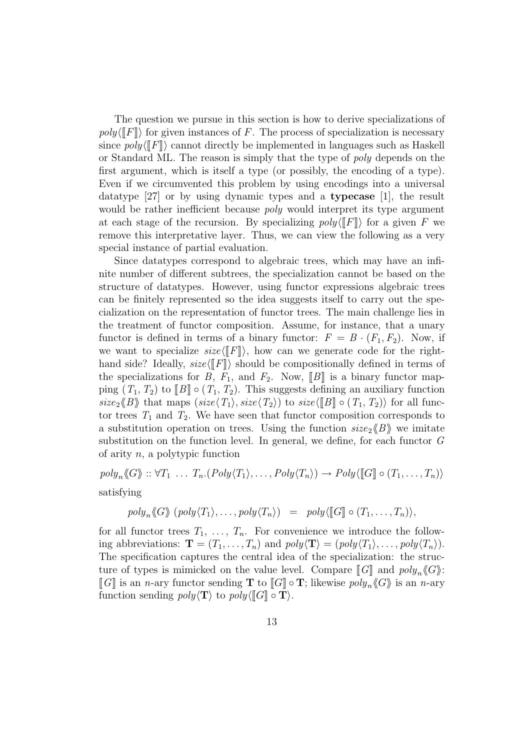The question we pursue in this section is how to derive specializations of $poly\langle[\![F]\!]\rangle$ for given instances of $F$. The process of specialization is necessary since $poly\langle[\![F]\!]\rangle$ cannot directly be implemented in languages such as Haskell or Standard ML. The reason is simply that the type of *poly* depends on the first argument, which is itself a type (or possibly, the encoding of a type). Even if we circumvented this problem by using encodings into a universal datatype [27] or by using dynamic types and a **typecase** [1], the result would be rather inefficient because *poly* would interpret its type argument at each stage of the recursion. By specializing $poly\langle[\![F]\!]\rangle$ for a given $F$ we remove this interpretative layer. Thus, we can view the following as a very special instance of partial evaluation.

Since datatypes correspond to algebraic trees, which may have an infinite number of different subtrees, the specialization cannot be based on the structure of datatypes. However, using functor expressions algebraic trees can be finitely represented so the idea suggests itself to carry out the specialization on the representation of functor trees. The main challenge lies in the treatment of functor composition. Assume, for instance, that a unary functor is defined in terms of a binary functor: $F = B \cdot (F_1, F_2)$. Now, if we want to specialize $size\langle[\![F]\!]\rangle$, how can we generate code for the right-hand side? Ideally, $size\langle[\![F]\!]\rangle$ should be compositionally defined in terms of the specializations for $B$, $F_1$, and $F_2$. Now, $[\![B]\!]$ is a binary functor mapping $(T_1, T_2)$ to $[\![B]\!] \circ (T_1, T_2)$. This suggests defining an auxiliary function $size_2\langle\!\langle B\rangle\!\rangle$ that maps $(size\langle T_1\rangle, size\langle T_2\rangle)$ to $size\langle[\![B]\!] \circ (T_1, T_2)\rangle$ for all functor trees $T_1$ and $T_2$. We have seen that functor composition corresponds to a substitution operation on trees. Using the function $size_2\langle\!\langle B\rangle\!\rangle$ we imitate substitution on the function level. In general, we define, for each functor $G$ of arity $n$, a polytypic function

$$poly_n\langle\!\langle G\rangle\!\rangle :: \forall T_1 \ \ldots \ T_n.(Poly\langle T_1\rangle, \ldots, Poly\langle T_n\rangle) \to Poly\langle[\![G]\!] \circ (T_1, \ldots, T_n)\rangle$$

satisfying

$$poly_n\langle\!\langle G\rangle\!\rangle \ (poly\langle T_1\rangle, \ldots, poly\langle T_n\rangle) \ = \ poly\langle[\![G]\!] \circ (T_1, \ldots, T_n)\rangle,$$

for all functor trees $T_1, \ldots, T_n$. For convenience we introduce the following abbreviations: $\mathbf{T} = (T_1, \ldots, T_n)$ and $poly\langle\mathbf{T}\rangle = (poly\langle T_1\rangle, \ldots, poly\langle T_n\rangle)$. The specification captures the central idea of the specialization: the structure of types is mimicked on the value level. Compare $[\![G]\!]$ and $poly_n\langle\!\langle G\rangle\!\rangle$: $[\![G]\!]$ is an $n$-ary functor sending $\mathbf{T}$ to $[\![G]\!] \circ \mathbf{T}$; likewise $poly_n\langle\!\langle G\rangle\!\rangle$ is an $n$-ary function sending $poly\langle\mathbf{T}\rangle$ to $poly\langle[\![G]\!] \circ \mathbf{T}\rangle$.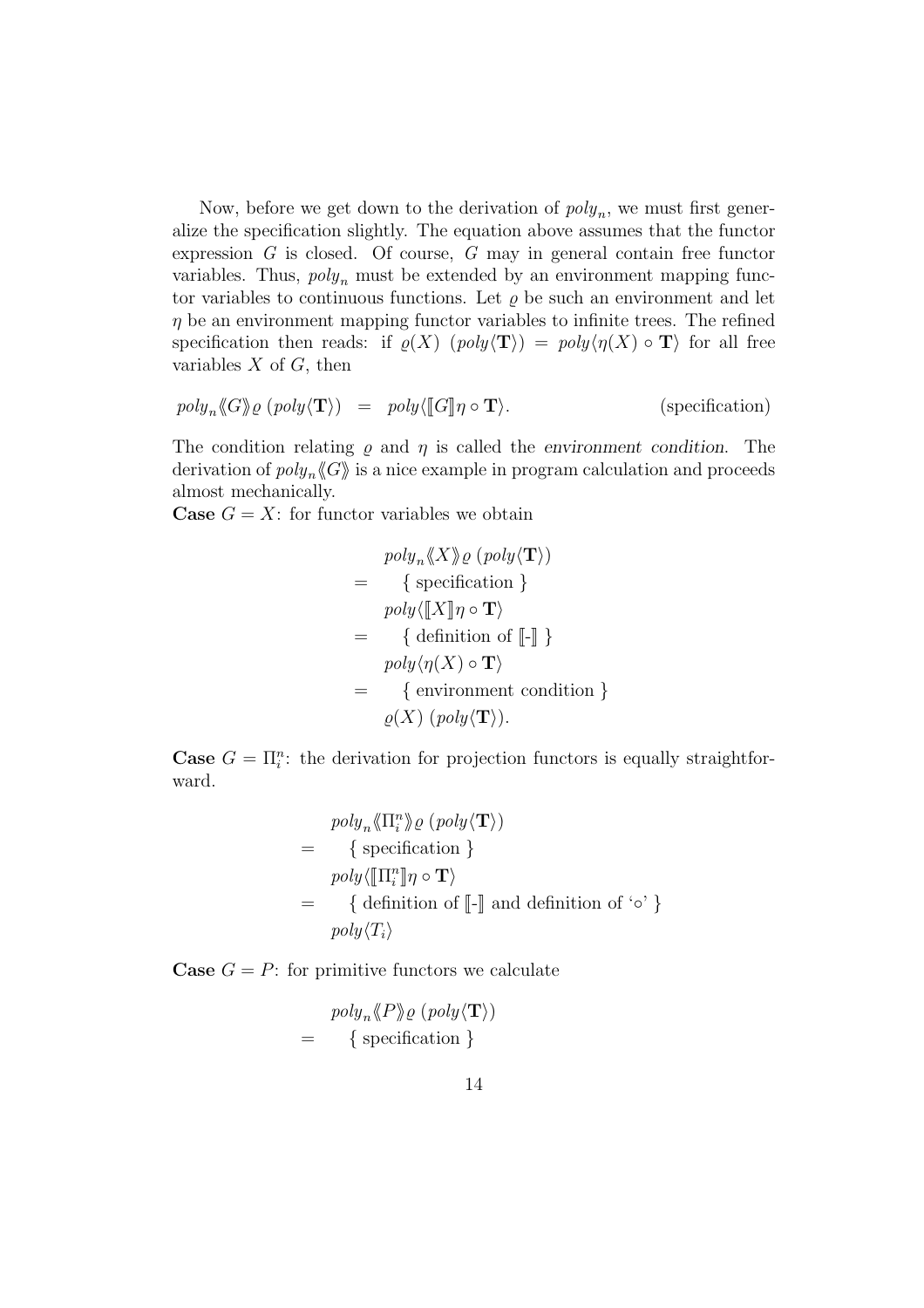Now, before we get down to the derivation of $poly_n$, we must first generalize the specification slightly. The equation above assumes that the functor expression $G$ is closed. Of course, $G$ may in general contain free functor variables. Thus, $poly_n$ must be extended by an environment mapping functor variables to continuous functions. Let $\varrho$ be such an environment and let $\eta$ be an environment mapping functor variables to infinite trees. The refined specification then reads: if $\varrho(X)\ (poly\langle \mathbf{T} \rangle) = poly\langle \eta(X) \circ \mathbf{T} \rangle$ for all free variables $X$ of $G$, then

$$poly_n\langle\!\langle G \rangle\!\rangle \varrho\ (poly\langle \mathbf{T} \rangle) \quad = \quad poly\langle [\![ G ]\!] \eta \circ \mathbf{T} \rangle. \qquad \text{(specification)}$$

The condition relating $\varrho$ and $\eta$ is called the *environment condition*. The derivation of $poly_n\langle\!\langle G \rangle\!\rangle$ is a nice example in program calculation and proceeds almost mechanically.

**Case** $G = X$: for functor variables we obtain

$$\begin{aligned}
& poly_n\langle\!\langle X \rangle\!\rangle \varrho\ (poly\langle \mathbf{T} \rangle) \\
= & \quad \{ \text{ specification } \} \\
& poly\langle [\![ X ]\!] \eta \circ \mathbf{T} \rangle \\
= & \quad \{ \text{ definition of } [\![ \text{-} ]\!] \ \} \\
& poly\langle \eta(X) \circ \mathbf{T} \rangle \\
= & \quad \{ \text{ environment condition } \} \\
& \varrho(X)\ (poly\langle \mathbf{T} \rangle).
\end{aligned}$$

**Case** $G = \Pi_i^n$: the derivation for projection functors is equally straightforward.

$$\begin{aligned}
& poly_n\langle\!\langle \Pi_i^n \rangle\!\rangle \varrho\ (poly\langle \mathbf{T} \rangle) \\
= & \quad \{ \text{ specification } \} \\
& poly\langle [\![ \Pi_i^n ]\!] \eta \circ \mathbf{T} \rangle \\
= & \quad \{ \text{ definition of } [\![ \text{-} ]\!] \text{ and definition of `}\circ\text{' } \} \\
& poly\langle T_i \rangle
\end{aligned}$$

**Case** $G = P$: for primitive functors we calculate

$$\begin{aligned}
& poly_n\langle\!\langle P \rangle\!\rangle \varrho\ (poly\langle \mathbf{T} \rangle) \\
= & \quad \{ \text{ specification } \}
\end{aligned}$$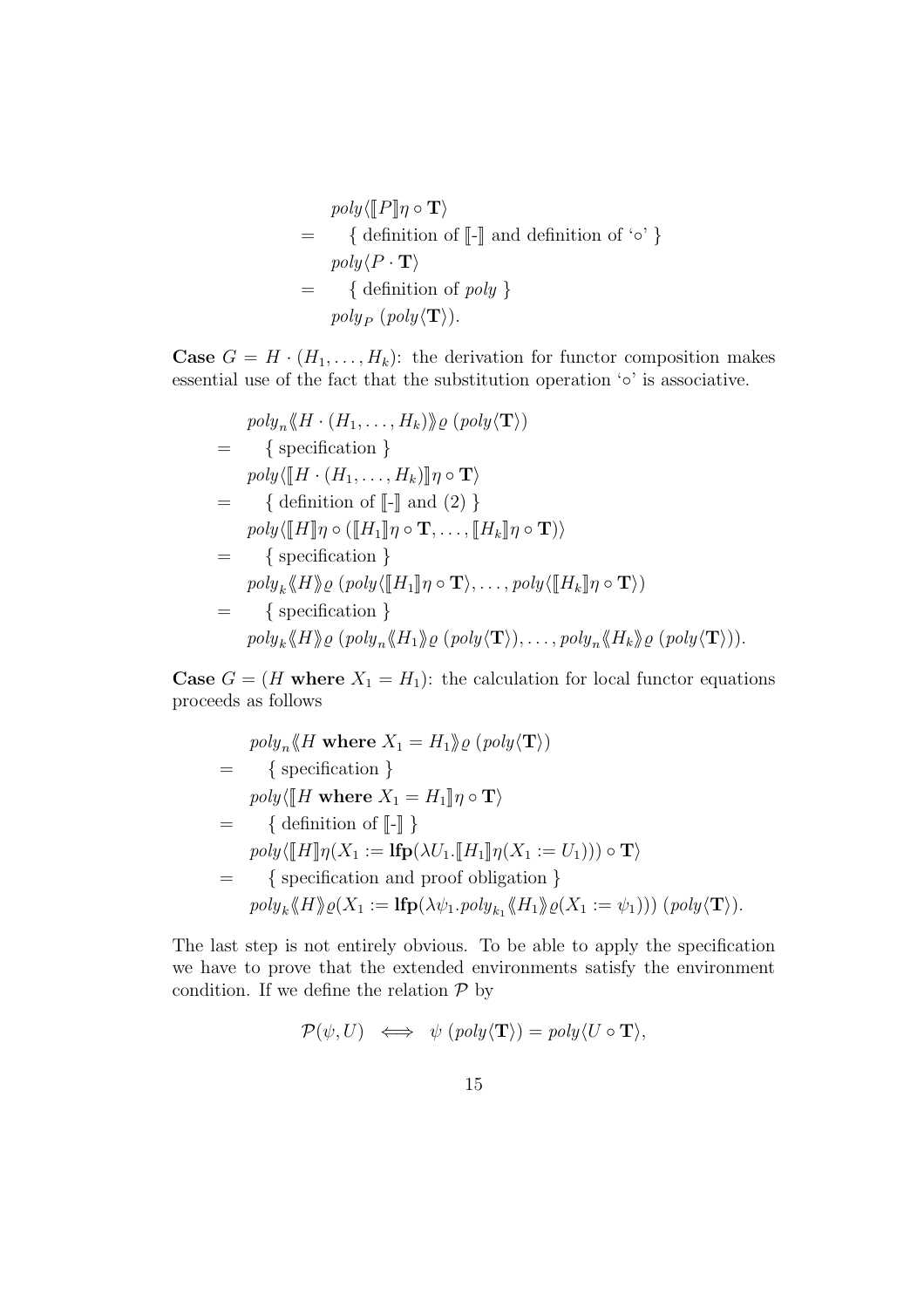$$
\begin{aligned}
& poly\langle [\![P]\!]\eta \circ \mathbf{T}\rangle \\
= & \quad \{ \text{ definition of } [\![\text{-}]\!] \text{ and definition of `}\circ\text{' } \} \\
& poly\langle P \cdot \mathbf{T}\rangle \\
= & \quad \{ \text{ definition of } poly \text{ } \} \\
& poly_P \; (poly\langle \mathbf{T}\rangle).
\end{aligned}
$$

**Case** $G = H \cdot (H_1, \ldots, H_k)$: the derivation for functor composition makes essential use of the fact that the substitution operation '$\circ$' is associative.

$$
\begin{aligned}
& poly_n\langle\!\langle H \cdot (H_1, \ldots, H_k)\rangle\!\rangle \varrho \; (poly\langle \mathbf{T}\rangle) \\
= & \quad \{ \text{ specification } \} \\
& poly\langle [\![H \cdot (H_1, \ldots, H_k)]\!]\eta \circ \mathbf{T}\rangle \\
= & \quad \{ \text{ definition of } [\![\text{-}]\!] \text{ and (2) } \} \\
& poly\langle [\![H]\!]\eta \circ ([\![H_1]\!]\eta \circ \mathbf{T}, \ldots, [\![H_k]\!]\eta \circ \mathbf{T})\rangle \\
= & \quad \{ \text{ specification } \} \\
& poly_k\langle\!\langle H\rangle\!\rangle \varrho \; (poly\langle [\![H_1]\!]\eta \circ \mathbf{T}\rangle, \ldots, poly\langle [\![H_k]\!]\eta \circ \mathbf{T}\rangle) \\
= & \quad \{ \text{ specification } \} \\
& poly_k\langle\!\langle H\rangle\!\rangle \varrho \; (poly_n\langle\!\langle H_1\rangle\!\rangle \varrho \; (poly\langle \mathbf{T}\rangle), \ldots, poly_n\langle\!\langle H_k\rangle\!\rangle \varrho \; (poly\langle \mathbf{T}\rangle)).
\end{aligned}
$$

**Case** $G = (H \textbf{ where } X_1 = H_1)$: the calculation for local functor equations proceeds as follows

$$
\begin{aligned}
& poly_n\langle\!\langle H \textbf{ where } X_1 = H_1\rangle\!\rangle \varrho \; (poly\langle \mathbf{T}\rangle) \\
= & \quad \{ \text{ specification } \} \\
& poly\langle [\![H \textbf{ where } X_1 = H_1]\!]\eta \circ \mathbf{T}\rangle \\
= & \quad \{ \text{ definition of } [\![\text{-}]\!] \text{ } \} \\
& poly\langle [\![H]\!]\eta(X_1 := \mathbf{lfp}(\lambda U_1.[\![H_1]\!]\eta(X_1 := U_1))) \circ \mathbf{T}\rangle \\
= & \quad \{ \text{ specification and proof obligation } \} \\
& poly_k\langle\!\langle H\rangle\!\rangle \varrho(X_1 := \mathbf{lfp}(\lambda \psi_1.poly_{k_1}\langle\!\langle H_1\rangle\!\rangle \varrho(X_1 := \psi_1))) \; (poly\langle \mathbf{T}\rangle).
\end{aligned}
$$

The last step is not entirely obvious. To be able to apply the specification we have to prove that the extended environments satisfy the environment condition. If we define the relation $\mathcal{P}$ by

$$
\mathcal{P}(\psi, U) \iff \psi \; (poly\langle \mathbf{T}\rangle) = poly\langle U \circ \mathbf{T}\rangle,
$$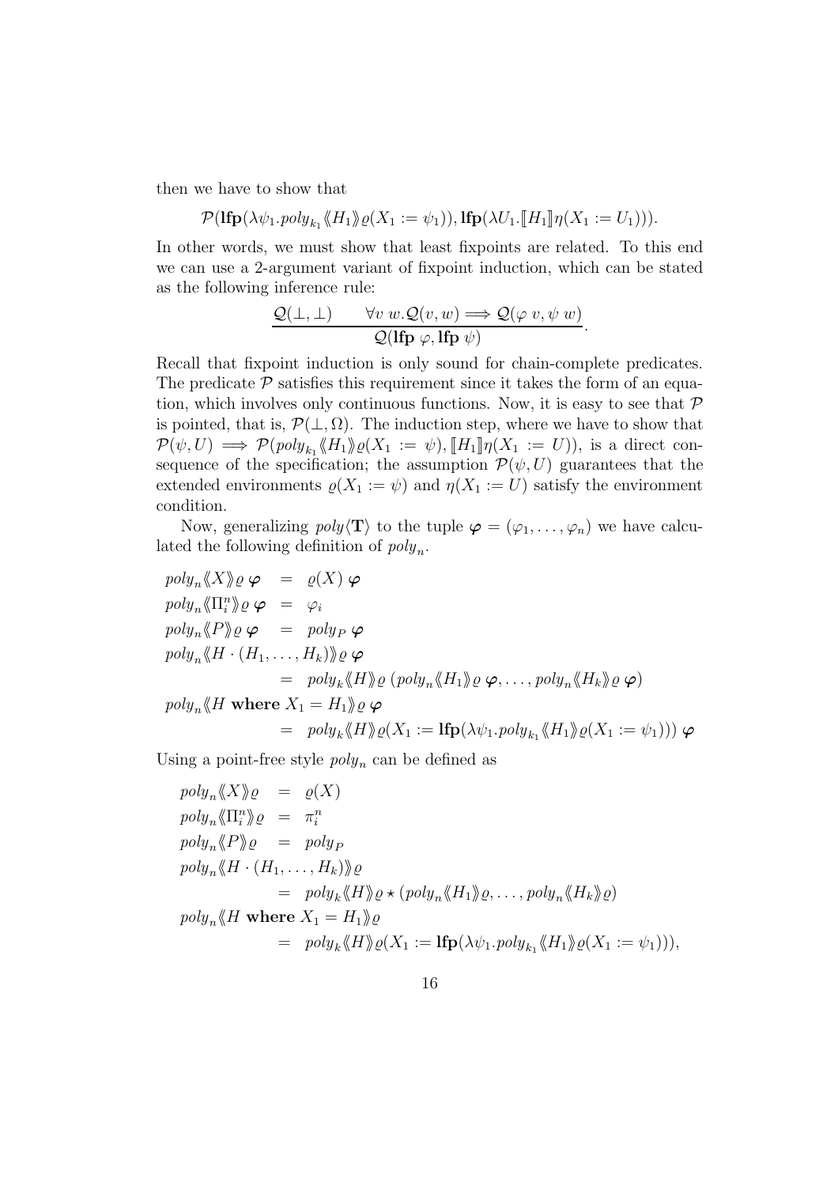then we have to show that

$$\mathcal{P}(\mathbf{lfp}(\lambda\psi_1.poly_{k_1}\langle\!\langle H_1\rangle\!\rangle\varrho(X_1 := \psi_1)), \mathbf{lfp}(\lambda U_1.[\![H_1]\!]\eta(X_1 := U_1))).$$

In other words, we must show that least fixpoints are related. To this end we can use a 2-argument variant of fixpoint induction, which can be stated as the following inference rule:

$$\frac{\mathcal{Q}(\bot, \bot) \qquad \forall v\ w.\mathcal{Q}(v, w) \Longrightarrow \mathcal{Q}(\varphi\ v, \psi\ w)}{\mathcal{Q}(\mathbf{lfp}\ \varphi, \mathbf{lfp}\ \psi)}.$$

Recall that fixpoint induction is only sound for chain-complete predicates. The predicate $\mathcal{P}$ satisfies this requirement since it takes the form of an equation, which involves only continuous functions. Now, it is easy to see that $\mathcal{P}$ is pointed, that is, $\mathcal{P}(\bot, \Omega)$. The induction step, where we have to show that $\mathcal{P}(\psi, U) \Longrightarrow \mathcal{P}(poly_{k_1}\langle\!\langle H_1\rangle\!\rangle\varrho(X_1 := \psi), [\![H_1]\!]\eta(X_1 := U))$, is a direct consequence of the specification; the assumption $\mathcal{P}(\psi, U)$ guarantees that the extended environments $\varrho(X_1 := \psi)$ and $\eta(X_1 := U)$ satisfy the environment condition.

Now, generalizing $poly\langle\mathbf{T}\rangle$ to the tuple $\boldsymbol{\varphi} = (\varphi_1, \ldots, \varphi_n)$ we have calculated the following definition of $poly_n$.

$$\begin{aligned}
poly_n\langle\!\langle X\rangle\!\rangle\varrho\ \boldsymbol{\varphi} &= \varrho(X)\ \boldsymbol{\varphi}\\
poly_n\langle\!\langle \Pi^n_i\rangle\!\rangle\varrho\ \boldsymbol{\varphi} &= \varphi_i\\
poly_n\langle\!\langle P\rangle\!\rangle\varrho\ \boldsymbol{\varphi} &= poly_P\ \boldsymbol{\varphi}\\
poly_n\langle\!\langle H\cdot(H_1, \ldots, H_k)\rangle\!\rangle\varrho\ \boldsymbol{\varphi} &\\
&= poly_k\langle\!\langle H\rangle\!\rangle\varrho\ (poly_n\langle\!\langle H_1\rangle\!\rangle\varrho\ \boldsymbol{\varphi}, \ldots, poly_n\langle\!\langle H_k\rangle\!\rangle\varrho\ \boldsymbol{\varphi})\\
poly_n\langle\!\langle H\ \mathbf{where}\ X_1 = H_1\rangle\!\rangle\varrho\ \boldsymbol{\varphi} &\\
&= poly_k\langle\!\langle H\rangle\!\rangle\varrho(X_1 := \mathbf{lfp}(\lambda\psi_1.poly_{k_1}\langle\!\langle H_1\rangle\!\rangle\varrho(X_1 := \psi_1)))\ \boldsymbol{\varphi}
\end{aligned}$$

Using a point-free style $poly_n$ can be defined as

$$\begin{aligned}
poly_n\langle\!\langle X\rangle\!\rangle\varrho &= \varrho(X)\\
poly_n\langle\!\langle \Pi^n_i\rangle\!\rangle\varrho &= \pi^n_i\\
poly_n\langle\!\langle P\rangle\!\rangle\varrho &= poly_P\\
poly_n\langle\!\langle H\cdot(H_1, \ldots, H_k)\rangle\!\rangle\varrho &\\
&= poly_k\langle\!\langle H\rangle\!\rangle\varrho \star (poly_n\langle\!\langle H_1\rangle\!\rangle\varrho, \ldots, poly_n\langle\!\langle H_k\rangle\!\rangle\varrho)\\
poly_n\langle\!\langle H\ \mathbf{where}\ X_1 = H_1\rangle\!\rangle\varrho &\\
&= poly_k\langle\!\langle H\rangle\!\rangle\varrho(X_1 := \mathbf{lfp}(\lambda\psi_1.poly_{k_1}\langle\!\langle H_1\rangle\!\rangle\varrho(X_1 := \psi_1))),
\end{aligned}$$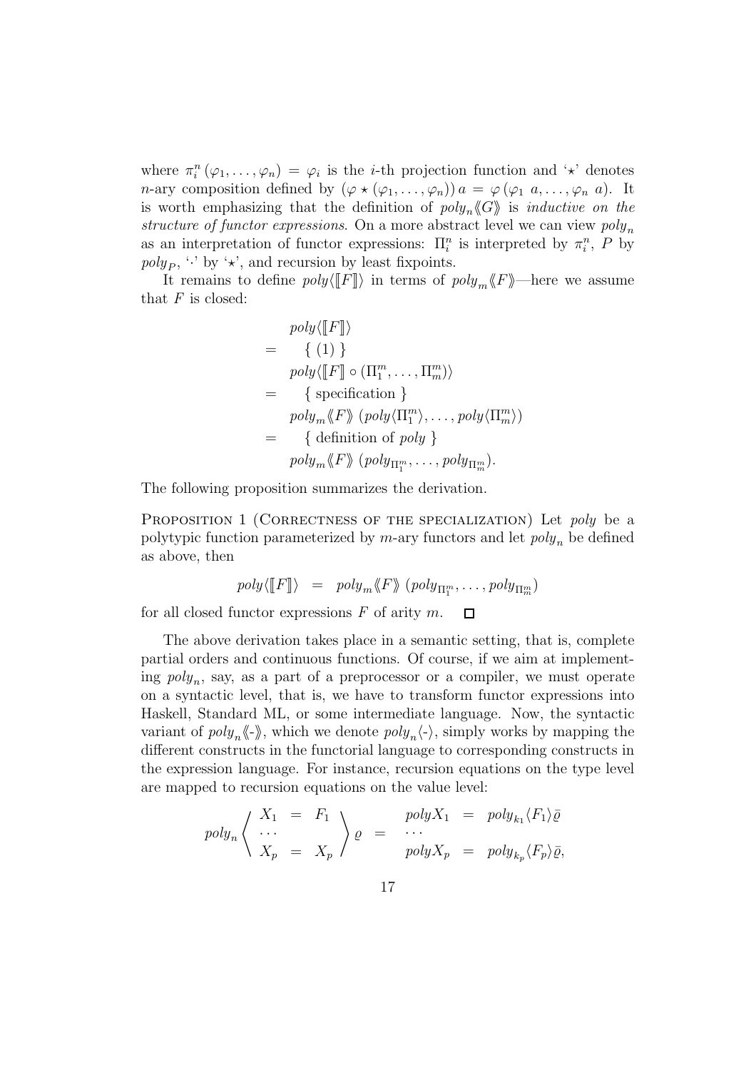where $\pi_i^n\,(\varphi_1, \ldots, \varphi_n) = \varphi_i$ is the $i$-th projection function and '$\star$' denotes $n$-ary composition defined by $(\varphi \star (\varphi_1, \ldots, \varphi_n))\, a = \varphi\,(\varphi_1\ a, \ldots, \varphi_n\ a)$. It is worth emphasizing that the definition of $\mathit{poly}_n\langle\!\langle G \rangle\!\rangle$ is *inductive on the structure of functor expressions*. On a more abstract level we can view $\mathit{poly}_n$ as an interpretation of functor expressions: $\Pi_i^n$ is interpreted by $\pi_i^n$, $P$ by $\mathit{poly}_P$, '$\cdot$' by '$\star$', and recursion by least fixpoints.

It remains to define $\mathit{poly}\langle [\![F]\!] \rangle$ in terms of $\mathit{poly}_m\langle\!\langle F \rangle\!\rangle$—here we assume that $F$ is closed:

$$
\begin{array}{ll}
 & \mathit{poly}\langle [\![F]\!] \rangle \\
= & \quad \{\ (1)\ \} \\
 & \mathit{poly}\langle [\![F]\!] \circ (\Pi_1^m, \ldots, \Pi_m^m) \rangle \\
= & \quad \{\ \text{specification}\ \} \\
 & \mathit{poly}_m\langle\!\langle F \rangle\!\rangle\ (\mathit{poly}\langle \Pi_1^m \rangle, \ldots, \mathit{poly}\langle \Pi_m^m \rangle) \\
= & \quad \{\ \text{definition of } \mathit{poly}\ \} \\
 & \mathit{poly}_m\langle\!\langle F \rangle\!\rangle\ (\mathit{poly}_{\Pi_1^m}, \ldots, \mathit{poly}_{\Pi_m^m}).
\end{array}
$$

The following proposition summarizes the derivation.

Proposition 1 (Correctness of the specialization) Let *poly* be a polytypic function parameterized by $m$-ary functors and let $\mathit{poly}_n$ be defined as above, then

$$
\mathit{poly}\langle [\![F]\!] \rangle \quad = \quad \mathit{poly}_m\langle\!\langle F \rangle\!\rangle\ (\mathit{poly}_{\Pi_1^m}, \ldots, \mathit{poly}_{\Pi_m^m})
$$

for all closed functor expressions $F$ of arity $m$. $\square$

The above derivation takes place in a semantic setting, that is, complete partial orders and continuous functions. Of course, if we aim at implementing $\mathit{poly}_n$, say, as a part of a preprocessor or a compiler, we must operate on a syntactic level, that is, we have to transform functor expressions into Haskell, Standard ML, or some intermediate language. Now, the syntactic variant of $\mathit{poly}_n\langle\!\langle\text{-}\rangle\!\rangle$, which we denote $\mathit{poly}_n\langle\text{-}\rangle$, simply works by mapping the different constructs in the functorial language to corresponding constructs in the expression language. For instance, recursion equations on the type level are mapped to recursion equations on the value level:

$$
\mathit{poly}_n \left\langle \begin{array}{lcl} X_1 & = & F_1 \\ \cdots & & \\ X_p & = & X_p \end{array} \right\rangle \varrho \quad = \quad \begin{array}{lcl} \mathit{poly}X_1 & = & \mathit{poly}_{k_1}\langle F_1 \rangle \bar{\varrho} \\ \cdots & & \\ \mathit{poly}X_p & = & \mathit{poly}_{k_p}\langle F_p \rangle \bar{\varrho}, \end{array}
$$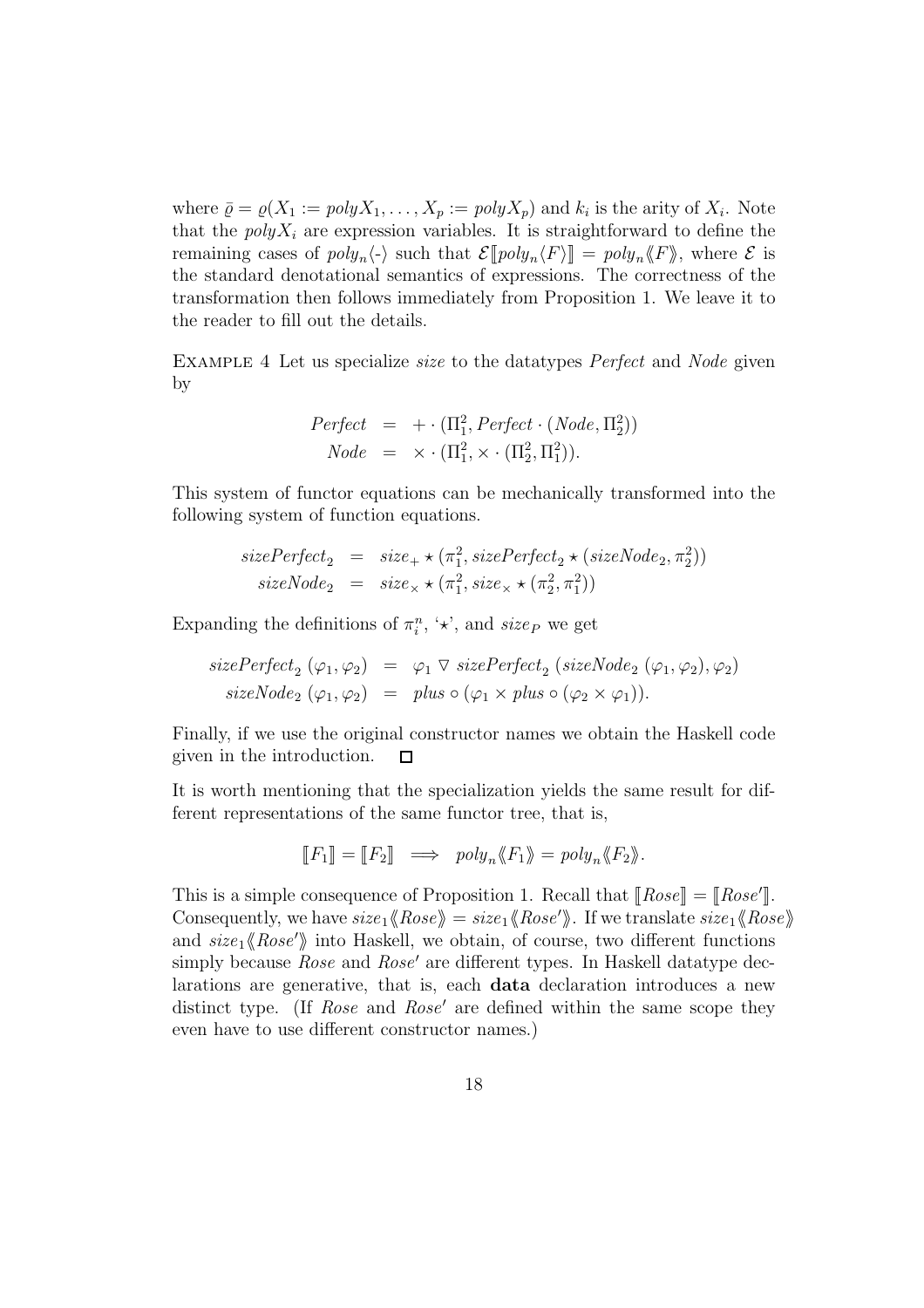where $\bar{\varrho} = \varrho(X_1 := polyX_1, \ldots, X_p := polyX_p)$ and $k_i$ is the arity of $X_i$. Note that the $polyX_i$ are expression variables. It is straightforward to define the remaining cases of $poly_n\langle\text{-}\rangle$ such that $\mathcal{E}[\![poly_n\langle F\rangle]\!] = poly_n\langle\!\langle F\rangle\!\rangle$, where $\mathcal{E}$ is the standard denotational semantics of expressions. The correctness of the transformation then follows immediately from Proposition 1. We leave it to the reader to fill out the details.

Example 4 Let us specialize *size* to the datatypes *Perfect* and *Node* given by

$$
\begin{aligned}
Perfect &= + \cdot (\Pi_1^2, Perfect \cdot (Node, \Pi_2^2)) \\
Node &= \times \cdot (\Pi_1^2, \times \cdot (\Pi_2^2, \Pi_1^2)).
\end{aligned}
$$

This system of functor equations can be mechanically transformed into the following system of function equations.

$$
\begin{aligned}
sizePerfect_2 &= size_+ \star (\pi_1^2, sizePerfect_2 \star (sizeNode_2, \pi_2^2)) \\
sizeNode_2 &= size_\times \star (\pi_1^2, size_\times \star (\pi_2^2, \pi_1^2))
\end{aligned}
$$

Expanding the definitions of $\pi_i^n$, '$\star$', and $size_P$ we get

$$
\begin{aligned}
sizePerfect_2\,(\varphi_1, \varphi_2) &= \varphi_1 \triangledown sizePerfect_2\,(sizeNode_2\,(\varphi_1, \varphi_2), \varphi_2) \\
sizeNode_2\,(\varphi_1, \varphi_2) &= plus \circ (\varphi_1 \times plus \circ (\varphi_2 \times \varphi_1)).
\end{aligned}
$$

Finally, if we use the original constructor names we obtain the Haskell code given in the introduction. $\square$

It is worth mentioning that the specialization yields the same result for different representations of the same functor tree, that is,

$$
[\![F_1]\!] = [\![F_2]\!] \implies poly_n\langle\!\langle F_1\rangle\!\rangle = poly_n\langle\!\langle F_2\rangle\!\rangle.
$$

This is a simple consequence of Proposition 1. Recall that $[\![Rose]\!] = [\![Rose']\!]$. Consequently, we have $size_1\langle\!\langle Rose\rangle\!\rangle = size_1\langle\!\langle Rose'\rangle\!\rangle$. If we translate $size_1\langle\!\langle Rose\rangle\!\rangle$ and $size_1\langle\!\langle Rose'\rangle\!\rangle$ into Haskell, we obtain, of course, two different functions simply because *Rose* and *Rose'* are different types. In Haskell datatype declarations are generative, that is, each **data** declaration introduces a new distinct type. (If *Rose* and *Rose'* are defined within the same scope they even have to use different constructor names.)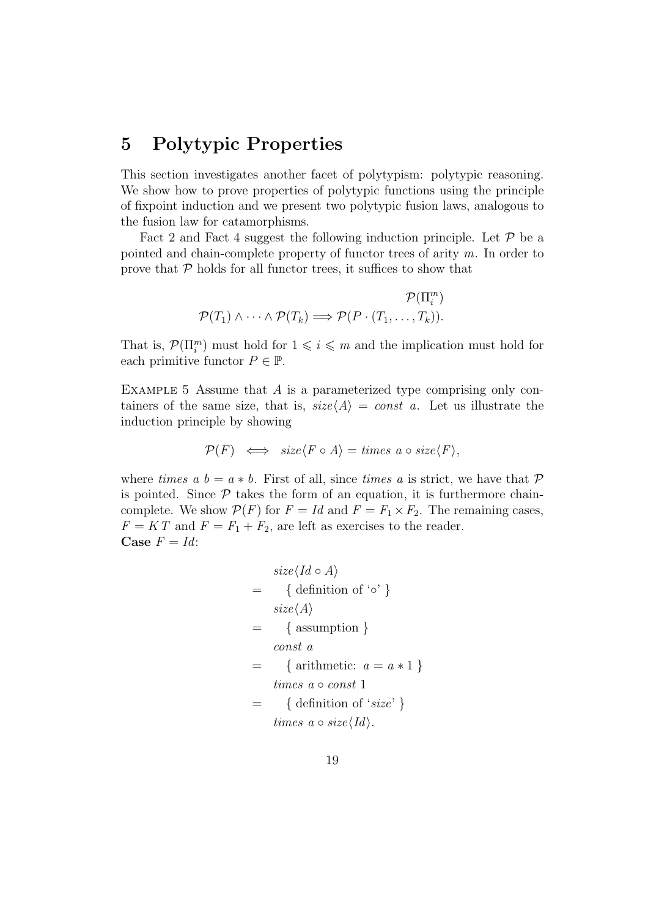## 5 Polytypic Properties

This section investigates another facet of polytypism: polytypic reasoning. We show how to prove properties of polytypic functions using the principle of fixpoint induction and we present two polytypic fusion laws, analogous to the fusion law for catamorphisms.

Fact 2 and Fact 4 suggest the following induction principle. Let $\mathcal{P}$ be a pointed and chain-complete property of functor trees of arity $m$. In order to prove that $\mathcal{P}$ holds for all functor trees, it suffices to show that

$$\mathcal{P}(\Pi_i^m)$$

$$\mathcal{P}(T_1) \wedge \cdots \wedge \mathcal{P}(T_k) \Longrightarrow \mathcal{P}(P \cdot (T_1, \ldots, T_k)).$$

That is, $\mathcal{P}(\Pi_i^m)$ must hold for $1 \leqslant i \leqslant m$ and the implication must hold for each primitive functor $P \in \mathbb{P}$.

Example 5 Assume that $A$ is a parameterized type comprising only containers of the same size, that is, $size\langle A \rangle = const\ a$. Let us illustrate the induction principle by showing

$$\mathcal{P}(F) \iff size\langle F \circ A \rangle = times\ a \circ size\langle F \rangle,$$

where $times\ a\ b = a * b$. First of all, since $times\ a$ is strict, we have that $\mathcal{P}$ is pointed. Since $\mathcal{P}$ takes the form of an equation, it is furthermore chain-complete. We show $\mathcal{P}(F)$ for $F = Id$ and $F = F_1 \times F_2$. The remaining cases, $F = K\,T$ and $F = F_1 + F_2$, are left as exercises to the reader.

**Case** $F = Id$:

$$
\begin{aligned}
& size\langle Id \circ A \rangle \\
= & \quad \{ \text{ definition of `}\circ\text{' } \} \\
& size\langle A \rangle \\
= & \quad \{ \text{ assumption } \} \\
& const\ a \\
= & \quad \{ \text{ arithmetic: } a = a * 1 \} \\
& times\ a \circ const\ 1 \\
= & \quad \{ \text{ definition of `}size\text{' } \} \\
& times\ a \circ size\langle Id \rangle.
\end{aligned}
$$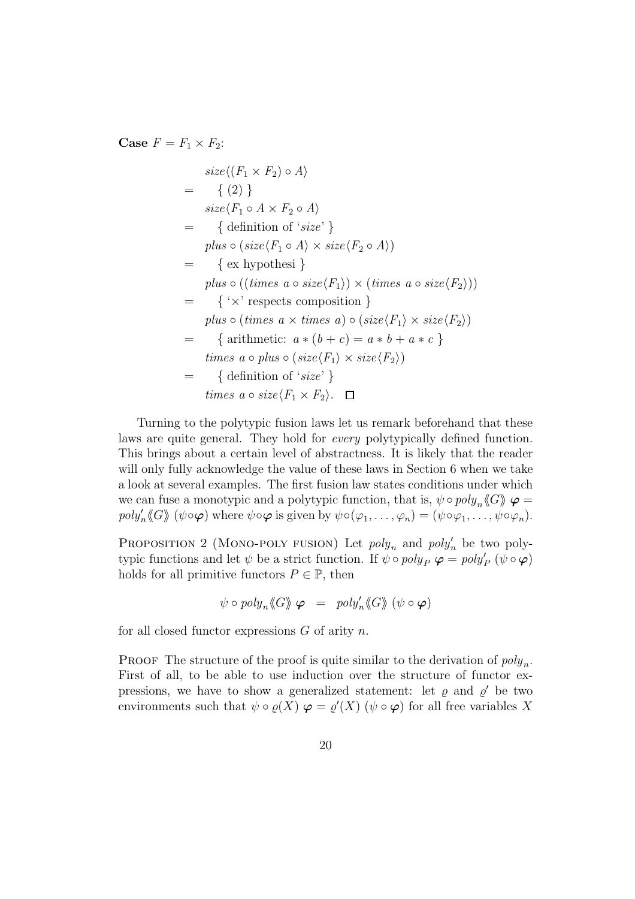**Case** $F = F_1 \times F_2$:

$$
\begin{aligned}
& \mathit{size}\langle (F_1 \times F_2) \circ A \rangle \\
= & \quad \{ \ (2) \ \} \\
& \mathit{size}\langle F_1 \circ A \times F_2 \circ A \rangle \\
= & \quad \{ \text{ definition of `}\mathit{size}\text{' } \} \\
& \mathit{plus} \circ (\mathit{size}\langle F_1 \circ A \rangle \times \mathit{size}\langle F_2 \circ A \rangle) \\
= & \quad \{ \text{ ex hypothesi } \} \\
& \mathit{plus} \circ ((\mathit{times}\ a \circ \mathit{size}\langle F_1 \rangle) \times (\mathit{times}\ a \circ \mathit{size}\langle F_2 \rangle)) \\
= & \quad \{ \text{ `}\times\text{' respects composition } \} \\
& \mathit{plus} \circ (\mathit{times}\ a \times \mathit{times}\ a) \circ (\mathit{size}\langle F_1 \rangle \times \mathit{size}\langle F_2 \rangle) \\
= & \quad \{ \text{ arithmetic: } a * (b + c) = a * b + a * c \ \} \\
& \mathit{times}\ a \circ \mathit{plus} \circ (\mathit{size}\langle F_1 \rangle \times \mathit{size}\langle F_2 \rangle) \\
= & \quad \{ \text{ definition of `}\mathit{size}\text{' } \} \\
& \mathit{times}\ a \circ \mathit{size}\langle F_1 \times F_2 \rangle. \quad \square
\end{aligned}
$$

Turning to the polytypic fusion laws let us remark beforehand that these laws are quite general. They hold for *every* polytypically defined function. This brings about a certain level of abstractness. It is likely that the reader will only fully acknowledge the value of these laws in Section 6 when we take a look at several examples. The first fusion law states conditions under which we can fuse a monotypic and a polytypic function, that is, $\psi \circ \mathit{poly}_n \langle\!\langle G \rangle\!\rangle\ \boldsymbol{\varphi} = \mathit{poly}'_n \langle\!\langle G \rangle\!\rangle\ (\psi \circ \boldsymbol{\varphi})$ where $\psi \circ \boldsymbol{\varphi}$ is given by $\psi \circ (\varphi_1, \ldots, \varphi_n) = (\psi \circ \varphi_1, \ldots, \psi \circ \varphi_n)$.

Proposition 2 (Mono-poly fusion) Let $\mathit{poly}_n$ and $\mathit{poly}'_n$ be two polytypic functions and let $\psi$ be a strict function. If $\psi \circ \mathit{poly}_P\ \boldsymbol{\varphi} = \mathit{poly}'_P\ (\psi \circ \boldsymbol{\varphi})$ holds for all primitive functors $P \in \mathbb{P}$, then

$$
\psi \circ \mathit{poly}_n \langle\!\langle G \rangle\!\rangle\ \boldsymbol{\varphi} \quad = \quad \mathit{poly}'_n \langle\!\langle G \rangle\!\rangle\ (\psi \circ \boldsymbol{\varphi})
$$

for all closed functor expressions $G$ of arity $n$.

Proof The structure of the proof is quite similar to the derivation of $\mathit{poly}_n$. First of all, to be able to use induction over the structure of functor expressions, we have to show a generalized statement: let $\varrho$ and $\varrho'$ be two environments such that $\psi \circ \varrho(X)\ \boldsymbol{\varphi} = \varrho'(X)\ (\psi \circ \boldsymbol{\varphi})$ for all free variables $X$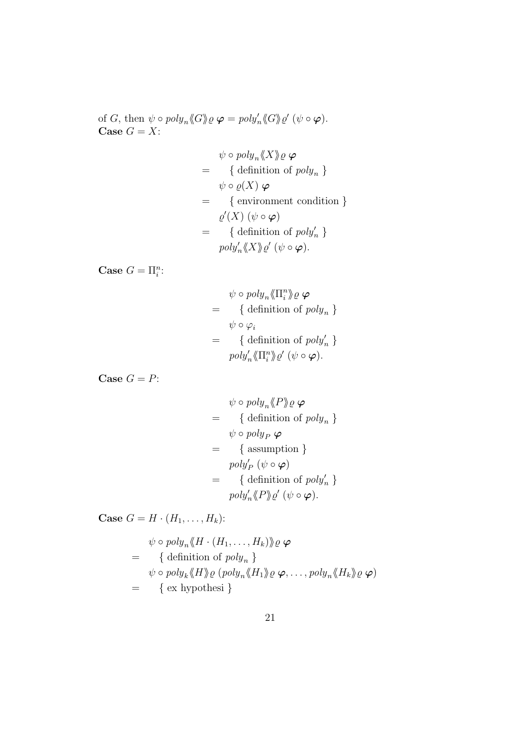of $G$, then $\psi \circ poly_n\langle\!\langle G\rangle\!\rangle \varrho\ \boldsymbol{\varphi} = poly'_n\langle\!\langle G\rangle\!\rangle \varrho'\ (\psi \circ \boldsymbol{\varphi})$.
**Case** $G = X$:

$$
\begin{array}{ll}
& \psi \circ poly_n\langle\!\langle X\rangle\!\rangle \varrho\ \boldsymbol{\varphi} \\
= & \quad \{ \text{ definition of } poly_n \ \} \\
& \psi \circ \varrho(X)\ \boldsymbol{\varphi} \\
= & \quad \{ \text{ environment condition } \} \\
& \varrho'(X)\ (\psi \circ \boldsymbol{\varphi}) \\
= & \quad \{ \text{ definition of } poly'_n \ \} \\
& poly'_n\langle\!\langle X\rangle\!\rangle \varrho'\ (\psi \circ \boldsymbol{\varphi}).
\end{array}
$$

**Case** $G = \Pi^n_i$:

$$
\begin{array}{ll}
& \psi \circ poly_n\langle\!\langle \Pi^n_i\rangle\!\rangle \varrho\ \boldsymbol{\varphi} \\
= & \quad \{ \text{ definition of } poly_n \ \} \\
& \psi \circ \varphi_i \\
= & \quad \{ \text{ definition of } poly'_n \ \} \\
& poly'_n\langle\!\langle \Pi^n_i\rangle\!\rangle \varrho'\ (\psi \circ \boldsymbol{\varphi}).
\end{array}
$$

**Case** $G = P$:

$$
\begin{array}{ll}
& \psi \circ poly_n\langle\!\langle P\rangle\!\rangle \varrho\ \boldsymbol{\varphi} \\
= & \quad \{ \text{ definition of } poly_n \ \} \\
& \psi \circ poly_P\ \boldsymbol{\varphi} \\
= & \quad \{ \text{ assumption } \} \\
& poly'_P\ (\psi \circ \boldsymbol{\varphi}) \\
= & \quad \{ \text{ definition of } poly'_n \ \} \\
& poly'_n\langle\!\langle P\rangle\!\rangle \varrho'\ (\psi \circ \boldsymbol{\varphi}).
\end{array}
$$

**Case** $G = H \cdot (H_1, \ldots, H_k)$:

$$
\begin{array}{ll}
& \psi \circ poly_n\langle\!\langle H \cdot (H_1, \ldots, H_k)\rangle\!\rangle \varrho\ \boldsymbol{\varphi} \\
= & \quad \{ \text{ definition of } poly_n \ \} \\
& \psi \circ poly_k\langle\!\langle H\rangle\!\rangle \varrho\ (poly_n\langle\!\langle H_1\rangle\!\rangle \varrho\ \boldsymbol{\varphi}, \ldots, poly_n\langle\!\langle H_k\rangle\!\rangle \varrho\ \boldsymbol{\varphi}) \\
= & \quad \{ \text{ ex hypothesi } \}
\end{array}
$$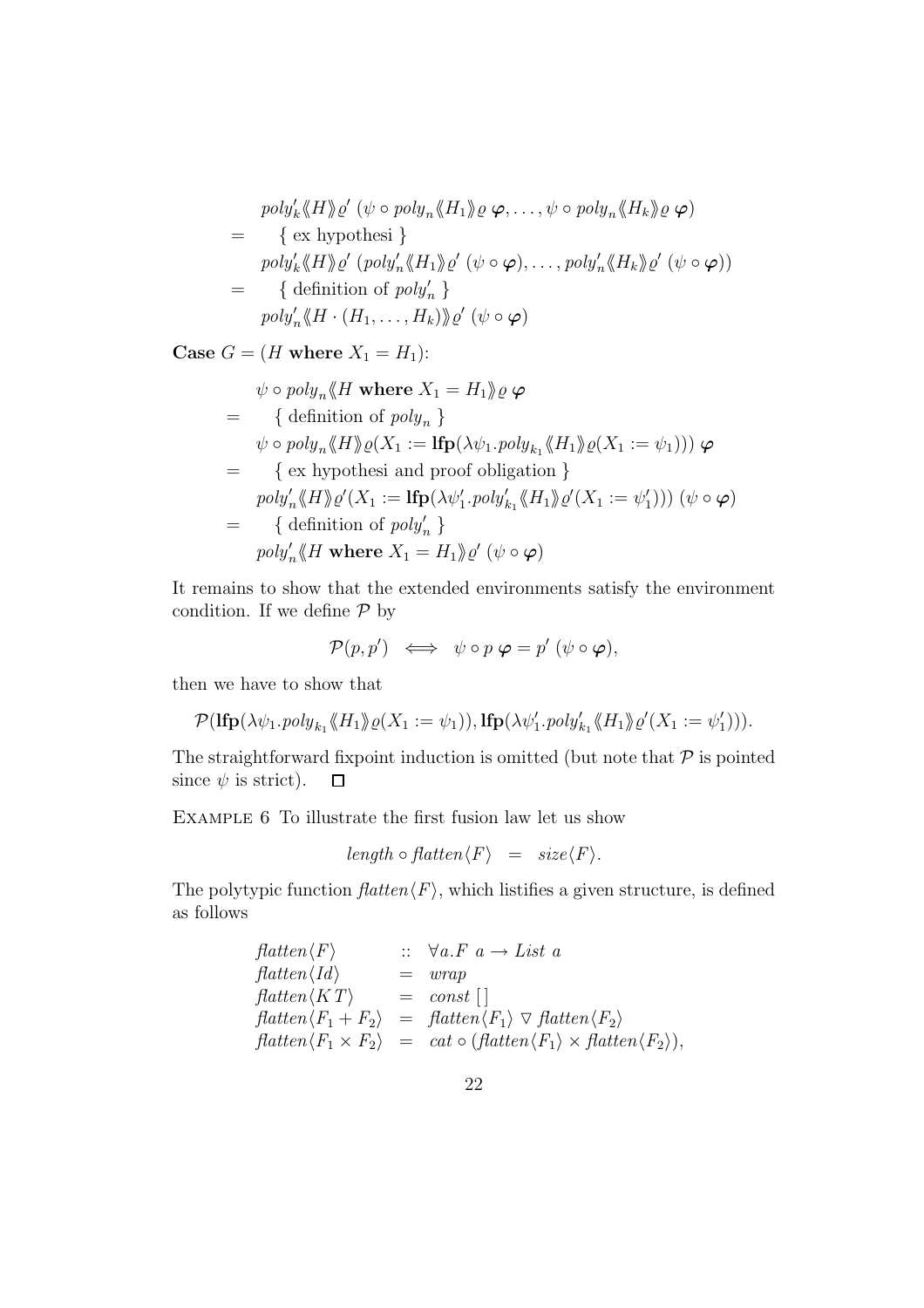$$
\begin{array}{ll}
& poly'_k \langle\!\langle H \rangle\!\rangle \varrho' \ (\psi \circ poly_n \langle\!\langle H_1 \rangle\!\rangle \varrho \ \boldsymbol{\varphi}, \ldots, \psi \circ poly_n \langle\!\langle H_k \rangle\!\rangle \varrho \ \boldsymbol{\varphi}) \\
= & \quad \{ \text{ ex hypothesi } \} \\
& poly'_k \langle\!\langle H \rangle\!\rangle \varrho' \ (poly'_n \langle\!\langle H_1 \rangle\!\rangle \varrho' \ (\psi \circ \boldsymbol{\varphi}), \ldots, poly'_n \langle\!\langle H_k \rangle\!\rangle \varrho' \ (\psi \circ \boldsymbol{\varphi})) \\
= & \quad \{ \text{ definition of } poly'_n \ \} \\
& poly'_n \langle\!\langle H \cdot (H_1, \ldots, H_k) \rangle\!\rangle \varrho' \ (\psi \circ \boldsymbol{\varphi})
\end{array}
$$

**Case** $G = (H \textbf{ where } X_1 = H_1)$:

$$
\begin{array}{ll}
& \psi \circ poly_n \langle\!\langle H \textbf{ where } X_1 = H_1 \rangle\!\rangle \varrho \ \boldsymbol{\varphi} \\
= & \quad \{ \text{ definition of } poly_n \ \} \\
& \psi \circ poly_n \langle\!\langle H \rangle\!\rangle \varrho (X_1 := \mathbf{lfp}(\lambda \psi_1 . poly_{k_1} \langle\!\langle H_1 \rangle\!\rangle \varrho (X_1 := \psi_1))) \ \boldsymbol{\varphi} \\
= & \quad \{ \text{ ex hypothesi and proof obligation } \} \\
& poly'_n \langle\!\langle H \rangle\!\rangle \varrho' (X_1 := \mathbf{lfp}(\lambda \psi'_1 . poly'_{k_1} \langle\!\langle H_1 \rangle\!\rangle \varrho' (X_1 := \psi'_1))) \ (\psi \circ \boldsymbol{\varphi}) \\
= & \quad \{ \text{ definition of } poly'_n \ \} \\
& poly'_n \langle\!\langle H \textbf{ where } X_1 = H_1 \rangle\!\rangle \varrho' \ (\psi \circ \boldsymbol{\varphi})
\end{array}
$$

It remains to show that the extended environments satisfy the environment condition. If we define $\mathcal{P}$ by

$$
\mathcal{P}(p, p') \iff \psi \circ p \ \boldsymbol{\varphi} = p' \ (\psi \circ \boldsymbol{\varphi}),
$$

then we have to show that

$$
\mathcal{P}(\mathbf{lfp}(\lambda \psi_1 . poly_{k_1} \langle\!\langle H_1 \rangle\!\rangle \varrho (X_1 := \psi_1)), \mathbf{lfp}(\lambda \psi'_1 . poly'_{k_1} \langle\!\langle H_1 \rangle\!\rangle \varrho' (X_1 := \psi'_1))).
$$

The straightforward fixpoint induction is omitted (but note that $\mathcal{P}$ is pointed since $\psi$ is strict). $\square$

Example 6 To illustrate the first fusion law let us show

$$
length \circ flatten\langle F \rangle \ = \ size\langle F \rangle.
$$

The polytypic function $flatten\langle F \rangle$, which listifies a given structure, is defined as follows

$$
\begin{array}{lcl}
flatten\langle F \rangle & :: & \forall a . F \ a \rightarrow List \ a \\
flatten\langle Id \rangle & = & wrap \\
flatten\langle K \, T \rangle & = & const \ [\,] \\
flatten\langle F_1 + F_2 \rangle & = & flatten\langle F_1 \rangle \ \triangledown \ flatten\langle F_2 \rangle \\
flatten\langle F_1 \times F_2 \rangle & = & cat \circ (flatten\langle F_1 \rangle \times flatten\langle F_2 \rangle),
\end{array}
$$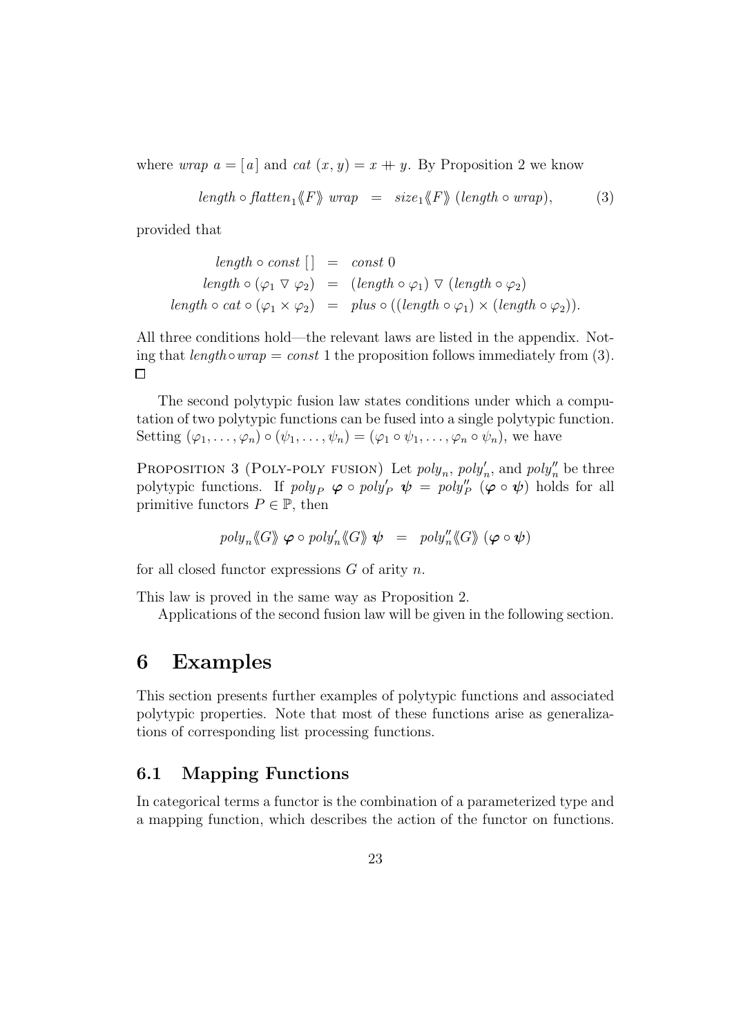where $wrap\ a = [a]$ and $cat\ (x, y) = x +\!\!+\ y$. By Proposition 2 we know

$$length \circ flatten_1\langle\!\langle F\rangle\!\rangle\ wrap \quad = \quad size_1\langle\!\langle F\rangle\!\rangle\ (length \circ wrap), \tag{3}$$

provided that

$$\begin{aligned} length \circ const\ [\,] &= const\ 0 \\ length \circ (\varphi_1 \triangledown \varphi_2) &= (length \circ \varphi_1) \triangledown (length \circ \varphi_2) \\ length \circ cat \circ (\varphi_1 \times \varphi_2) &= plus \circ ((length \circ \varphi_1) \times (length \circ \varphi_2)). \end{aligned}$$

All three conditions hold—the relevant laws are listed in the appendix. Noting that $length \circ wrap = const\ 1$ the proposition follows immediately from (3). □

The second polytypic fusion law states conditions under which a computation of two polytypic functions can be fused into a single polytypic function. Setting $(\varphi_1, \ldots, \varphi_n) \circ (\psi_1, \ldots, \psi_n) = (\varphi_1 \circ \psi_1, \ldots, \varphi_n \circ \psi_n)$, we have

Proposition 3 (Poly-poly fusion) Let $poly_n$, $poly'_n$, and $poly''_n$ be three polytypic functions. If $poly_P\ \boldsymbol{\varphi} \circ poly'_P\ \boldsymbol{\psi} = poly''_P\ (\boldsymbol{\varphi} \circ \boldsymbol{\psi})$ holds for all primitive functors $P \in \mathbb{P}$, then

$$poly_n\langle\!\langle G\rangle\!\rangle\ \boldsymbol{\varphi} \circ poly'_n\langle\!\langle G\rangle\!\rangle\ \boldsymbol{\psi} \quad = \quad poly''_n\langle\!\langle G\rangle\!\rangle\ (\boldsymbol{\varphi} \circ \boldsymbol{\psi})$$

for all closed functor expressions $G$ of arity $n$.

This law is proved in the same way as Proposition 2.

Applications of the second fusion law will be given in the following section.

# 6 Examples

This section presents further examples of polytypic functions and associated polytypic properties. Note that most of these functions arise as generalizations of corresponding list processing functions.

## 6.1 Mapping Functions

In categorical terms a functor is the combination of a parameterized type and a mapping function, which describes the action of the functor on functions.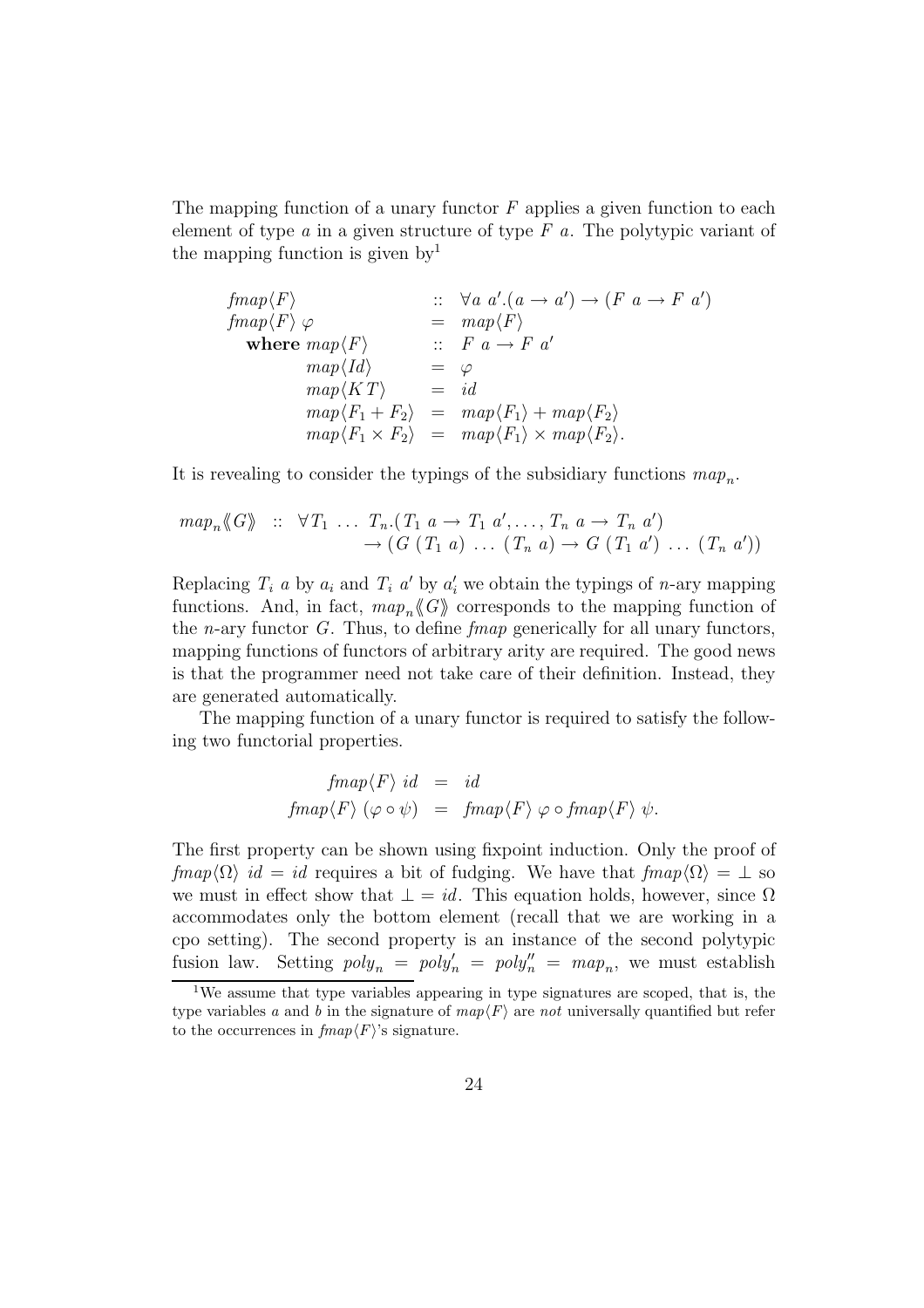The mapping function of a unary functor $F$ applies a given function to each element of type $a$ in a given structure of type $F\ a$. The polytypic variant of the mapping function is given by[1]

$$
\begin{array}{lcl}
\mathit{fmap}\langle F\rangle & :: & \forall a\ a'.(a \to a') \to (F\ a \to F\ a') \\
\mathit{fmap}\langle F\rangle\ \varphi & = & \mathit{map}\langle F\rangle \\
\quad \textbf{where}\ \mathit{map}\langle F\rangle & :: & F\ a \to F\ a' \\
\qquad\quad \mathit{map}\langle \mathit{Id}\rangle & = & \varphi \\
\qquad\quad \mathit{map}\langle K\,T\rangle & = & \mathit{id} \\
\qquad\quad \mathit{map}\langle F_1 + F_2\rangle & = & \mathit{map}\langle F_1\rangle + \mathit{map}\langle F_2\rangle \\
\qquad\quad \mathit{map}\langle F_1 \times F_2\rangle & = & \mathit{map}\langle F_1\rangle \times \mathit{map}\langle F_2\rangle.
\end{array}
$$

It is revealing to consider the typings of the subsidiary functions $\mathit{map}_n$.

$$
\begin{array}{lcl}
\mathit{map}_n\langle\!\langle G\rangle\!\rangle & :: & \forall T_1\ \ldots\ T_n.(T_1\ a \to T_1\ a', \ldots, T_n\ a \to T_n\ a') \\
& & \quad \to (G\ (T_1\ a)\ \ldots\ (T_n\ a) \to G\ (T_1\ a')\ \ldots\ (T_n\ a'))
\end{array}
$$

Replacing $T_i\ a$ by $a_i$ and $T_i\ a'$ by $a'_i$ we obtain the typings of $n$-ary mapping functions. And, in fact, $\mathit{map}_n\langle\!\langle G\rangle\!\rangle$ corresponds to the mapping function of the $n$-ary functor $G$. Thus, to define *fmap* generically for all unary functors, mapping functions of functors of arbitrary arity are required. The good news is that the programmer need not take care of their definition. Instead, they are generated automatically.

The mapping function of a unary functor is required to satisfy the following two functorial properties.

$$
\begin{array}{rcl}
\mathit{fmap}\langle F\rangle\ \mathit{id} & = & \mathit{id} \\
\mathit{fmap}\langle F\rangle\ (\varphi \circ \psi) & = & \mathit{fmap}\langle F\rangle\ \varphi \circ \mathit{fmap}\langle F\rangle\ \psi.
\end{array}
$$

The first property can be shown using fixpoint induction. Only the proof of $\mathit{fmap}\langle\Omega\rangle\ \mathit{id} = \mathit{id}$ requires a bit of fudging. We have that $\mathit{fmap}\langle\Omega\rangle = \bot$ so we must in effect show that $\bot = \mathit{id}$. This equation holds, however, since $\Omega$ accommodates only the bottom element (recall that we are working in a cpo setting). The second property is an instance of the second polytypic fusion law. Setting $\mathit{poly}_n = \mathit{poly}'_n = \mathit{poly}''_n = \mathit{map}_n$, we must establish

[1] We assume that type variables appearing in type signatures are scoped, that is, the type variables $a$ and $b$ in the signature of $\mathit{map}\langle F\rangle$ are *not* universally quantified but refer to the occurrences in $\mathit{fmap}\langle F\rangle$'s signature.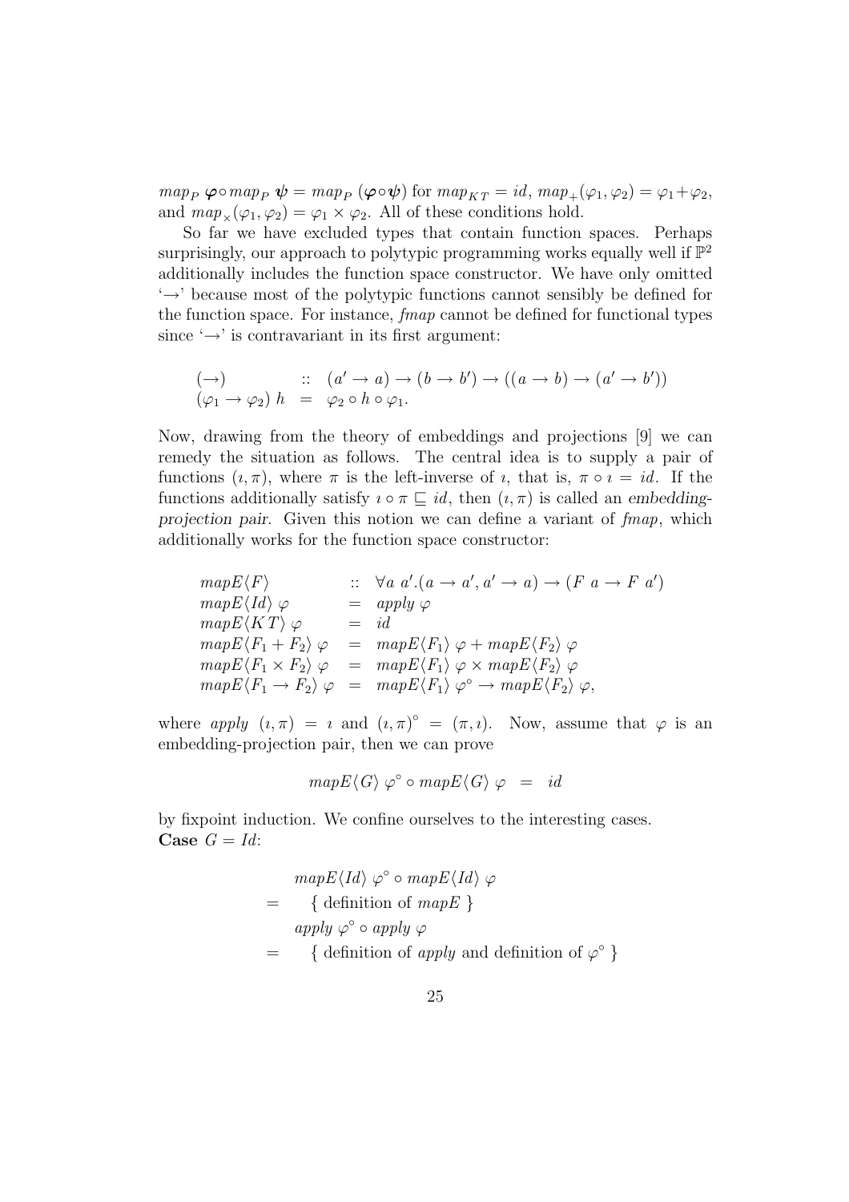$map_P\ \boldsymbol{\varphi} \circ map_P\ \boldsymbol{\psi} = map_P\ (\boldsymbol{\varphi} \circ \boldsymbol{\psi})$ for $map_{K\,T} = id$, $map_+(\varphi_1, \varphi_2) = \varphi_1 + \varphi_2$, and $map_\times(\varphi_1, \varphi_2) = \varphi_1 \times \varphi_2$. All of these conditions hold.

So far we have excluded types that contain function spaces. Perhaps surprisingly, our approach to polytypic programming works equally well if $\mathbb{P}^2$ additionally includes the function space constructor. We have only omitted '$\rightarrow$' because most of the polytypic functions cannot sensibly be defined for the function space. For instance, *fmap* cannot be defined for functional types since '$\rightarrow$' is contravariant in its first argument:

$$
\begin{array}{lcl}
(\rightarrow) & :: & (a' \rightarrow a) \rightarrow (b \rightarrow b') \rightarrow ((a \rightarrow b) \rightarrow (a' \rightarrow b')) \\
(\varphi_1 \rightarrow \varphi_2)\ h & = & \varphi_2 \circ h \circ \varphi_1.
\end{array}
$$

Now, drawing from the theory of embeddings and projections [9] we can remedy the situation as follows. The central idea is to supply a pair of functions $(\imath, \pi)$, where $\pi$ is the left-inverse of $\imath$, that is, $\pi \circ \imath = id$. If the functions additionally satisfy $\imath \circ \pi \sqsubseteq id$, then $(\imath, \pi)$ is called an *embedding-projection pair*. Given this notion we can define a variant of *fmap*, which additionally works for the function space constructor:

$$
\begin{array}{lcl}
mapE\langle F\rangle & :: & \forall a\ a'.(a \rightarrow a', a' \rightarrow a) \rightarrow (F\ a \rightarrow F\ a') \\
mapE\langle Id\rangle\ \varphi & = & apply\ \varphi \\
mapE\langle K\,T\rangle\ \varphi & = & id \\
mapE\langle F_1 + F_2\rangle\ \varphi & = & mapE\langle F_1\rangle\ \varphi + mapE\langle F_2\rangle\ \varphi \\
mapE\langle F_1 \times F_2\rangle\ \varphi & = & mapE\langle F_1\rangle\ \varphi \times mapE\langle F_2\rangle\ \varphi \\
mapE\langle F_1 \rightarrow F_2\rangle\ \varphi & = & mapE\langle F_1\rangle\ \varphi^\circ \rightarrow mapE\langle F_2\rangle\ \varphi,
\end{array}
$$

where $apply\ (\imath, \pi) = \imath$ and $(\imath, \pi)^\circ = (\pi, \imath)$. Now, assume that $\varphi$ is an embedding-projection pair, then we can prove

$$
mapE\langle G\rangle\ \varphi^\circ \circ mapE\langle G\rangle\ \varphi \ = \ id
$$

by fixpoint induction. We confine ourselves to the interesting cases.
**Case** $G = Id$:

$$
\begin{array}{ll}
 & mapE\langle Id\rangle\ \varphi^\circ \circ mapE\langle Id\rangle\ \varphi \\
= & \quad \{ \text{ definition of } mapE \ \} \\
 & apply\ \varphi^\circ \circ apply\ \varphi \\
= & \quad \{ \text{ definition of } apply \text{ and definition of } \varphi^\circ \ \}
\end{array}
$$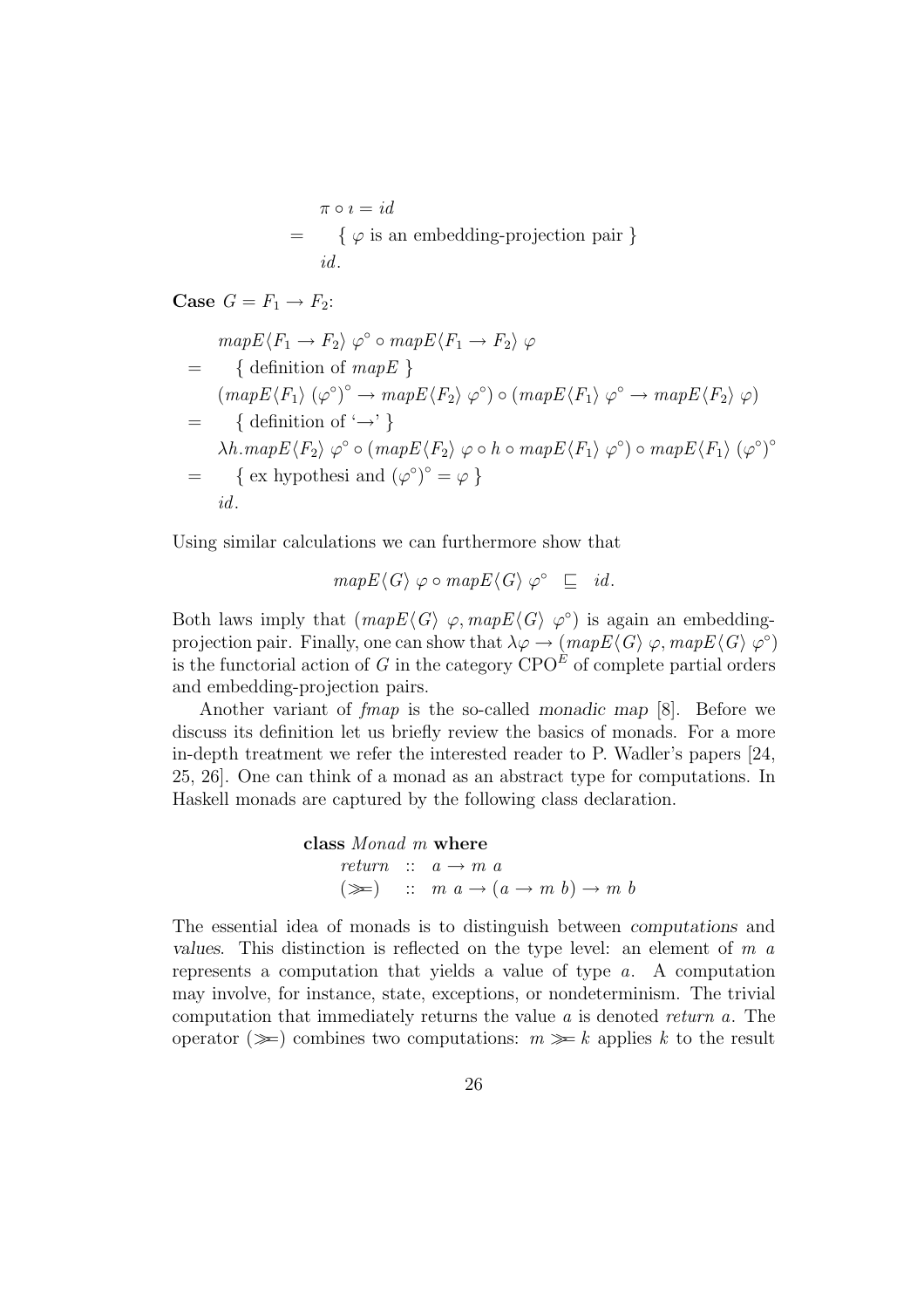$$
\begin{array}{ll}
& \pi \circ \imath = id \\
= & \quad \{ \ \varphi \text{ is an embedding-projection pair } \} \\
& id.
\end{array}
$$

**Case** $G = F_1 \rightarrow F_2$:

$$
\begin{array}{ll}
& mapE\langle F_1 \rightarrow F_2\rangle\ \varphi^\circ \circ mapE\langle F_1 \rightarrow F_2\rangle\ \varphi \\
= & \quad \{ \text{ definition of } mapE \ \} \\
& (mapE\langle F_1\rangle\ (\varphi^\circ)^\circ \rightarrow mapE\langle F_2\rangle\ \varphi^\circ) \circ (mapE\langle F_1\rangle\ \varphi^\circ \rightarrow mapE\langle F_2\rangle\ \varphi) \\
= & \quad \{ \text{ definition of `}\rightarrow\text{' } \} \\
& \lambda h. mapE\langle F_2\rangle\ \varphi^\circ \circ (mapE\langle F_2\rangle\ \varphi \circ h \circ mapE\langle F_1\rangle\ \varphi^\circ) \circ mapE\langle F_1\rangle\ (\varphi^\circ)^\circ \\
= & \quad \{ \text{ ex hypothesi and } (\varphi^\circ)^\circ = \varphi \ \} \\
& id.
\end{array}
$$

Using similar calculations we can furthermore show that

$$
mapE\langle G\rangle\ \varphi \circ mapE\langle G\rangle\ \varphi^\circ \quad \sqsubseteq \quad id.
$$

Both laws imply that $(mapE\langle G\rangle\ \varphi, mapE\langle G\rangle\ \varphi^\circ)$ is again an embedding-projection pair. Finally, one can show that $\lambda\varphi \rightarrow (mapE\langle G\rangle\ \varphi, mapE\langle G\rangle\ \varphi^\circ)$ is the functorial action of $G$ in the category $\mathrm{CPO}^E$ of complete partial orders and embedding-projection pairs.

Another variant of *fmap* is the so-called *monadic map* [8]. Before we discuss its definition let us briefly review the basics of monads. For a more in-depth treatment we refer the interested reader to P. Wadler's papers [24, 25, 26]. One can think of a monad as an abstract type for computations. In Haskell monads are captured by the following class declaration.

```
class Monad m where
    return  ::  a → m a
    (>>=)   ::  m a → (a → m b) → m b
```

The essential idea of monads is to distinguish between *computations* and *values*. This distinction is reflected on the type level: an element of $m\ a$ represents a computation that yields a value of type $a$. A computation may involve, for instance, state, exceptions, or nondeterminism. The trivial computation that immediately returns the value $a$ is denoted *return* $a$. The operator $(\gg\!=)$ combines two computations: $m \gg\!= k$ applies $k$ to the result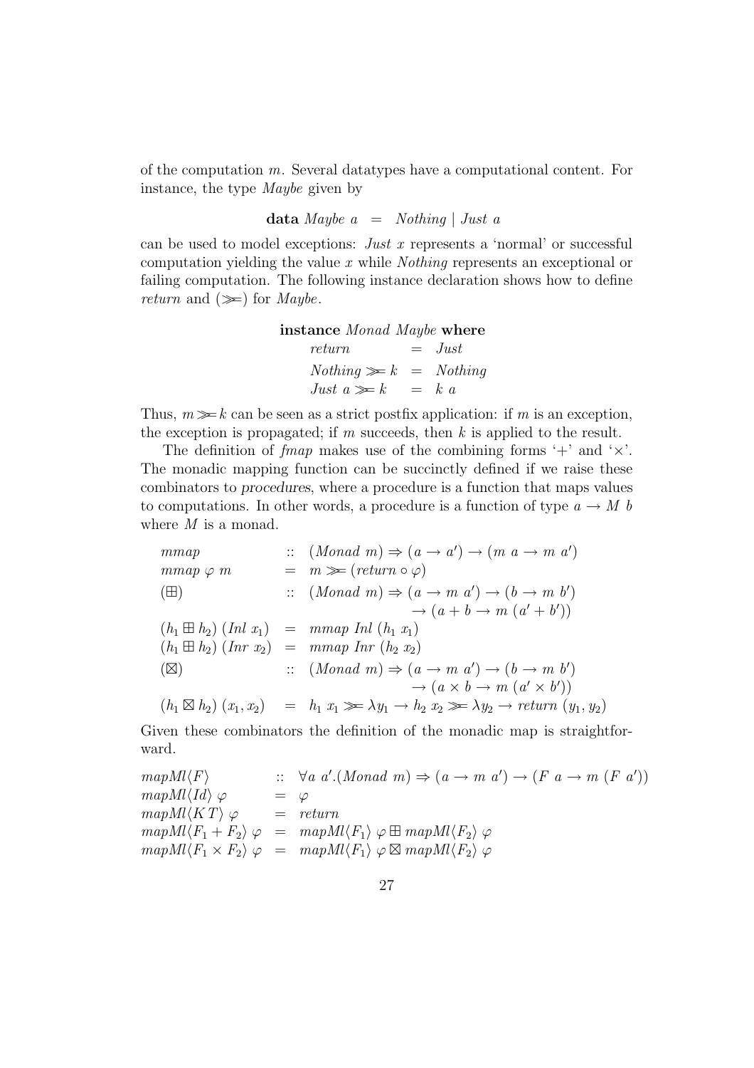of the computation $m$. Several datatypes have a computational content. For instance, the type *Maybe* given by

$$\textbf{data}\ \mathit{Maybe}\ a \ = \ \mathit{Nothing} \mid \mathit{Just}\ a$$

can be used to model exceptions: *Just* $x$ represents a 'normal' or successful computation yielding the value $x$ while *Nothing* represents an exceptional or failing computation. The following instance declaration shows how to define *return* and $(\gg\!=)$ for *Maybe*.

$$
\begin{array}{l}
\textbf{instance}\ \mathit{Monad}\ \mathit{Maybe}\ \textbf{where} \\
\quad \begin{array}{lcl}
\mathit{return} & = & \mathit{Just} \\
\mathit{Nothing} \gg\!= k & = & \mathit{Nothing} \\
\mathit{Just}\ a \gg\!= k & = & k\ a
\end{array}
\end{array}
$$

Thus, $m \gg\!= k$ can be seen as a strict postfix application: if $m$ is an exception, the exception is propagated; if $m$ succeeds, then $k$ is applied to the result.

The definition of *fmap* makes use of the combining forms '+' and '×'. The monadic mapping function can be succinctly defined if we raise these combinators to *procedures*, where a procedure is a function that maps values to computations. In other words, a procedure is a function of type $a \to M\ b$ where $M$ is a monad.

$$
\begin{array}{lcl}
\mathit{mmap} & :: & (\mathit{Monad}\ m) \Rightarrow (a \to a') \to (m\ a \to m\ a') \\
\mathit{mmap}\ \varphi\ m & = & m \gg\!= (\mathit{return} \circ \varphi) \\
(\boxplus) & :: & (\mathit{Monad}\ m) \Rightarrow (a \to m\ a') \to (b \to m\ b') \\
& & \quad \to (a + b \to m\ (a' + b')) \\
(h_1 \boxplus h_2)\ (\mathit{Inl}\ x_1) & = & \mathit{mmap}\ \mathit{Inl}\ (h_1\ x_1) \\
(h_1 \boxplus h_2)\ (\mathit{Inr}\ x_2) & = & \mathit{mmap}\ \mathit{Inr}\ (h_2\ x_2) \\
(\boxtimes) & :: & (\mathit{Monad}\ m) \Rightarrow (a \to m\ a') \to (b \to m\ b') \\
& & \quad \to (a \times b \to m\ (a' \times b')) \\
(h_1 \boxtimes h_2)\ (x_1, x_2) & = & h_1\ x_1 \gg\!= \lambda y_1 \to h_2\ x_2 \gg\!= \lambda y_2 \to \mathit{return}\ (y_1, y_2)
\end{array}
$$

Given these combinators the definition of the monadic map is straightforward.

$$
\begin{array}{lcl}
\mathit{mapMl}\langle F\rangle & :: & \forall a\ a'.(\mathit{Monad}\ m) \Rightarrow (a \to m\ a') \to (F\ a \to m\ (F\ a')) \\
\mathit{mapMl}\langle \mathit{Id}\rangle\ \varphi & = & \varphi \\
\mathit{mapMl}\langle K\,T\rangle\ \varphi & = & \mathit{return} \\
\mathit{mapMl}\langle F_1 + F_2\rangle\ \varphi & = & \mathit{mapMl}\langle F_1\rangle\ \varphi \boxplus \mathit{mapMl}\langle F_2\rangle\ \varphi \\
\mathit{mapMl}\langle F_1 \times F_2\rangle\ \varphi & = & \mathit{mapMl}\langle F_1\rangle\ \varphi \boxtimes \mathit{mapMl}\langle F_2\rangle\ \varphi
\end{array}
$$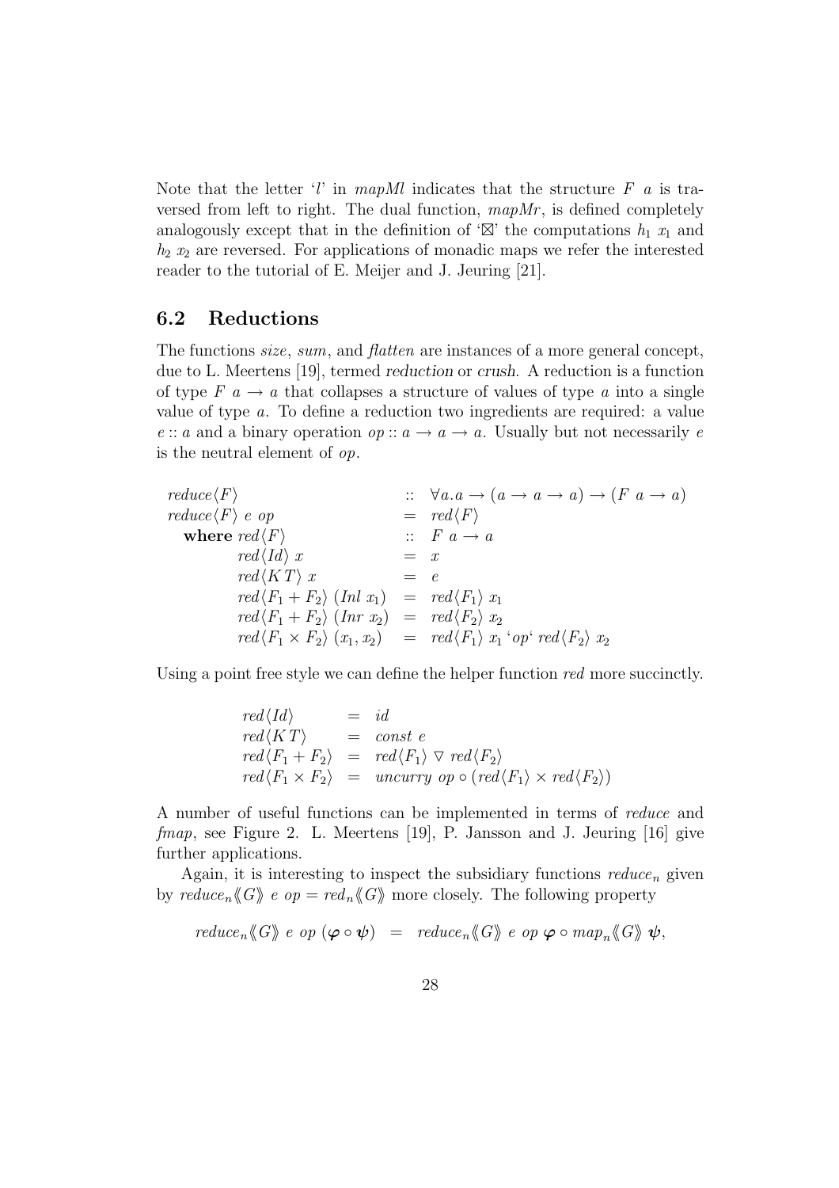Note that the letter '$l$' in *mapMl* indicates that the structure $F\ a$ is traversed from left to right. The dual function, *mapMr*, is defined completely analogously except that in the definition of '$\boxtimes$' the computations $h_1\ x_1$ and $h_2\ x_2$ are reversed. For applications of monadic maps we refer the interested reader to the tutorial of E. Meijer and J. Jeuring [21].

## 6.2 Reductions

The functions *size*, *sum*, and *flatten* are instances of a more general concept, due to L. Meertens [19], termed reduction or crush. A reduction is a function of type $F\ a \to a$ that collapses a structure of values of type $a$ into a single value of type $a$. To define a reduction two ingredients are required: a value $e :: a$ and a binary operation $op :: a \to a \to a$. Usually but not necessarily $e$ is the neutral element of $op$.

$$
\begin{array}{lcl}
\mathit{reduce}\langle F\rangle & :: & \forall a. a \to (a \to a \to a) \to (F\ a \to a) \\
\mathit{reduce}\langle F\rangle\ e\ op & = & \mathit{red}\langle F\rangle \\
\quad \textbf{where}\ \mathit{red}\langle F\rangle & :: & F\ a \to a \\
\qquad \mathit{red}\langle Id\rangle\ x & = & x \\
\qquad \mathit{red}\langle K\,T\rangle\ x & = & e \\
\qquad \mathit{red}\langle F_1 + F_2\rangle\ (\mathit{Inl}\ x_1) & = & \mathit{red}\langle F_1\rangle\ x_1 \\
\qquad \mathit{red}\langle F_1 + F_2\rangle\ (\mathit{Inr}\ x_2) & = & \mathit{red}\langle F_2\rangle\ x_2 \\
\qquad \mathit{red}\langle F_1 \times F_2\rangle\ (x_1, x_2) & = & \mathit{red}\langle F_1\rangle\ x_1\ \text{`}op\text{`}\ \mathit{red}\langle F_2\rangle\ x_2
\end{array}
$$

Using a point free style we can define the helper function *red* more succinctly.

$$
\begin{array}{lcl}
\mathit{red}\langle Id\rangle & = & \mathit{id} \\
\mathit{red}\langle K\,T\rangle & = & \mathit{const}\ e \\
\mathit{red}\langle F_1 + F_2\rangle & = & \mathit{red}\langle F_1\rangle \ \triangledown\ \mathit{red}\langle F_2\rangle \\
\mathit{red}\langle F_1 \times F_2\rangle & = & \mathit{uncurry}\ op \circ (\mathit{red}\langle F_1\rangle \times \mathit{red}\langle F_2\rangle)
\end{array}
$$

A number of useful functions can be implemented in terms of *reduce* and *fmap*, see Figure 2. L. Meertens [19], P. Jansson and J. Jeuring [16] give further applications.

Again, it is interesting to inspect the subsidiary functions $\mathit{reduce}_n$ given by $\mathit{reduce}_n\langle\!\langle G\rangle\!\rangle\ e\ op = \mathit{red}_n\langle\!\langle G\rangle\!\rangle$ more closely. The following property

$$
\mathit{reduce}_n\langle\!\langle G\rangle\!\rangle\ e\ op\ (\boldsymbol{\varphi} \circ \boldsymbol{\psi}) \quad = \quad \mathit{reduce}_n\langle\!\langle G\rangle\!\rangle\ e\ op\ \boldsymbol{\varphi} \circ \mathit{map}_n\langle\!\langle G\rangle\!\rangle\ \boldsymbol{\psi},
$$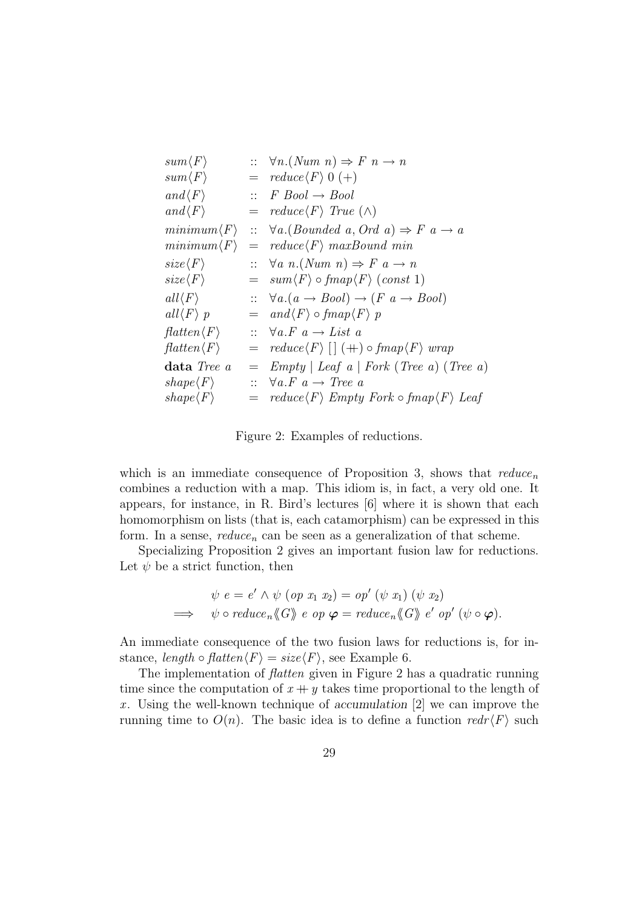$$
\begin{array}{lcl}
sum\langle F\rangle & :: & \forall n.(Num\ n) \Rightarrow F\ n \rightarrow n \\
sum\langle F\rangle & = & reduce\langle F\rangle\ 0\ (+) \\
and\langle F\rangle & :: & F\ Bool \rightarrow Bool \\
and\langle F\rangle & = & reduce\langle F\rangle\ True\ (\wedge) \\
minimum\langle F\rangle & :: & \forall a.(Bounded\ a, Ord\ a) \Rightarrow F\ a \rightarrow a \\
minimum\langle F\rangle & = & reduce\langle F\rangle\ maxBound\ min \\
size\langle F\rangle & :: & \forall a\ n.(Num\ n) \Rightarrow F\ a \rightarrow n \\
size\langle F\rangle & = & sum\langle F\rangle \circ fmap\langle F\rangle\ (const\ 1) \\
all\langle F\rangle & :: & \forall a.(a \rightarrow Bool) \rightarrow (F\ a \rightarrow Bool) \\
all\langle F\rangle\ p & = & and\langle F\rangle \circ fmap\langle F\rangle\ p \\
flatten\langle F\rangle & :: & \forall a.F\ a \rightarrow List\ a \\
flatten\langle F\rangle & = & reduce\langle F\rangle\ [\,]\ (+\!\!+) \circ fmap\langle F\rangle\ wrap \\
\textbf{data}\ Tree\ a & = & Empty \mid Leaf\ a \mid Fork\ (Tree\ a)\ (Tree\ a) \\
shape\langle F\rangle & :: & \forall a.F\ a \rightarrow Tree\ a \\
shape\langle F\rangle & = & reduce\langle F\rangle\ Empty\ Fork \circ fmap\langle F\rangle\ Leaf
\end{array}
$$

Figure 2: Examples of reductions.

which is an immediate consequence of Proposition 3, shows that $reduce_n$ combines a reduction with a map. This idiom is, in fact, a very old one. It appears, for instance, in R. Bird's lectures [6] where it is shown that each homomorphism on lists (that is, each catamorphism) can be expressed in this form. In a sense, $reduce_n$ can be seen as a generalization of that scheme.

Specializing Proposition 2 gives an important fusion law for reductions. Let $\psi$ be a strict function, then

$$
\begin{array}{ll}
& \psi\ e = e' \wedge \psi\ (op\ x_1\ x_2) = op'\ (\psi\ x_1)\ (\psi\ x_2) \\
\Longrightarrow & \psi \circ reduce_n \langle\!\langle G \rangle\!\rangle\ e\ op\ \boldsymbol{\varphi} = reduce_n \langle\!\langle G \rangle\!\rangle\ e'\ op'\ (\psi \circ \boldsymbol{\varphi}).
\end{array}
$$

An immediate consequence of the two fusion laws for reductions is, for instance, $length \circ flatten\langle F\rangle = size\langle F\rangle$, see Example 6.

The implementation of *flatten* given in Figure 2 has a quadratic running time since the computation of $x +\!\!+ y$ takes time proportional to the length of $x$. Using the well-known technique of *accumulation* [2] we can improve the running time to $O(n)$. The basic idea is to define a function $redr\langle F\rangle$ such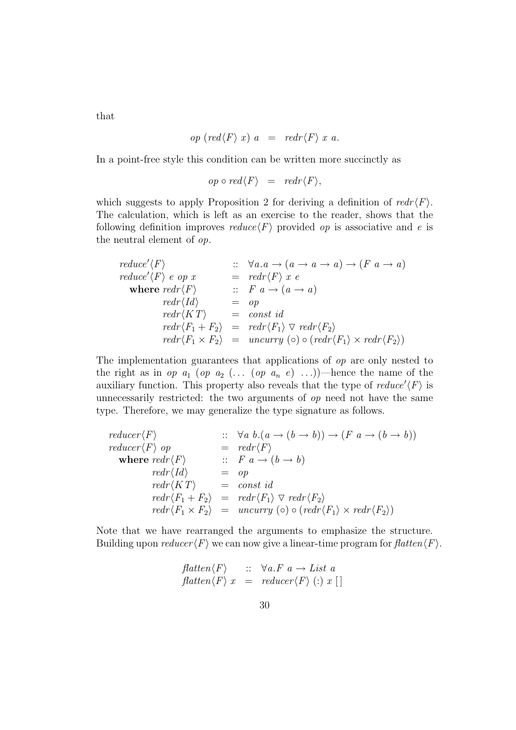that

$$op\ (red\langle F\rangle\ x)\ a \;=\; redr\langle F\rangle\ x\ a.$$

In a point-free style this condition can be written more succinctly as

$$op \circ red\langle F\rangle \;=\; redr\langle F\rangle,$$

which suggests to apply Proposition 2 for deriving a definition of $redr\langle F\rangle$. The calculation, which is left as an exercise to the reader, shows that the following definition improves $reduce\langle F\rangle$ provided $op$ is associative and $e$ is the neutral element of $op$.

$$\begin{array}{lcl}
reduce'\langle F\rangle & :: & \forall a.a \to (a \to a \to a) \to (F\ a \to a)\\
reduce'\langle F\rangle\ e\ op\ x & = & redr\langle F\rangle\ x\ e\\
\quad \textbf{where}\ redr\langle F\rangle & :: & F\ a \to (a \to a)\\
\qquad\quad redr\langle Id\rangle & = & op\\
\qquad\quad redr\langle K\,T\rangle & = & const\ id\\
\qquad\quad redr\langle F_1 + F_2\rangle & = & redr\langle F_1\rangle \triangledown redr\langle F_2\rangle\\
\qquad\quad redr\langle F_1 \times F_2\rangle & = & uncurry\ (\circ) \circ (redr\langle F_1\rangle \times redr\langle F_2\rangle)
\end{array}$$

The implementation guarantees that applications of $op$ are only nested to the right as in $op\ a_1\ (op\ a_2\ (\ldots\ (op\ a_n\ e)\ \ldots))$—hence the name of the auxiliary function. This property also reveals that the type of $reduce'\langle F\rangle$ is unnecessarily restricted: the two arguments of $op$ need not have the same type. Therefore, we may generalize the type signature as follows.

$$\begin{array}{lcl}
reducer\langle F\rangle & :: & \forall a\ b.(a \to (b \to b)) \to (F\ a \to (b \to b))\\
reducer\langle F\rangle\ op & = & redr\langle F\rangle\\
\quad \textbf{where}\ redr\langle F\rangle & :: & F\ a \to (b \to b)\\
\qquad\quad redr\langle Id\rangle & = & op\\
\qquad\quad redr\langle K\,T\rangle & = & const\ id\\
\qquad\quad redr\langle F_1 + F_2\rangle & = & redr\langle F_1\rangle \triangledown redr\langle F_2\rangle\\
\qquad\quad redr\langle F_1 \times F_2\rangle & = & uncurry\ (\circ) \circ (redr\langle F_1\rangle \times redr\langle F_2\rangle)
\end{array}$$

Note that we have rearranged the arguments to emphasize the structure. Building upon $reducer\langle F\rangle$ we can now give a linear-time program for $flatten\langle F\rangle$.

$$\begin{array}{lcl}
flatten\langle F\rangle & :: & \forall a.F\ a \to List\ a\\
flatten\langle F\rangle\ x & = & reducer\langle F\rangle\ (:)\ x\ [\,]
\end{array}$$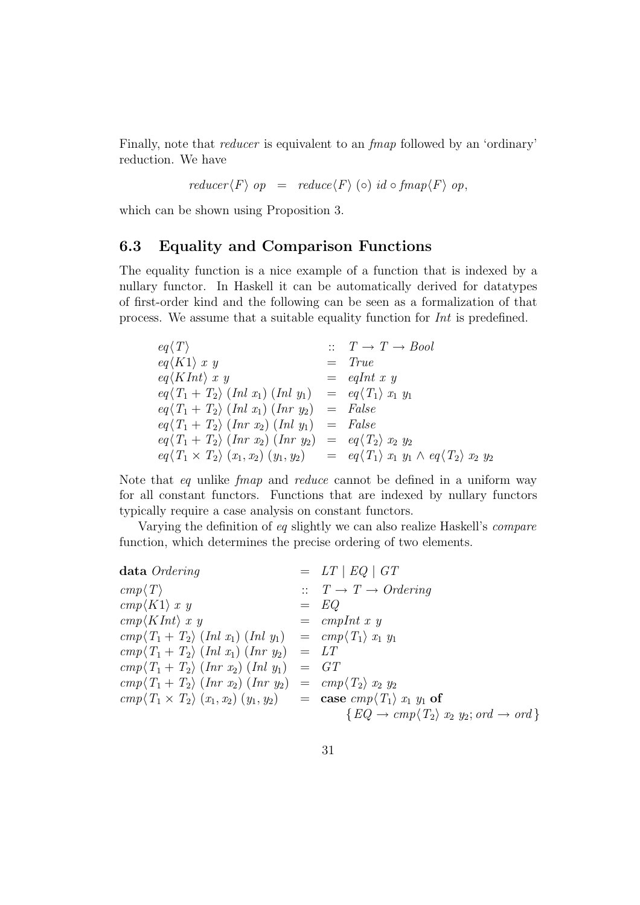Finally, note that *reducer* is equivalent to an *fmap* followed by an 'ordinary' reduction. We have

$$\mathit{reducer}\langle F\rangle\ \mathit{op} \quad = \quad \mathit{reduce}\langle F\rangle\ (\circ)\ \mathit{id} \circ \mathit{fmap}\langle F\rangle\ \mathit{op},$$

which can be shown using Proposition 3.

### 6.3 Equality and Comparison Functions

The equality function is a nice example of a function that is indexed by a nullary functor. In Haskell it can be automatically derived for datatypes of first-order kind and the following can be seen as a formalization of that process. We assume that a suitable equality function for *Int* is predefined.

$$
\begin{array}{lcl}
\mathit{eq}\langle T\rangle & :: & T \to T \to \mathit{Bool} \\
\mathit{eq}\langle K1\rangle\ x\ y & = & \mathit{True} \\
\mathit{eq}\langle K\mathit{Int}\rangle\ x\ y & = & \mathit{eqInt}\ x\ y \\
\mathit{eq}\langle T_1 + T_2\rangle\ (\mathit{Inl}\ x_1)\ (\mathit{Inl}\ y_1) & = & \mathit{eq}\langle T_1\rangle\ x_1\ y_1 \\
\mathit{eq}\langle T_1 + T_2\rangle\ (\mathit{Inl}\ x_1)\ (\mathit{Inr}\ y_2) & = & \mathit{False} \\
\mathit{eq}\langle T_1 + T_2\rangle\ (\mathit{Inr}\ x_2)\ (\mathit{Inl}\ y_1) & = & \mathit{False} \\
\mathit{eq}\langle T_1 + T_2\rangle\ (\mathit{Inr}\ x_2)\ (\mathit{Inr}\ y_2) & = & \mathit{eq}\langle T_2\rangle\ x_2\ y_2 \\
\mathit{eq}\langle T_1 \times T_2\rangle\ (x_1, x_2)\ (y_1, y_2) & = & \mathit{eq}\langle T_1\rangle\ x_1\ y_1 \wedge \mathit{eq}\langle T_2\rangle\ x_2\ y_2
\end{array}
$$

Note that *eq* unlike *fmap* and *reduce* cannot be defined in a uniform way for all constant functors. Functions that are indexed by nullary functors typically require a case analysis on constant functors.

Varying the definition of *eq* slightly we can also realize Haskell's *compare* function, which determines the precise ordering of two elements.

$$
\begin{array}{lcl}
\textbf{data}\ \mathit{Ordering} & = & \mathit{LT} \mid \mathit{EQ} \mid \mathit{GT} \\
\mathit{cmp}\langle T\rangle & :: & T \to T \to \mathit{Ordering} \\
\mathit{cmp}\langle K1\rangle\ x\ y & = & \mathit{EQ} \\
\mathit{cmp}\langle K\mathit{Int}\rangle\ x\ y & = & \mathit{cmpInt}\ x\ y \\
\mathit{cmp}\langle T_1 + T_2\rangle\ (\mathit{Inl}\ x_1)\ (\mathit{Inl}\ y_1) & = & \mathit{cmp}\langle T_1\rangle\ x_1\ y_1 \\
\mathit{cmp}\langle T_1 + T_2\rangle\ (\mathit{Inl}\ x_1)\ (\mathit{Inr}\ y_2) & = & \mathit{LT} \\
\mathit{cmp}\langle T_1 + T_2\rangle\ (\mathit{Inr}\ x_2)\ (\mathit{Inl}\ y_1) & = & \mathit{GT} \\
\mathit{cmp}\langle T_1 + T_2\rangle\ (\mathit{Inr}\ x_2)\ (\mathit{Inr}\ y_2) & = & \mathit{cmp}\langle T_2\rangle\ x_2\ y_2 \\
\mathit{cmp}\langle T_1 \times T_2\rangle\ (x_1, x_2)\ (y_1, y_2) & = & \textbf{case}\ \mathit{cmp}\langle T_1\rangle\ x_1\ y_1\ \textbf{of} \\
 & & \quad \{\mathit{EQ} \to \mathit{cmp}\langle T_2\rangle\ x_2\ y_2; \mathit{ord} \to \mathit{ord}\}
\end{array}
$$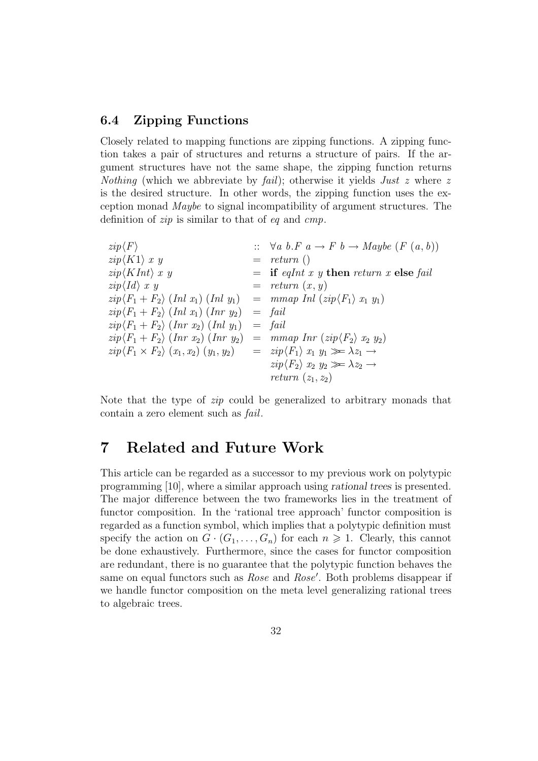### 6.4 Zipping Functions

Closely related to mapping functions are zipping functions. A zipping function takes a pair of structures and returns a structure of pairs. If the argument structures have not the same shape, the zipping function returns *Nothing* (which we abbreviate by *fail*); otherwise it yields *Just z* where *z* is the desired structure. In other words, the zipping function uses the exception monad *Maybe* to signal incompatibility of argument structures. The definition of *zip* is similar to that of *eq* and *cmp*.

$$
\begin{array}{lcl}
zip\langle F\rangle & :: & \forall a\ b.F\ a \rightarrow F\ b \rightarrow Maybe\ (F\ (a,b)) \\
zip\langle K1\rangle\ x\ y & = & return\ () \\
zip\langle KInt\rangle\ x\ y & = & \mathbf{if}\ eqInt\ x\ y\ \mathbf{then}\ return\ x\ \mathbf{else}\ fail \\
zip\langle Id\rangle\ x\ y & = & return\ (x,y) \\
zip\langle F_1 + F_2\rangle\ (Inl\ x_1)\ (Inl\ y_1) & = & mmap\ Inl\ (zip\langle F_1\rangle\ x_1\ y_1) \\
zip\langle F_1 + F_2\rangle\ (Inl\ x_1)\ (Inr\ y_2) & = & fail \\
zip\langle F_1 + F_2\rangle\ (Inr\ x_2)\ (Inl\ y_1) & = & fail \\
zip\langle F_1 + F_2\rangle\ (Inr\ x_2)\ (Inr\ y_2) & = & mmap\ Inr\ (zip\langle F_2\rangle\ x_2\ y_2) \\
zip\langle F_1 \times F_2\rangle\ (x_1,x_2)\ (y_1,y_2) & = & zip\langle F_1\rangle\ x_1\ y_1 \ggg \lambda z_1 \rightarrow \\
 & & zip\langle F_2\rangle\ x_2\ y_2 \ggg \lambda z_2 \rightarrow \\
 & & return\ (z_1,z_2)
\end{array}
$$

Note that the type of *zip* could be generalized to arbitrary monads that contain a zero element such as *fail*.

# 7 Related and Future Work

This article can be regarded as a successor to my previous work on polytypic programming [10], where a similar approach using *rational trees* is presented. The major difference between the two frameworks lies in the treatment of functor composition. In the 'rational tree approach' functor composition is regarded as a function symbol, which implies that a polytypic definition must specify the action on $G \cdot (G_1, \ldots, G_n)$ for each $n \geqslant 1$. Clearly, this cannot be done exhaustively. Furthermore, since the cases for functor composition are redundant, there is no guarantee that the polytypic function behaves the same on equal functors such as *Rose* and *Rose*′. Both problems disappear if we handle functor composition on the meta level generalizing rational trees to algebraic trees.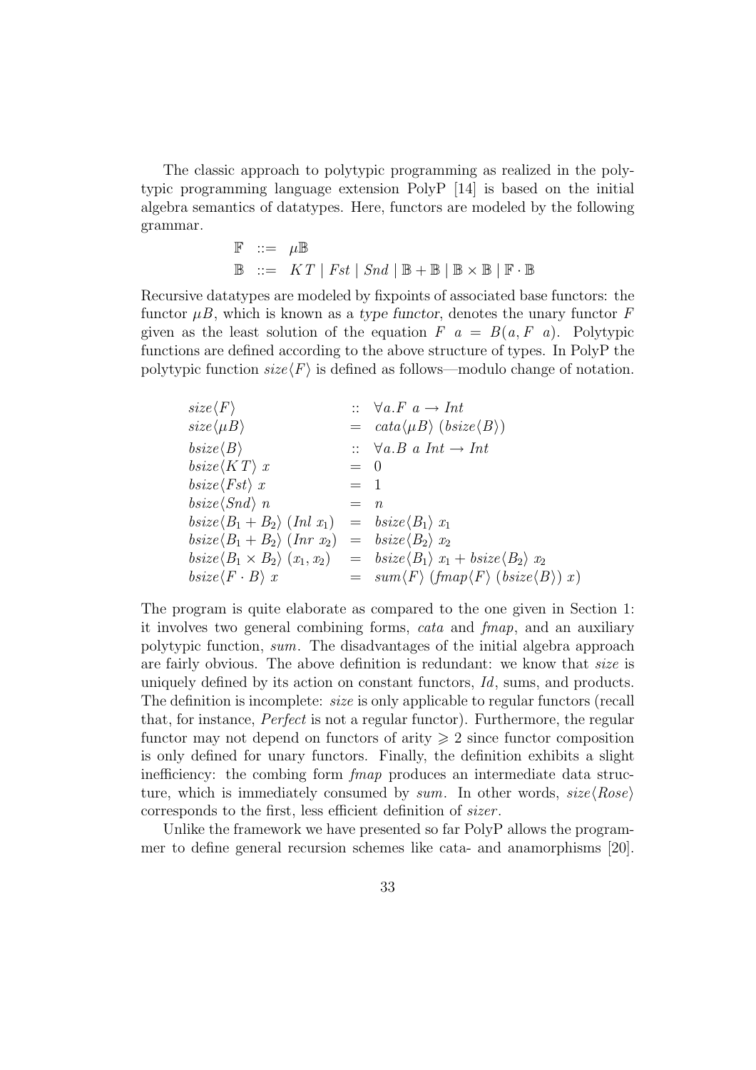The classic approach to polytypic programming as realized in the polytypic programming language extension PolyP [14] is based on the initial algebra semantics of datatypes. Here, functors are modeled by the following grammar.

$$
\begin{array}{lcl}
\mathbb{F} & ::= & \mu\mathbb{B} \\
\mathbb{B} & ::= & K\,T \mid \mathit{Fst} \mid \mathit{Snd} \mid \mathbb{B} + \mathbb{B} \mid \mathbb{B} \times \mathbb{B} \mid \mathbb{F} \cdot \mathbb{B}
\end{array}
$$

Recursive datatypes are modeled by fixpoints of associated base functors: the functor $\mu B$, which is known as a *type functor*, denotes the unary functor $F$ given as the least solution of the equation $F\ a = B(a, F\ a)$. Polytypic functions are defined according to the above structure of types. In PolyP the polytypic function $\mathit{size}\langle F\rangle$ is defined as follows—modulo change of notation.

$$
\begin{array}{lcl}
\mathit{size}\langle F\rangle & :: & \forall a.F\ a \rightarrow \mathit{Int} \\
\mathit{size}\langle \mu B\rangle & = & \mathit{cata}\langle \mu B\rangle\ (\mathit{bsize}\langle B\rangle) \\
\mathit{bsize}\langle B\rangle & :: & \forall a.B\ a\ \mathit{Int} \rightarrow \mathit{Int} \\
\mathit{bsize}\langle K\,T\rangle\ x & = & 0 \\
\mathit{bsize}\langle \mathit{Fst}\rangle\ x & = & 1 \\
\mathit{bsize}\langle \mathit{Snd}\rangle\ n & = & n \\
\mathit{bsize}\langle B_1 + B_2\rangle\ (\mathit{Inl}\ x_1) & = & \mathit{bsize}\langle B_1\rangle\ x_1 \\
\mathit{bsize}\langle B_1 + B_2\rangle\ (\mathit{Inr}\ x_2) & = & \mathit{bsize}\langle B_2\rangle\ x_2 \\
\mathit{bsize}\langle B_1 \times B_2\rangle\ (x_1, x_2) & = & \mathit{bsize}\langle B_1\rangle\ x_1 + \mathit{bsize}\langle B_2\rangle\ x_2 \\
\mathit{bsize}\langle F \cdot B\rangle\ x & = & \mathit{sum}\langle F\rangle\ (\mathit{fmap}\langle F\rangle\ (\mathit{bsize}\langle B\rangle)\ x)
\end{array}
$$

The program is quite elaborate as compared to the one given in Section 1: it involves two general combining forms, *cata* and *fmap*, and an auxiliary polytypic function, *sum*. The disadvantages of the initial algebra approach are fairly obvious. The above definition is redundant: we know that *size* is uniquely defined by its action on constant functors, *Id*, sums, and products. The definition is incomplete: *size* is only applicable to regular functors (recall that, for instance, *Perfect* is not a regular functor). Furthermore, the regular functor may not depend on functors of arity $\geqslant 2$ since functor composition is only defined for unary functors. Finally, the definition exhibits a slight inefficiency: the combing form *fmap* produces an intermediate data structure, which is immediately consumed by *sum*. In other words, $\mathit{size}\langle \mathit{Rose}\rangle$ corresponds to the first, less efficient definition of *sizer*.

Unlike the framework we have presented so far PolyP allows the programmer to define general recursion schemes like cata- and anamorphisms [20].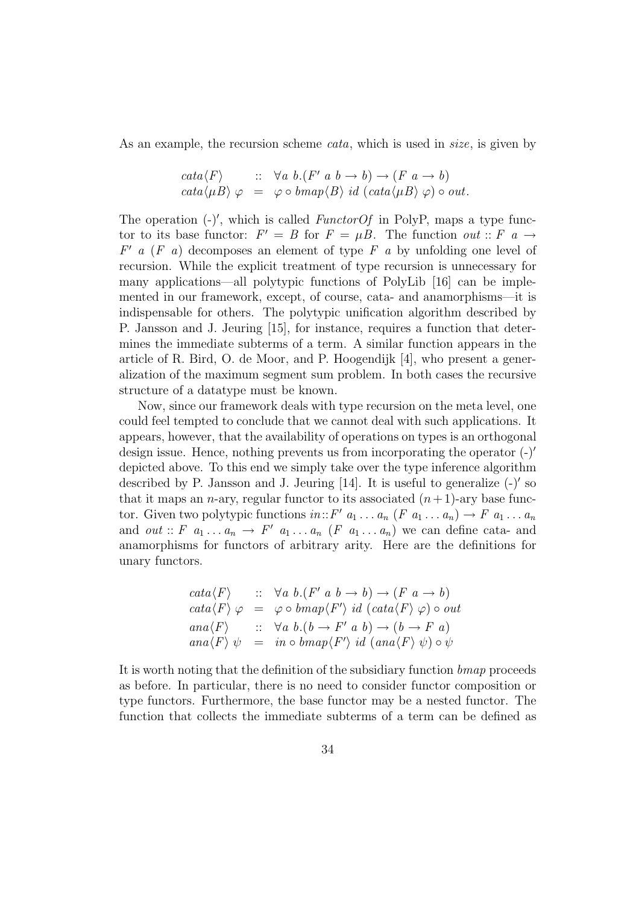As an example, the recursion scheme *cata*, which is used in *size*, is given by

$$
\begin{array}{lcl}
cata\langle F\rangle & :: & \forall a\ b.(F'\ a\ b \rightarrow b) \rightarrow (F\ a \rightarrow b) \\
cata\langle \mu B\rangle\ \varphi & = & \varphi \circ bmap\langle B\rangle\ id\ (cata\langle \mu B\rangle\ \varphi) \circ out.
\end{array}
$$

The operation $(\text{-})'$, which is called *FunctorOf* in PolyP, maps a type functor to its base functor: $F' = B$ for $F = \mu B$. The function $out :: F\ a \rightarrow F'\ a\ (F\ a)$ decomposes an element of type $F\ a$ by unfolding one level of recursion. While the explicit treatment of type recursion is unnecessary for many applications—all polytypic functions of PolyLib [16] can be implemented in our framework, except, of course, cata- and anamorphisms—it is indispensable for others. The polytypic unification algorithm described by P. Jansson and J. Jeuring [15], for instance, requires a function that determines the immediate subterms of a term. A similar function appears in the article of R. Bird, O. de Moor, and P. Hoogendijk [4], who present a generalization of the maximum segment sum problem. In both cases the recursive structure of a datatype must be known.

Now, since our framework deals with type recursion on the meta level, one could feel tempted to conclude that we cannot deal with such applications. It appears, however, that the availability of operations on types is an orthogonal design issue. Hence, nothing prevents us from incorporating the operator $(\text{-})'$ depicted above. To this end we simply take over the type inference algorithm described by P. Jansson and J. Jeuring [14]. It is useful to generalize $(\text{-})'$ so that it maps an $n$-ary, regular functor to its associated $(n+1)$-ary base functor. Given two polytypic functions $in :: F'\ a_1 \ldots a_n\ (F\ a_1 \ldots a_n) \rightarrow F\ a_1 \ldots a_n$ and $out :: F\ a_1 \ldots a_n \rightarrow F'\ a_1 \ldots a_n\ (F\ a_1 \ldots a_n)$ we can define cata- and anamorphisms for functors of arbitrary arity. Here are the definitions for unary functors.

$$
\begin{array}{lcl}
cata\langle F\rangle & :: & \forall a\ b.(F'\ a\ b \rightarrow b) \rightarrow (F\ a \rightarrow b) \\
cata\langle F\rangle\ \varphi & = & \varphi \circ bmap\langle F'\rangle\ id\ (cata\langle F\rangle\ \varphi) \circ out \\
ana\langle F\rangle & :: & \forall a\ b.(b \rightarrow F'\ a\ b) \rightarrow (b \rightarrow F\ a) \\
ana\langle F\rangle\ \psi & = & in \circ bmap\langle F'\rangle\ id\ (ana\langle F\rangle\ \psi) \circ \psi
\end{array}
$$

It is worth noting that the definition of the subsidiary function *bmap* proceeds as before. In particular, there is no need to consider functor composition or type functors. Furthermore, the base functor may be a nested functor. The function that collects the immediate subterms of a term can be defined as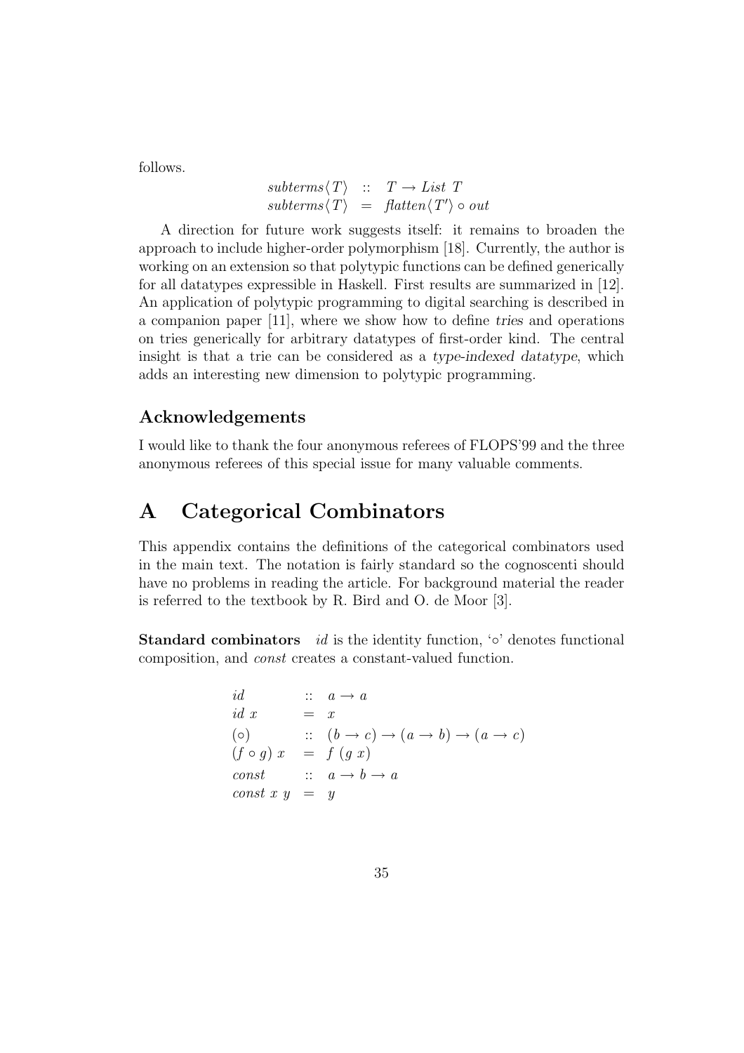follows.

$$
\begin{array}{lcl}
\mathit{subterms}\langle T\rangle & :: & T \rightarrow \mathit{List}\ T \\
\mathit{subterms}\langle T\rangle & = & \mathit{flatten}\langle T'\rangle \circ \mathit{out}
\end{array}
$$

A direction for future work suggests itself: it remains to broaden the approach to include higher-order polymorphism [18]. Currently, the author is working on an extension so that polytypic functions can be defined generically for all datatypes expressible in Haskell. First results are summarized in [12]. An application of polytypic programming to digital searching is described in a companion paper [11], where we show how to define *tries* and operations on tries generically for arbitrary datatypes of first-order kind. The central insight is that a trie can be considered as a *type-indexed datatype*, which adds an interesting new dimension to polytypic programming.

## Acknowledgements

I would like to thank the four anonymous referees of FLOPS'99 and the three anonymous referees of this special issue for many valuable comments.

# A Categorical Combinators

This appendix contains the definitions of the categorical combinators used in the main text. The notation is fairly standard so the cognoscenti should have no problems in reading the article. For background material the reader is referred to the textbook by R. Bird and O. de Moor [3].

**Standard combinators** $\mathit{id}$ is the identity function, '$\circ$' denotes functional composition, and $\mathit{const}$ creates a constant-valued function.

$$
\begin{array}{lcl}
\mathit{id} & :: & a \rightarrow a \\
\mathit{id}\ x & = & x \\
(\circ) & :: & (b \rightarrow c) \rightarrow (a \rightarrow b) \rightarrow (a \rightarrow c) \\
(f \circ g)\ x & = & f\ (g\ x) \\
\mathit{const} & :: & a \rightarrow b \rightarrow a \\
\mathit{const}\ x\ y & = & y
\end{array}
$$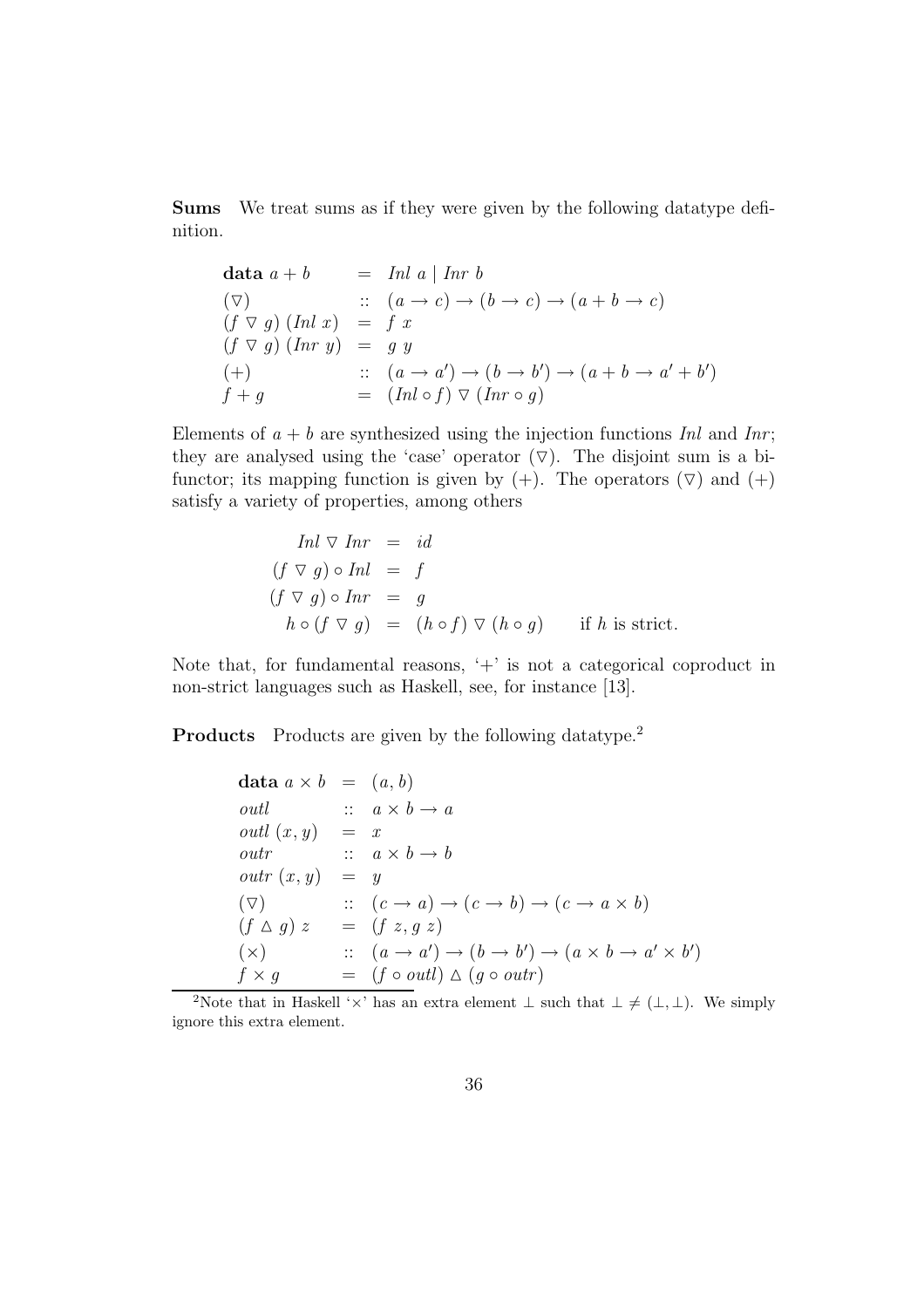**Sums** We treat sums as if they were given by the following datatype definition.

$$
\begin{array}{lcl}
\mathbf{data}\ a + b & = & \mathit{Inl}\ a \mid \mathit{Inr}\ b \\
(\triangledown) & :: & (a \to c) \to (b \to c) \to (a + b \to c) \\
(f \triangledown g)\ (\mathit{Inl}\ x) & = & f\ x \\
(f \triangledown g)\ (\mathit{Inr}\ y) & = & g\ y \\
(+) & :: & (a \to a') \to (b \to b') \to (a + b \to a' + b') \\
f + g & = & (\mathit{Inl} \circ f) \triangledown (\mathit{Inr} \circ g)
\end{array}
$$

Elements of $a + b$ are synthesized using the injection functions *Inl* and *Inr*; they are analysed using the 'case' operator $(\triangledown)$. The disjoint sum is a bifunctor; its mapping function is given by $(+)$. The operators $(\triangledown)$ and $(+)$ satisfy a variety of properties, among others

$$
\begin{array}{rcll}
\mathit{Inl} \triangledown \mathit{Inr} & = & \mathit{id} & \\
(f \triangledown g) \circ \mathit{Inl} & = & f & \\
(f \triangledown g) \circ \mathit{Inr} & = & g & \\
h \circ (f \triangledown g) & = & (h \circ f) \triangledown (h \circ g) & \quad \text{if } h \text{ is strict.}
\end{array}
$$

Note that, for fundamental reasons, '+' is not a categorical coproduct in non-strict languages such as Haskell, see, for instance [13].

**Products** Products are given by the following datatype.[2]

$$
\begin{array}{lcl}
\mathbf{data}\ a \times b & = & (a, b) \\
\mathit{outl} & :: & a \times b \to a \\
\mathit{outl}\ (x, y) & = & x \\
\mathit{outr} & :: & a \times b \to b \\
\mathit{outr}\ (x, y) & = & y \\
(\triangledown) & :: & (c \to a) \to (c \to b) \to (c \to a \times b) \\
(f \vartriangle g)\ z & = & (f\ z, g\ z) \\
(\times) & :: & (a \to a') \to (b \to b') \to (a \times b \to a' \times b') \\
f \times g & = & (f \circ \mathit{outl}) \vartriangle (g \circ \mathit{outr})
\end{array}
$$

[2] Note that in Haskell '×' has an extra element $\perp$ such that $\perp \neq (\perp, \perp)$. We simply ignore this extra element.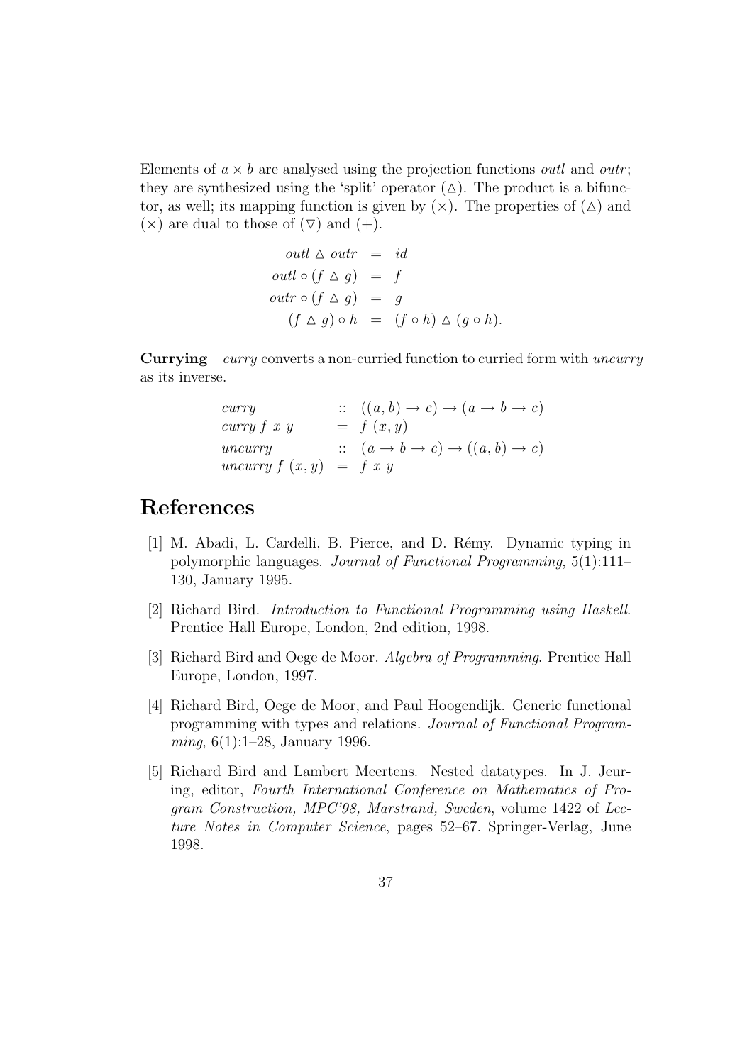Elements of $a \times b$ are analysed using the projection functions *outl* and *outr*; they are synthesized using the 'split' operator $(\vartriangle)$. The product is a bifunctor, as well; its mapping function is given by $(\times)$. The properties of $(\vartriangle)$ and $(\times)$ are dual to those of $(\triangledown)$ and $(+)$.

$$
\begin{aligned}
\mathit{outl} \vartriangle \mathit{outr} &= \mathit{id} \\
\mathit{outl} \circ (f \vartriangle g) &= f \\
\mathit{outr} \circ (f \vartriangle g) &= g \\
(f \vartriangle g) \circ h &= (f \circ h) \vartriangle (g \circ h).
\end{aligned}
$$

**Currying** *curry* converts a non-curried function to curried form with *uncurry* as its inverse.

$$
\begin{array}{lcl}
\mathit{curry} & :: & ((a, b) \to c) \to (a \to b \to c) \\
\mathit{curry}\ f\ x\ y & = & f\ (x, y) \\
\mathit{uncurry} & :: & (a \to b \to c) \to ((a, b) \to c) \\
\mathit{uncurry}\ f\ (x, y) & = & f\ x\ y
\end{array}
$$

# References

[1] M. Abadi, L. Cardelli, B. Pierce, and D. Rémy. Dynamic typing in polymorphic languages. *Journal of Functional Programming*, 5(1):111–130, January 1995.

[2] Richard Bird. *Introduction to Functional Programming using Haskell*. Prentice Hall Europe, London, 2nd edition, 1998.

[3] Richard Bird and Oege de Moor. *Algebra of Programming*. Prentice Hall Europe, London, 1997.

[4] Richard Bird, Oege de Moor, and Paul Hoogendijk. Generic functional programming with types and relations. *Journal of Functional Programming*, 6(1):1–28, January 1996.

[5] Richard Bird and Lambert Meertens. Nested datatypes. In J. Jeuring, editor, *Fourth International Conference on Mathematics of Program Construction, MPC'98, Marstrand, Sweden*, volume 1422 of *Lecture Notes in Computer Science*, pages 52–67. Springer-Verlag, June 1998.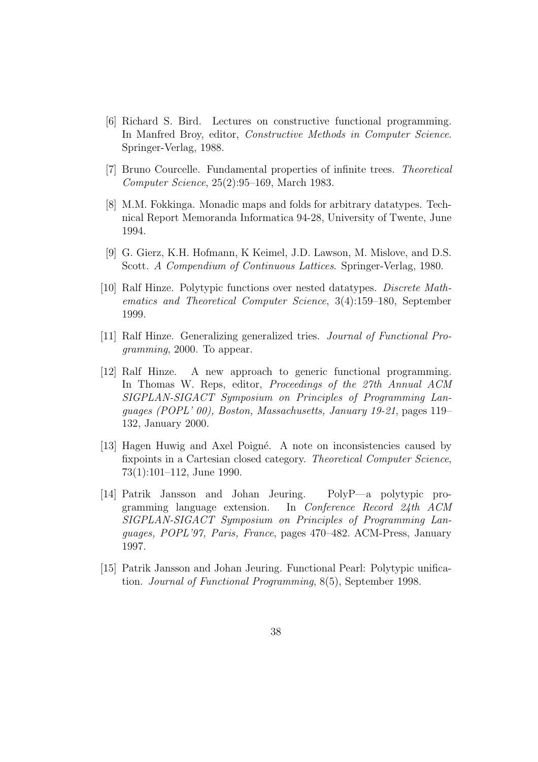[6] Richard S. Bird. Lectures on constructive functional programming. In Manfred Broy, editor, *Constructive Methods in Computer Science*. Springer-Verlag, 1988.

[7] Bruno Courcelle. Fundamental properties of infinite trees. *Theoretical Computer Science*, 25(2):95–169, March 1983.

[8] M.M. Fokkinga. Monadic maps and folds for arbitrary datatypes. Technical Report Memoranda Informatica 94-28, University of Twente, June 1994.

[9] G. Gierz, K.H. Hofmann, K Keimel, J.D. Lawson, M. Mislove, and D.S. Scott. *A Compendium of Continuous Lattices*. Springer-Verlag, 1980.

[10] Ralf Hinze. Polytypic functions over nested datatypes. *Discrete Mathematics and Theoretical Computer Science*, 3(4):159–180, September 1999.

[11] Ralf Hinze. Generalizing generalized tries. *Journal of Functional Programming*, 2000. To appear.

[12] Ralf Hinze. A new approach to generic functional programming. In Thomas W. Reps, editor, *Proceedings of the 27th Annual ACM SIGPLAN-SIGACT Symposium on Principles of Programming Languages (POPL' 00), Boston, Massachusetts, January 19-21*, pages 119–132, January 2000.

[13] Hagen Huwig and Axel Poigné. A note on inconsistencies caused by fixpoints in a Cartesian closed category. *Theoretical Computer Science*, 73(1):101–112, June 1990.

[14] Patrik Jansson and Johan Jeuring. PolyP—a polytypic programming language extension. In *Conference Record 24th ACM SIGPLAN-SIGACT Symposium on Principles of Programming Languages, POPL'97, Paris, France*, pages 470–482. ACM-Press, January 1997.

[15] Patrik Jansson and Johan Jeuring. Functional Pearl: Polytypic unification. *Journal of Functional Programming*, 8(5), September 1998.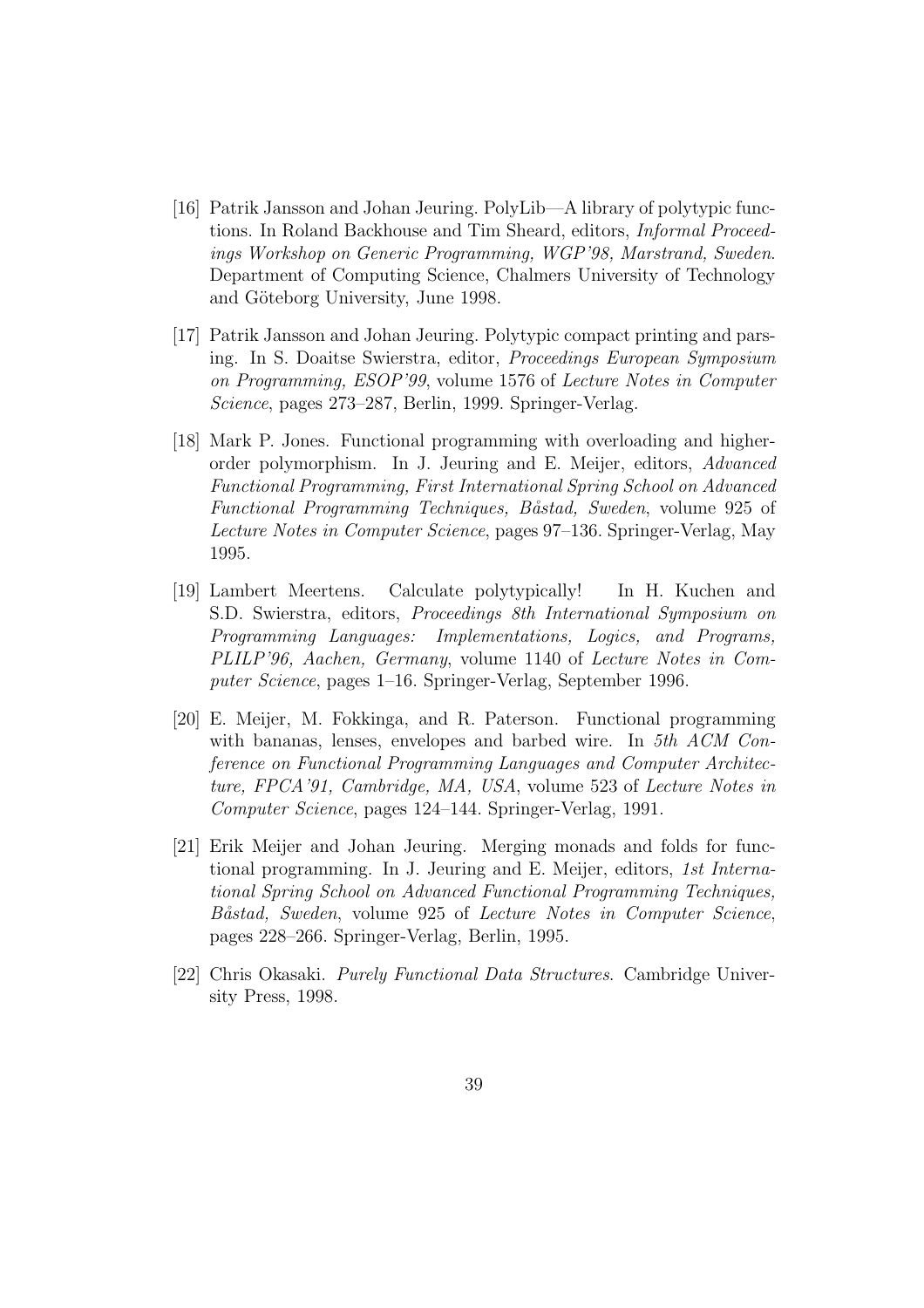[16] Patrik Jansson and Johan Jeuring. PolyLib—A library of polytypic functions. In Roland Backhouse and Tim Sheard, editors, *Informal Proceedings Workshop on Generic Programming, WGP'98, Marstrand, Sweden*. Department of Computing Science, Chalmers University of Technology and Göteborg University, June 1998.

[17] Patrik Jansson and Johan Jeuring. Polytypic compact printing and parsing. In S. Doaitse Swierstra, editor, *Proceedings European Symposium on Programming, ESOP'99*, volume 1576 of *Lecture Notes in Computer Science*, pages 273–287, Berlin, 1999. Springer-Verlag.

[18] Mark P. Jones. Functional programming with overloading and higher-order polymorphism. In J. Jeuring and E. Meijer, editors, *Advanced Functional Programming, First International Spring School on Advanced Functional Programming Techniques, Båstad, Sweden*, volume 925 of *Lecture Notes in Computer Science*, pages 97–136. Springer-Verlag, May 1995.

[19] Lambert Meertens. Calculate polytypically! In H. Kuchen and S.D. Swierstra, editors, *Proceedings 8th International Symposium on Programming Languages: Implementations, Logics, and Programs, PLILP'96, Aachen, Germany*, volume 1140 of *Lecture Notes in Computer Science*, pages 1–16. Springer-Verlag, September 1996.

[20] E. Meijer, M. Fokkinga, and R. Paterson. Functional programming with bananas, lenses, envelopes and barbed wire. In *5th ACM Conference on Functional Programming Languages and Computer Architecture, FPCA'91, Cambridge, MA, USA*, volume 523 of *Lecture Notes in Computer Science*, pages 124–144. Springer-Verlag, 1991.

[21] Erik Meijer and Johan Jeuring. Merging monads and folds for functional programming. In J. Jeuring and E. Meijer, editors, *1st International Spring School on Advanced Functional Programming Techniques, Båstad, Sweden*, volume 925 of *Lecture Notes in Computer Science*, pages 228–266. Springer-Verlag, Berlin, 1995.

[22] Chris Okasaki. *Purely Functional Data Structures*. Cambridge University Press, 1998.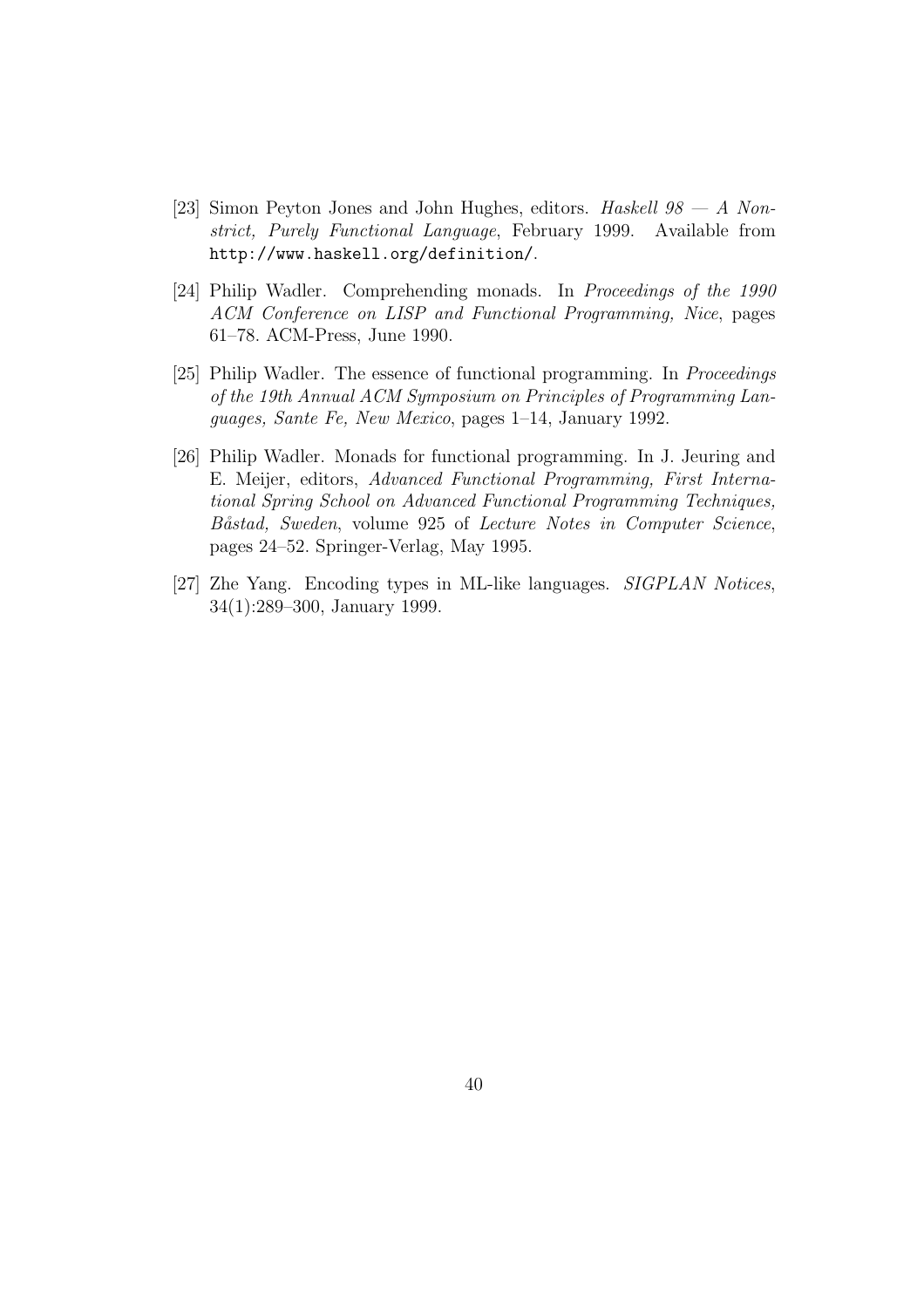[23] Simon Peyton Jones and John Hughes, editors. *Haskell 98 — A Non-strict, Purely Functional Language*, February 1999. Available from `http://www.haskell.org/definition/`.

[24] Philip Wadler. Comprehending monads. In *Proceedings of the 1990 ACM Conference on LISP and Functional Programming, Nice*, pages 61–78. ACM-Press, June 1990.

[25] Philip Wadler. The essence of functional programming. In *Proceedings of the 19th Annual ACM Symposium on Principles of Programming Languages, Sante Fe, New Mexico*, pages 1–14, January 1992.

[26] Philip Wadler. Monads for functional programming. In J. Jeuring and E. Meijer, editors, *Advanced Functional Programming, First International Spring School on Advanced Functional Programming Techniques, Båstad, Sweden*, volume 925 of *Lecture Notes in Computer Science*, pages 24–52. Springer-Verlag, May 1995.

[27] Zhe Yang. Encoding types in ML-like languages. *SIGPLAN Notices*, 34(1):289–300, January 1999.